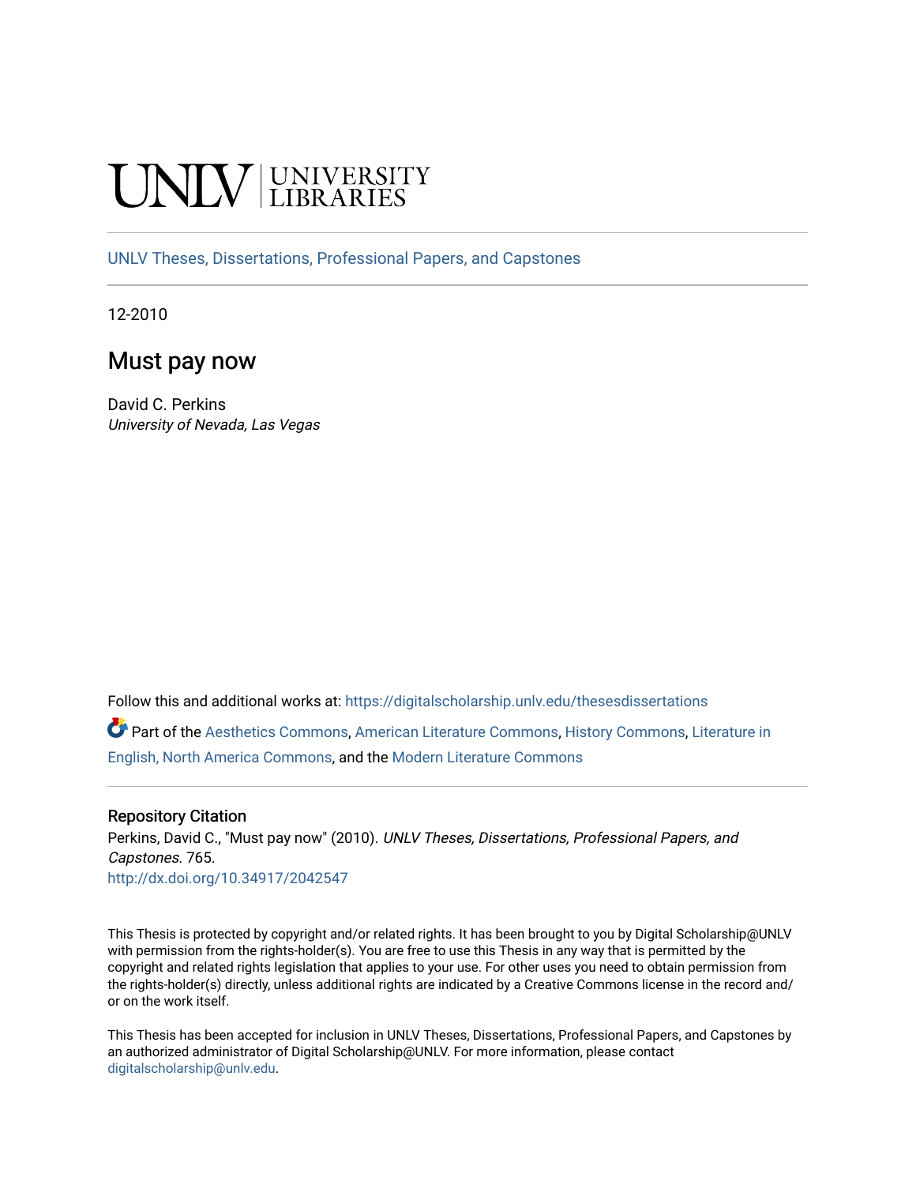UNLV | UNIVERSITY LIBRARIES

UNLV Theses, Dissertations, Professional Papers, and Capstones

12-2010

# Must pay now

David C. Perkins
*University of Nevada, Las Vegas*

Follow this and additional works at: https://digitalscholarship.unlv.edu/thesesdissertations

Part of the Aesthetics Commons, American Literature Commons, History Commons, Literature in English, North America Commons, and the Modern Literature Commons

### Repository Citation

Perkins, David C., "Must pay now" (2010). *UNLV Theses, Dissertations, Professional Papers, and Capstones*. 765.
http://dx.doi.org/10.34917/2042547

This Thesis is protected by copyright and/or related rights. It has been brought to you by Digital Scholarship@UNLV with permission from the rights-holder(s). You are free to use this Thesis in any way that is permitted by the copyright and related rights legislation that applies to your use. For other uses you need to obtain permission from the rights-holder(s) directly, unless additional rights are indicated by a Creative Commons license in the record and/or on the work itself.

This Thesis has been accepted for inclusion in UNLV Theses, Dissertations, Professional Papers, and Capstones by an authorized administrator of Digital Scholarship@UNLV. For more information, please contact digitalscholarship@unlv.edu.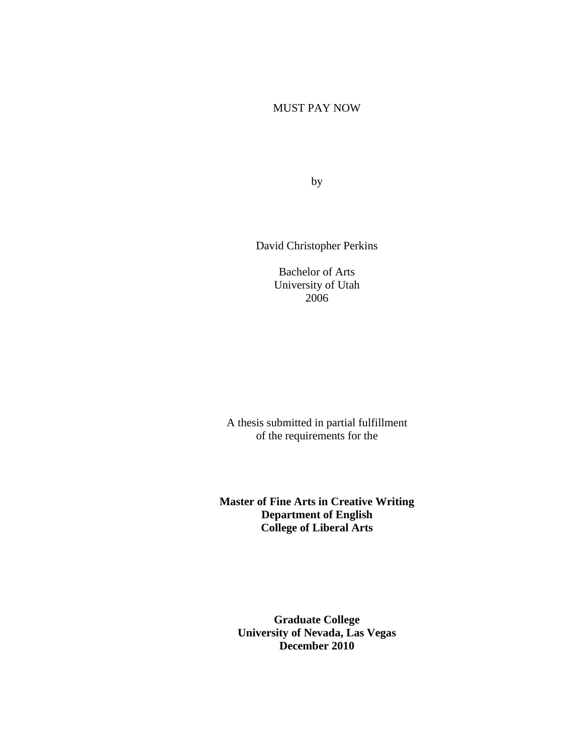MUST PAY NOW

by

David Christopher Perkins

Bachelor of Arts
University of Utah
2006

A thesis submitted in partial fulfillment
of the requirements for the

**Master of Fine Arts in Creative Writing**
**Department of English**
**College of Liberal Arts**

**Graduate College**
**University of Nevada, Las Vegas**
**December 2010**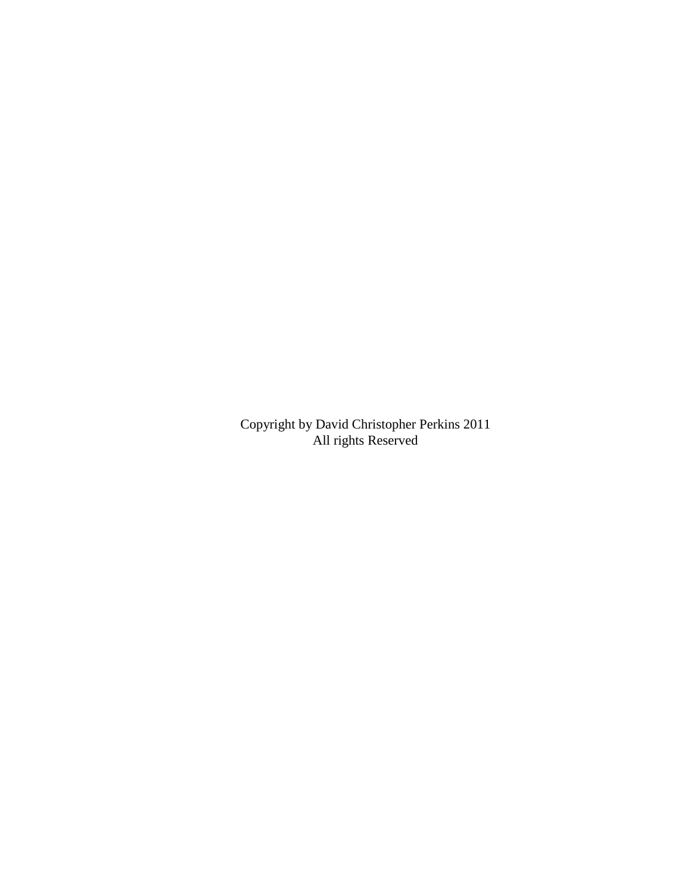Copyright by David Christopher Perkins 2011
All rights Reserved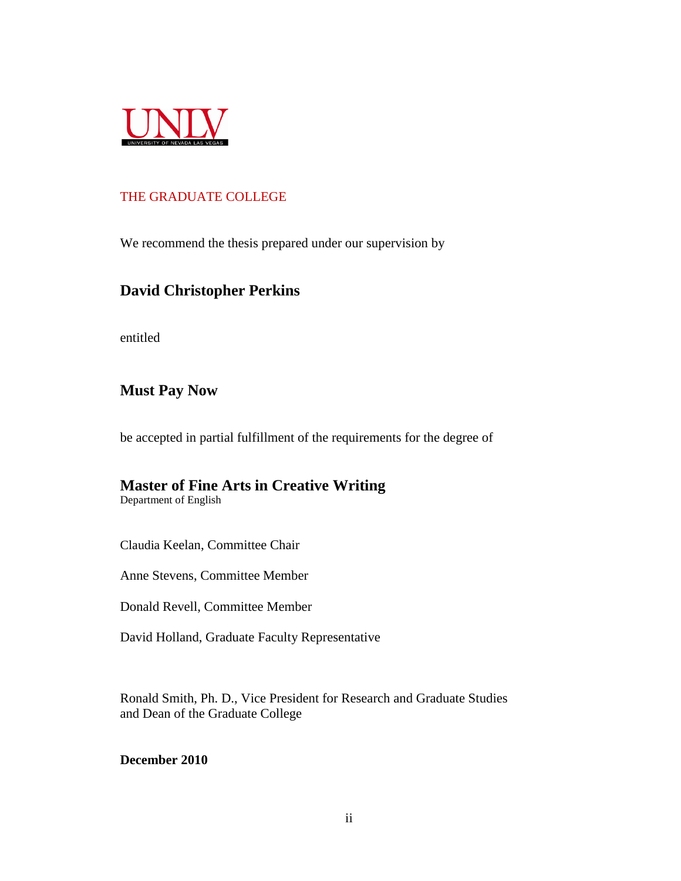UNLV

UNIVERSITY OF NEVADA LAS VEGAS

THE GRADUATE COLLEGE

We recommend the thesis prepared under our supervision by

**David Christopher Perkins**

entitled

**Must Pay Now**

be accepted in partial fulfillment of the requirements for the degree of

**Master of Fine Arts in Creative Writing**
Department of English

Claudia Keelan, Committee Chair

Anne Stevens, Committee Member

Donald Revell, Committee Member

David Holland, Graduate Faculty Representative

Ronald Smith, Ph. D., Vice President for Research and Graduate Studies
and Dean of the Graduate College

**December 2010**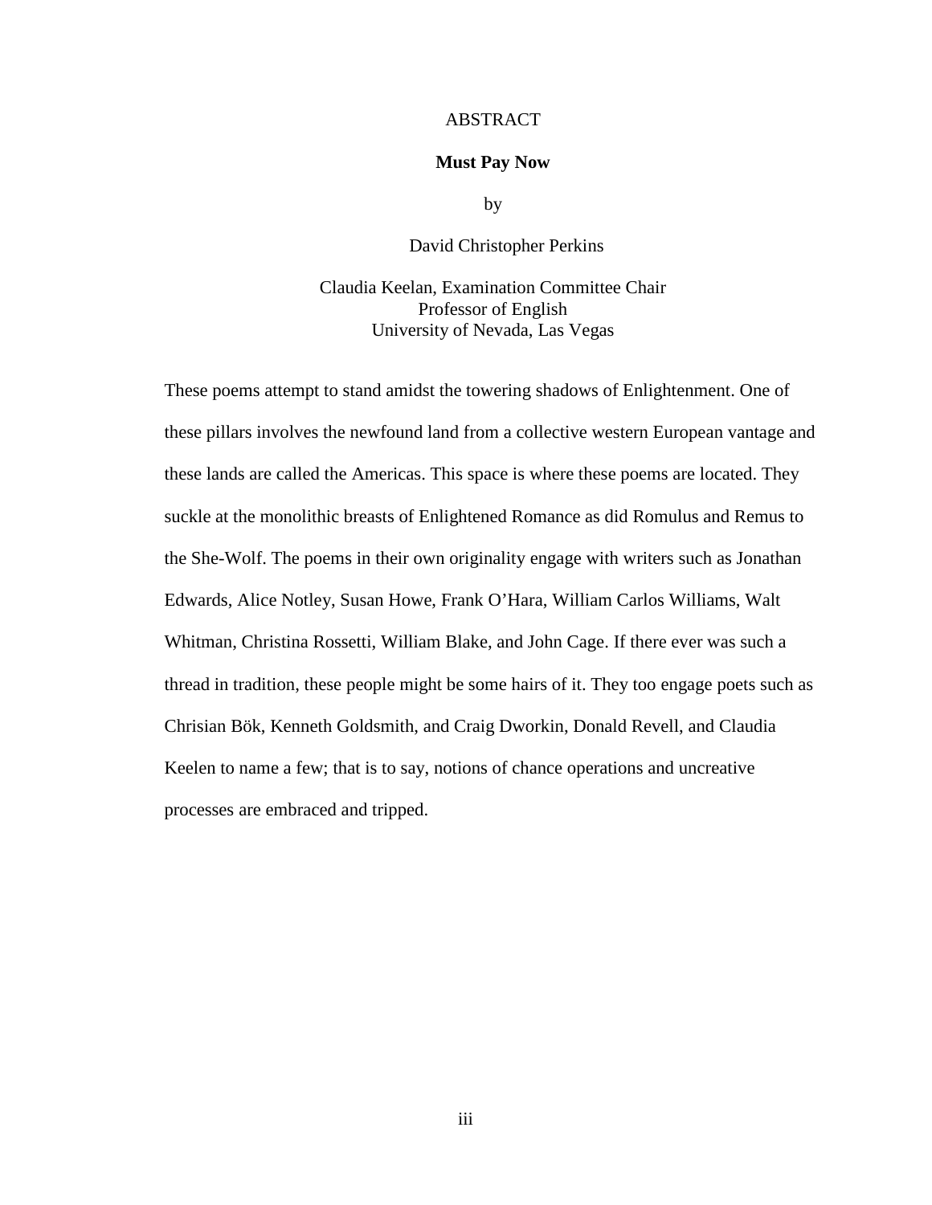# ABSTRACT

**Must Pay Now**

by

David Christopher Perkins

Claudia Keelan, Examination Committee Chair
Professor of English
University of Nevada, Las Vegas

These poems attempt to stand amidst the towering shadows of Enlightenment. One of these pillars involves the newfound land from a collective western European vantage and these lands are called the Americas. This space is where these poems are located. They suckle at the monolithic breasts of Enlightened Romance as did Romulus and Remus to the She-Wolf. The poems in their own originality engage with writers such as Jonathan Edwards, Alice Notley, Susan Howe, Frank O'Hara, William Carlos Williams, Walt Whitman, Christina Rossetti, William Blake, and John Cage. If there ever was such a thread in tradition, these people might be some hairs of it. They too engage poets such as Chrisian Bök, Kenneth Goldsmith, and Craig Dworkin, Donald Revell, and Claudia Keelen to name a few; that is to say, notions of chance operations and uncreative processes are embraced and tripped.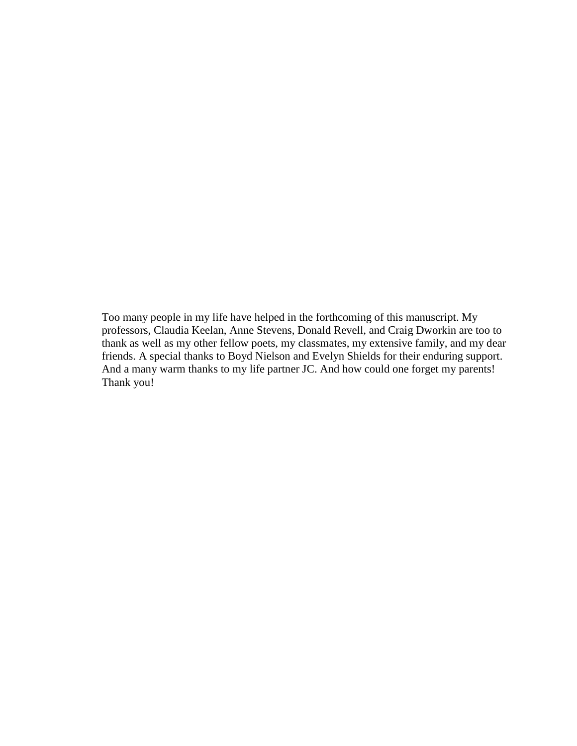Too many people in my life have helped in the forthcoming of this manuscript. My professors, Claudia Keelan, Anne Stevens, Donald Revell, and Craig Dworkin are too to thank as well as my other fellow poets, my classmates, my extensive family, and my dear friends. A special thanks to Boyd Nielson and Evelyn Shields for their enduring support. And a many warm thanks to my life partner JC. And how could one forget my parents! Thank you!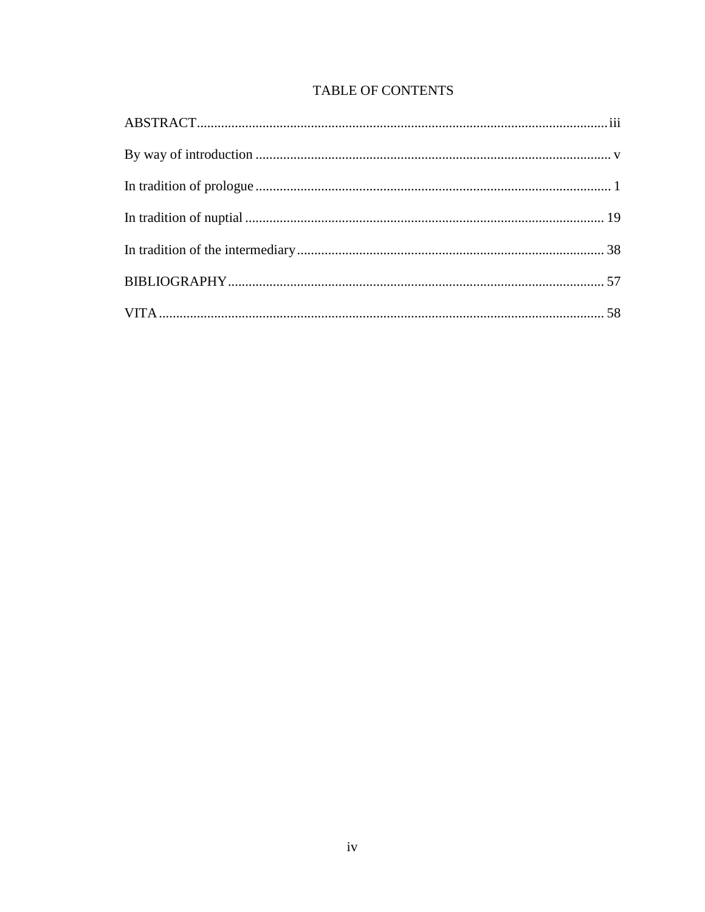# TABLE OF CONTENTS

ABSTRACT....................................................................................................................iii

By way of introduction ..................................................................................................... v

In tradition of prologue ..................................................................................................... 1

In tradition of nuptial ....................................................................................................... 19

In tradition of the intermediary ........................................................................................ 38

BIBLIOGRAPHY............................................................................................................ 57

VITA ................................................................................................................................ 58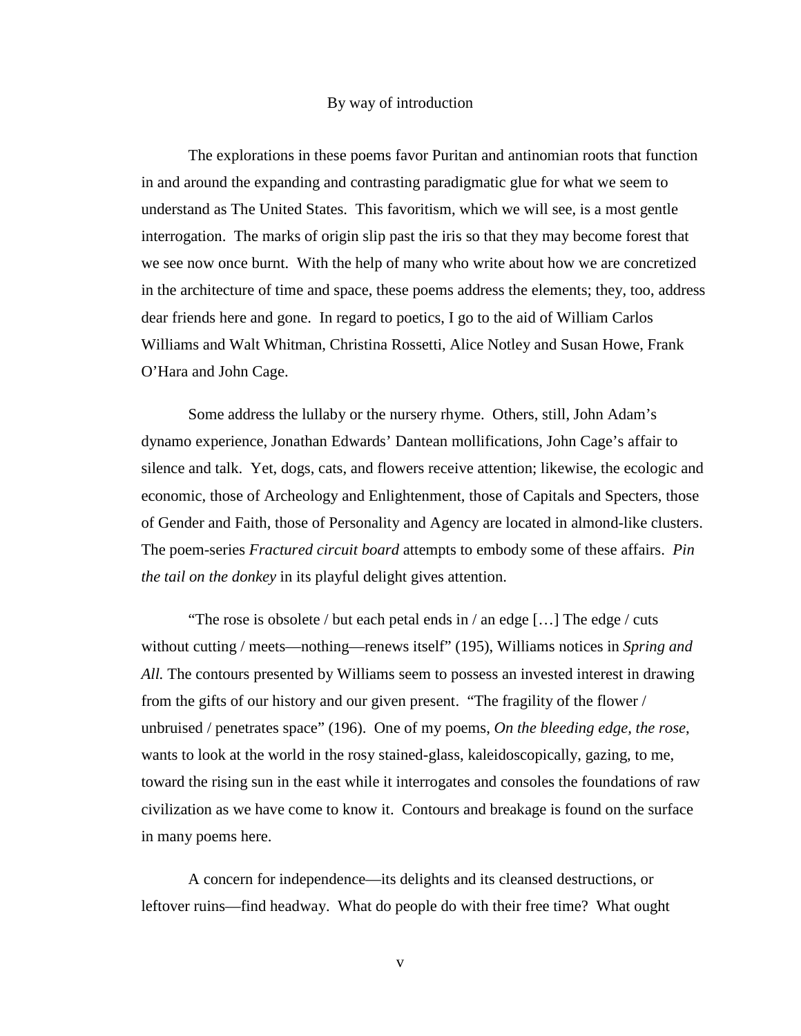## By way of introduction

The explorations in these poems favor Puritan and antinomian roots that function in and around the expanding and contrasting paradigmatic glue for what we seem to understand as The United States. This favoritism, which we will see, is a most gentle interrogation. The marks of origin slip past the iris so that they may become forest that we see now once burnt. With the help of many who write about how we are concretized in the architecture of time and space, these poems address the elements; they, too, address dear friends here and gone. In regard to poetics, I go to the aid of William Carlos Williams and Walt Whitman, Christina Rossetti, Alice Notley and Susan Howe, Frank O'Hara and John Cage.

Some address the lullaby or the nursery rhyme. Others, still, John Adam's dynamo experience, Jonathan Edwards' Dantean mollifications, John Cage's affair to silence and talk. Yet, dogs, cats, and flowers receive attention; likewise, the ecologic and economic, those of Archeology and Enlightenment, those of Capitals and Specters, those of Gender and Faith, those of Personality and Agency are located in almond-like clusters. The poem-series *Fractured circuit board* attempts to embody some of these affairs. *Pin the tail on the donkey* in its playful delight gives attention.

"The rose is obsolete / but each petal ends in / an edge […] The edge / cuts without cutting / meets—nothing—renews itself" (195), Williams notices in *Spring and All.* The contours presented by Williams seem to possess an invested interest in drawing from the gifts of our history and our given present. "The fragility of the flower / unbruised / penetrates space" (196). One of my poems, *On the bleeding edge, the rose*, wants to look at the world in the rosy stained-glass, kaleidoscopically, gazing, to me, toward the rising sun in the east while it interrogates and consoles the foundations of raw civilization as we have come to know it. Contours and breakage is found on the surface in many poems here.

A concern for independence—its delights and its cleansed destructions, or leftover ruins—find headway. What do people do with their free time? What ought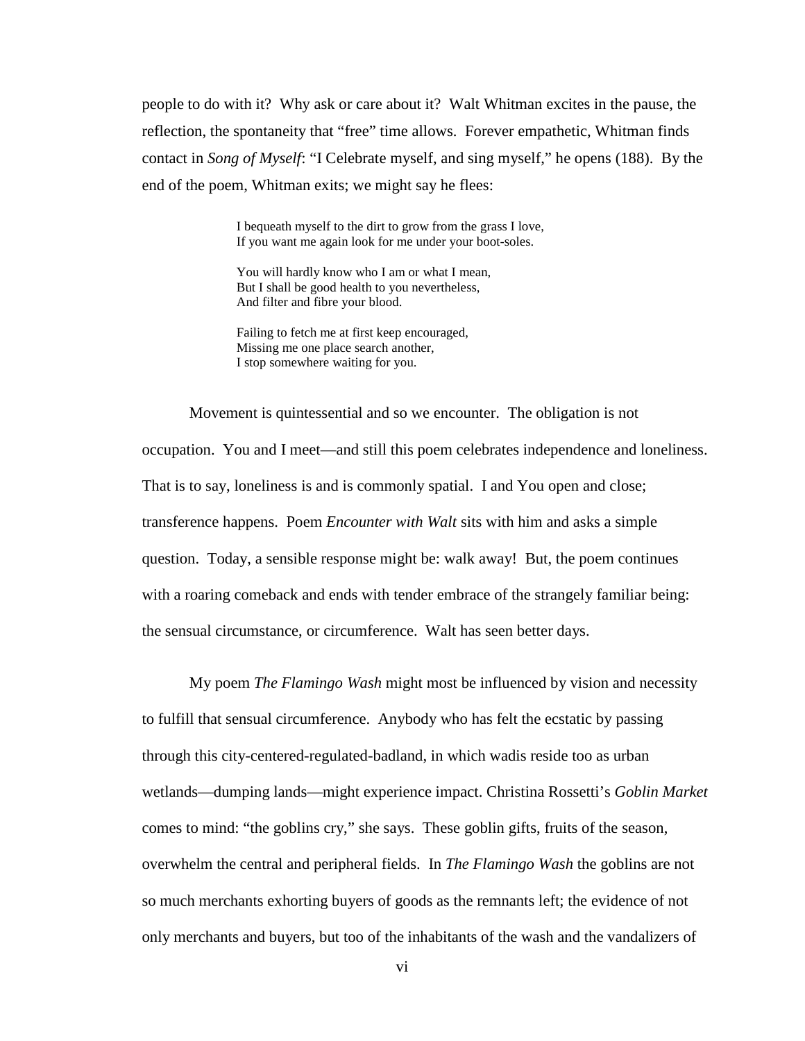people to do with it? Why ask or care about it? Walt Whitman excites in the pause, the reflection, the spontaneity that "free" time allows. Forever empathetic, Whitman finds contact in *Song of Myself*: "I Celebrate myself, and sing myself," he opens (188). By the end of the poem, Whitman exits; we might say he flees:

> I bequeath myself to the dirt to grow from the grass I love,
> If you want me again look for me under your boot-soles.
>
> You will hardly know who I am or what I mean,
> But I shall be good health to you nevertheless,
> And filter and fibre your blood.
>
> Failing to fetch me at first keep encouraged,
> Missing me one place search another,
> I stop somewhere waiting for you.

Movement is quintessential and so we encounter. The obligation is not occupation. You and I meet—and still this poem celebrates independence and loneliness. That is to say, loneliness is and is commonly spatial. I and You open and close; transference happens. Poem *Encounter with Walt* sits with him and asks a simple question. Today, a sensible response might be: walk away! But, the poem continues with a roaring comeback and ends with tender embrace of the strangely familiar being: the sensual circumstance, or circumference. Walt has seen better days.

My poem *The Flamingo Wash* might most be influenced by vision and necessity to fulfill that sensual circumference. Anybody who has felt the ecstatic by passing through this city-centered-regulated-badland, in which wadis reside too as urban wetlands—dumping lands—might experience impact. Christina Rossetti's *Goblin Market* comes to mind: "the goblins cry," she says. These goblin gifts, fruits of the season, overwhelm the central and peripheral fields. In *The Flamingo Wash* the goblins are not so much merchants exhorting buyers of goods as the remnants left; the evidence of not only merchants and buyers, but too of the inhabitants of the wash and the vandalizers of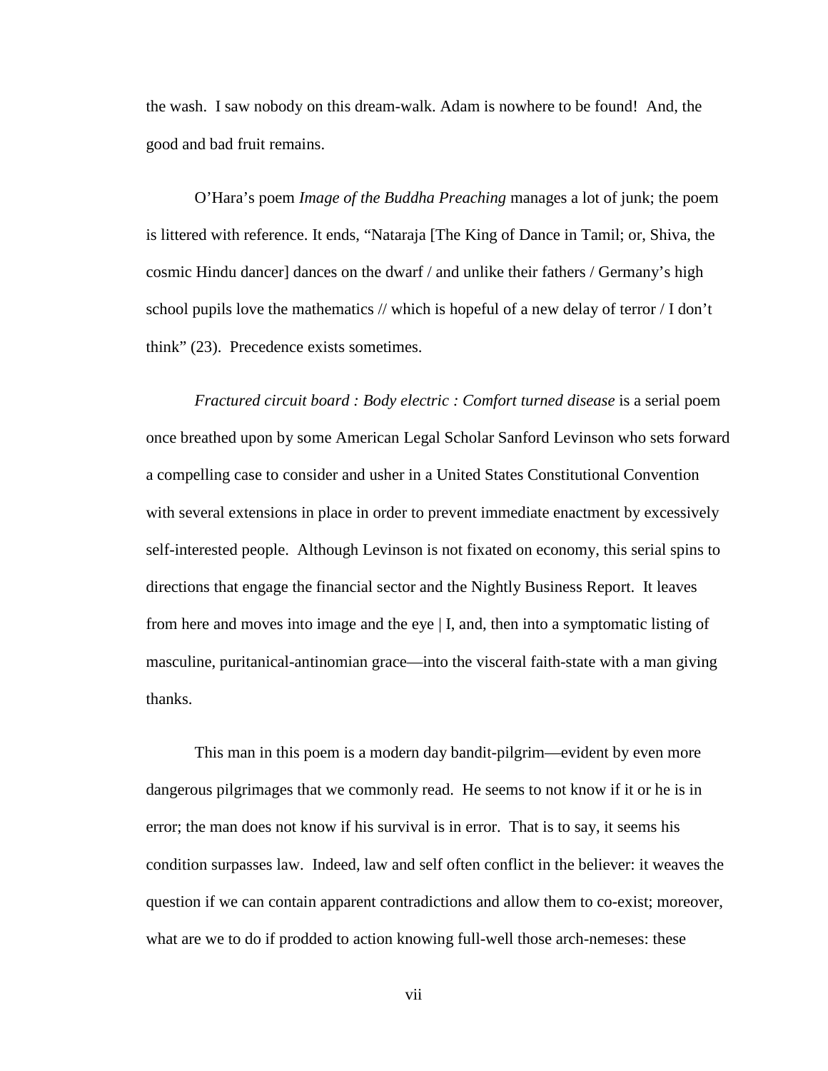the wash. I saw nobody on this dream-walk. Adam is nowhere to be found! And, the good and bad fruit remains.

O'Hara's poem *Image of the Buddha Preaching* manages a lot of junk; the poem is littered with reference. It ends, "Nataraja [The King of Dance in Tamil; or, Shiva, the cosmic Hindu dancer] dances on the dwarf / and unlike their fathers / Germany's high school pupils love the mathematics // which is hopeful of a new delay of terror / I don't think" (23). Precedence exists sometimes.

*Fractured circuit board : Body electric : Comfort turned disease* is a serial poem once breathed upon by some American Legal Scholar Sanford Levinson who sets forward a compelling case to consider and usher in a United States Constitutional Convention with several extensions in place in order to prevent immediate enactment by excessively self-interested people. Although Levinson is not fixated on economy, this serial spins to directions that engage the financial sector and the Nightly Business Report. It leaves from here and moves into image and the eye | I, and, then into a symptomatic listing of masculine, puritanical-antinomian grace—into the visceral faith-state with a man giving thanks.

This man in this poem is a modern day bandit-pilgrim—evident by even more dangerous pilgrimages that we commonly read. He seems to not know if it or he is in error; the man does not know if his survival is in error. That is to say, it seems his condition surpasses law. Indeed, law and self often conflict in the believer: it weaves the question if we can contain apparent contradictions and allow them to co-exist; moreover, what are we to do if prodded to action knowing full-well those arch-nemeses: these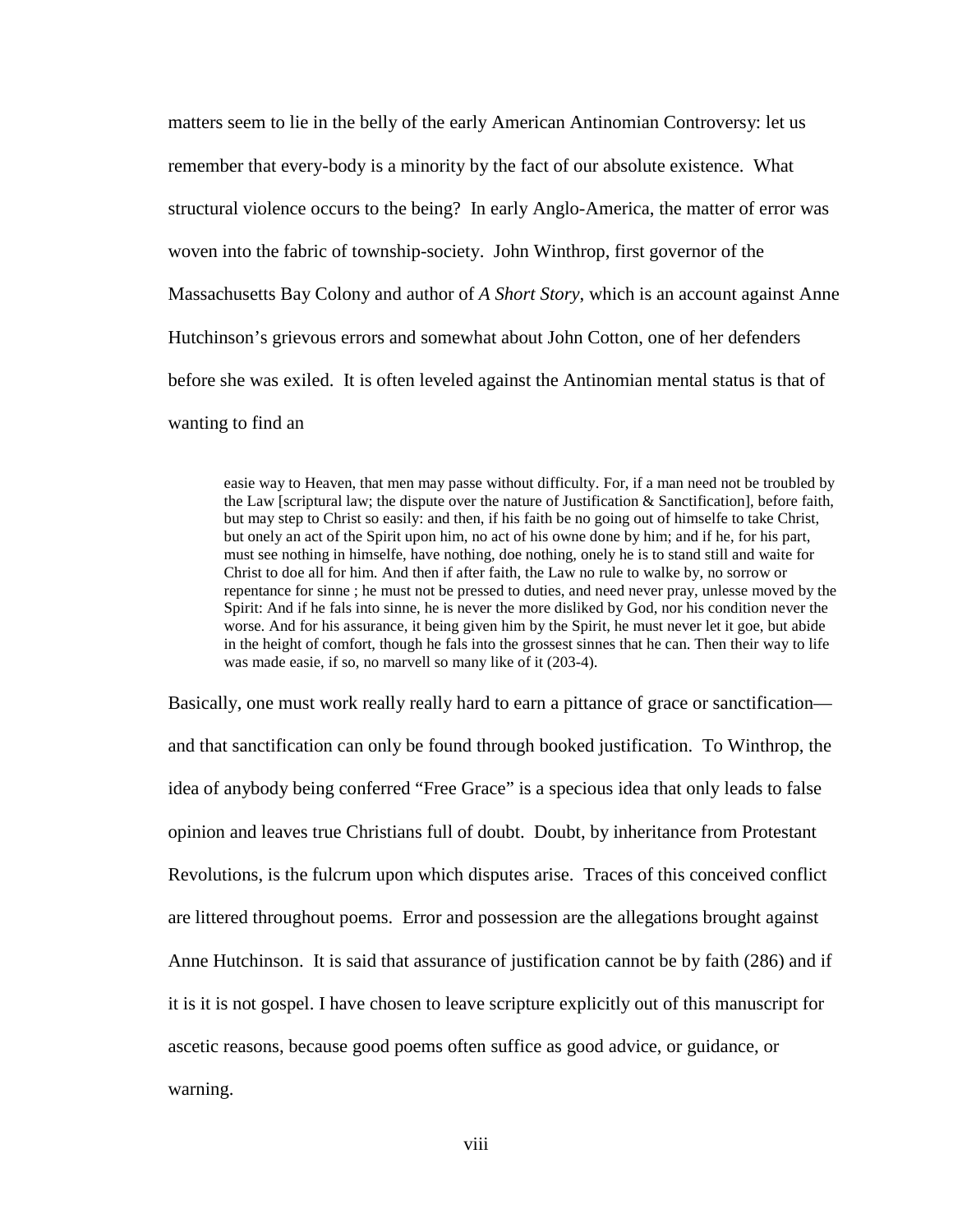matters seem to lie in the belly of the early American Antinomian Controversy: let us remember that every-body is a minority by the fact of our absolute existence. What structural violence occurs to the being? In early Anglo-America, the matter of error was woven into the fabric of township-society. John Winthrop, first governor of the Massachusetts Bay Colony and author of *A Short Story*, which is an account against Anne Hutchinson's grievous errors and somewhat about John Cotton, one of her defenders before she was exiled. It is often leveled against the Antinomian mental status is that of wanting to find an

> easie way to Heaven, that men may passe without difficulty. For, if a man need not be troubled by the Law [scriptural law; the dispute over the nature of Justification & Sanctification], before faith, but may step to Christ so easily: and then, if his faith be no going out of himselfe to take Christ, but onely an act of the Spirit upon him, no act of his owne done by him; and if he, for his part, must see nothing in himselfe, have nothing, doe nothing, onely he is to stand still and waite for Christ to doe all for him. And then if after faith, the Law no rule to walke by, no sorrow or repentance for sinne ; he must not be pressed to duties, and need never pray, unlesse moved by the Spirit: And if he fals into sinne, he is never the more disliked by God, nor his condition never the worse. And for his assurance, it being given him by the Spirit, he must never let it goe, but abide in the height of comfort, though he fals into the grossest sinnes that he can. Then their way to life was made easie, if so, no marvell so many like of it (203-4).

Basically, one must work really really hard to earn a pittance of grace or sanctification—and that sanctification can only be found through booked justification. To Winthrop, the idea of anybody being conferred "Free Grace" is a specious idea that only leads to false opinion and leaves true Christians full of doubt. Doubt, by inheritance from Protestant Revolutions, is the fulcrum upon which disputes arise. Traces of this conceived conflict are littered throughout poems. Error and possession are the allegations brought against Anne Hutchinson. It is said that assurance of justification cannot be by faith (286) and if it is it is not gospel. I have chosen to leave scripture explicitly out of this manuscript for ascetic reasons, because good poems often suffice as good advice, or guidance, or warning.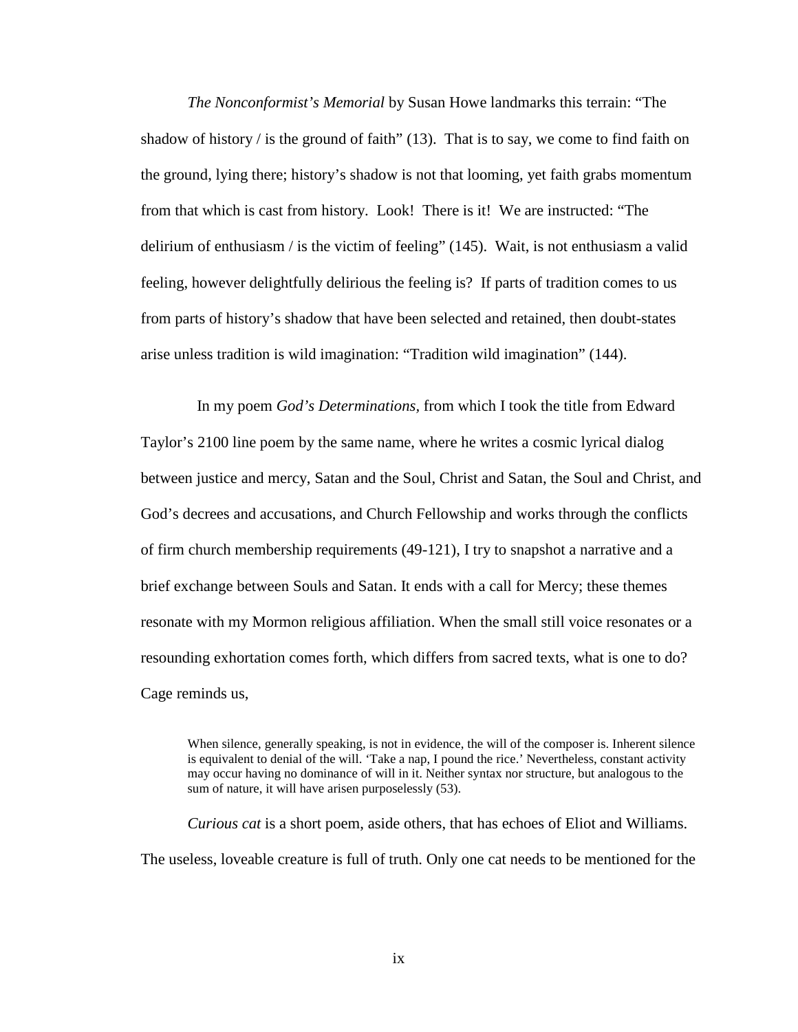*The Nonconformist's Memorial* by Susan Howe landmarks this terrain: "The shadow of history / is the ground of faith" (13). That is to say, we come to find faith on the ground, lying there; history's shadow is not that looming, yet faith grabs momentum from that which is cast from history. Look! There is it! We are instructed: "The delirium of enthusiasm / is the victim of feeling" (145). Wait, is not enthusiasm a valid feeling, however delightfully delirious the feeling is? If parts of tradition comes to us from parts of history's shadow that have been selected and retained, then doubt-states arise unless tradition is wild imagination: "Tradition wild imagination" (144).

In my poem *God's Determinations,* from which I took the title from Edward Taylor's 2100 line poem by the same name, where he writes a cosmic lyrical dialog between justice and mercy, Satan and the Soul, Christ and Satan, the Soul and Christ, and God's decrees and accusations, and Church Fellowship and works through the conflicts of firm church membership requirements (49-121), I try to snapshot a narrative and a brief exchange between Souls and Satan. It ends with a call for Mercy; these themes resonate with my Mormon religious affiliation. When the small still voice resonates or a resounding exhortation comes forth, which differs from sacred texts, what is one to do? Cage reminds us,

> When silence, generally speaking, is not in evidence, the will of the composer is. Inherent silence is equivalent to denial of the will. 'Take a nap, I pound the rice.' Nevertheless, constant activity may occur having no dominance of will in it. Neither syntax nor structure, but analogous to the sum of nature, it will have arisen purposelessly (53).

*Curious cat* is a short poem, aside others, that has echoes of Eliot and Williams. The useless, loveable creature is full of truth. Only one cat needs to be mentioned for the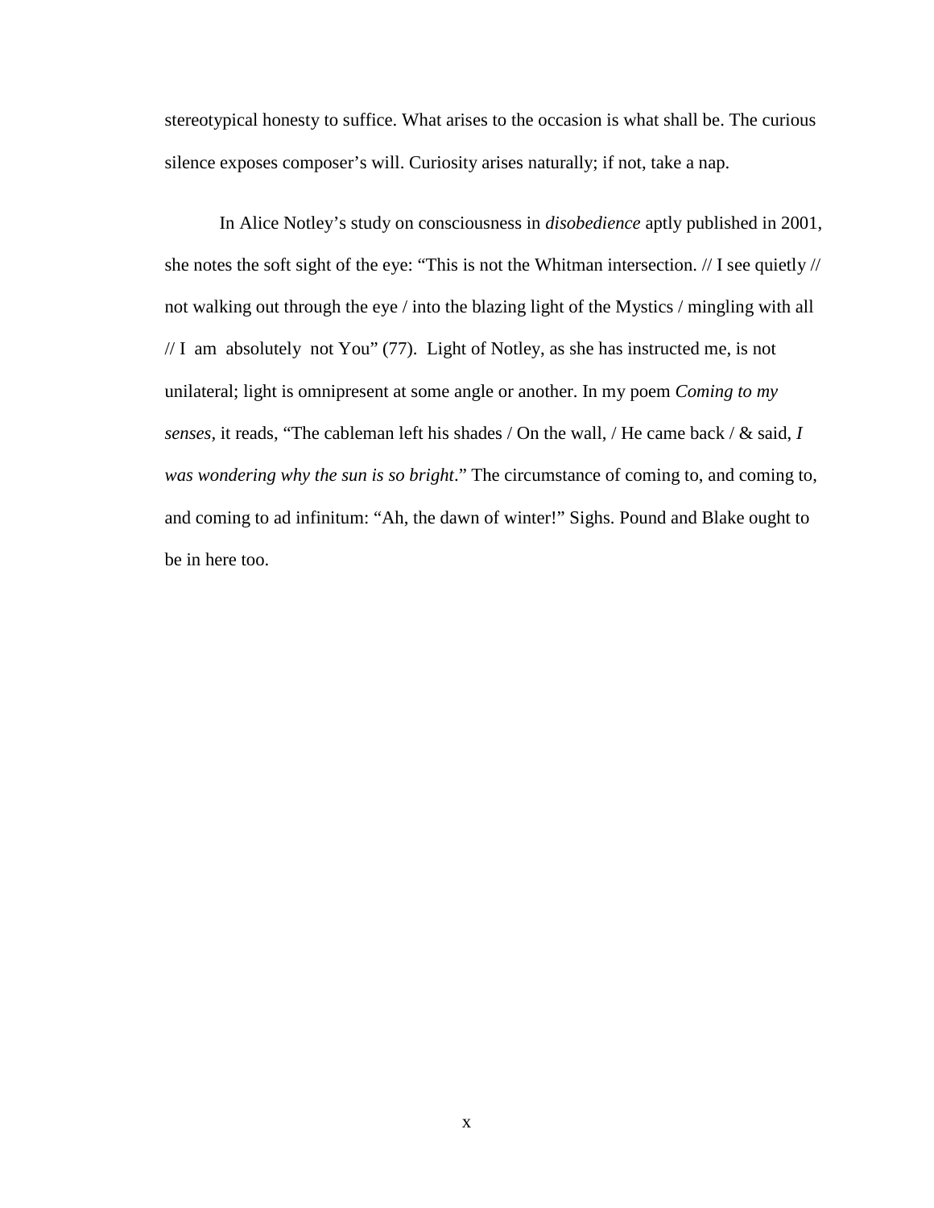stereotypical honesty to suffice. What arises to the occasion is what shall be. The curious silence exposes composer's will. Curiosity arises naturally; if not, take a nap.

In Alice Notley's study on consciousness in *disobedience* aptly published in 2001, she notes the soft sight of the eye: "This is not the Whitman intersection. // I see quietly // not walking out through the eye / into the blazing light of the Mystics / mingling with all // I am absolutely not You" (77). Light of Notley, as she has instructed me, is not unilateral; light is omnipresent at some angle or another. In my poem *Coming to my senses*, it reads, "The cableman left his shades / On the wall, / He came back / & said, *I was wondering why the sun is so bright*." The circumstance of coming to, and coming to, and coming to ad infinitum: "Ah, the dawn of winter!" Sighs. Pound and Blake ought to be in here too.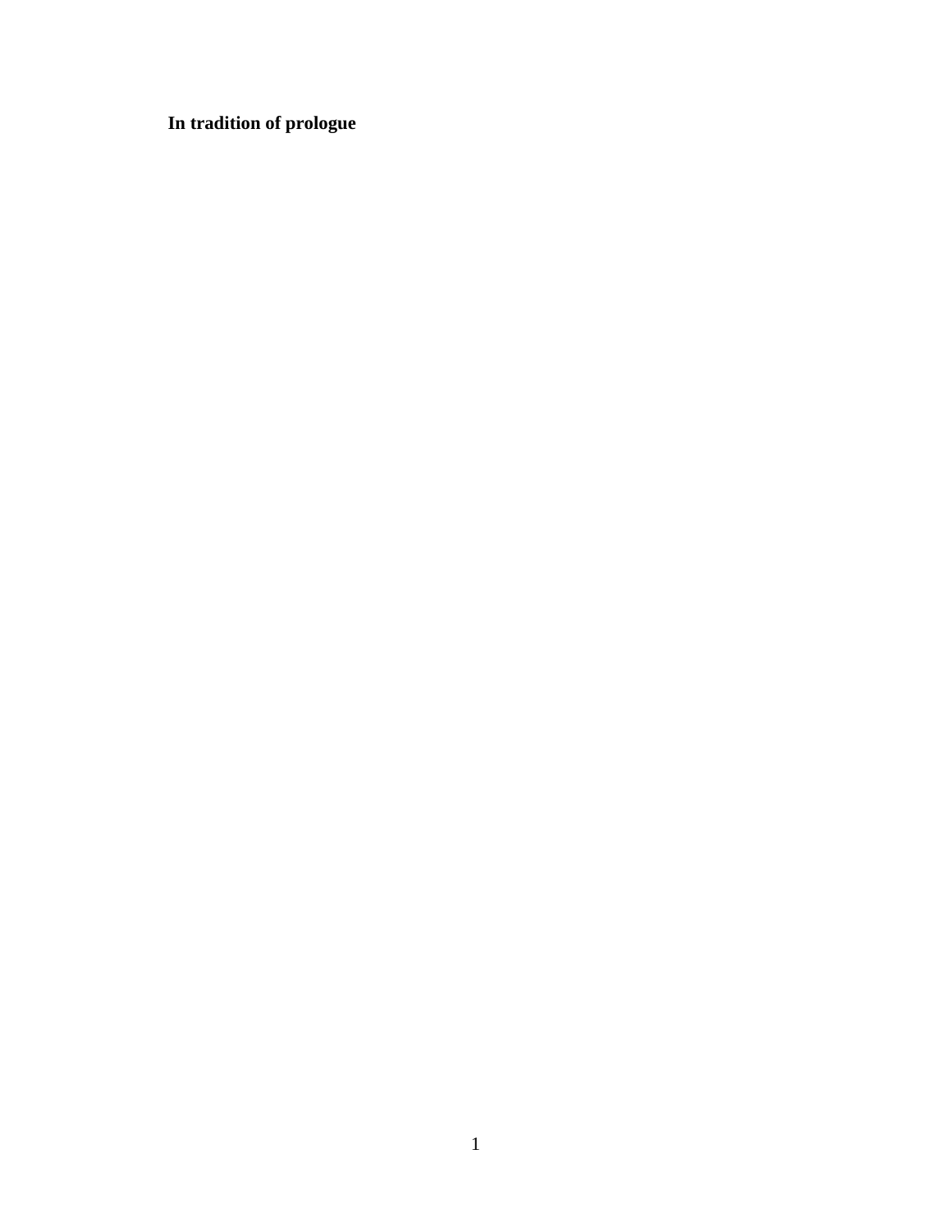**In tradition of prologue**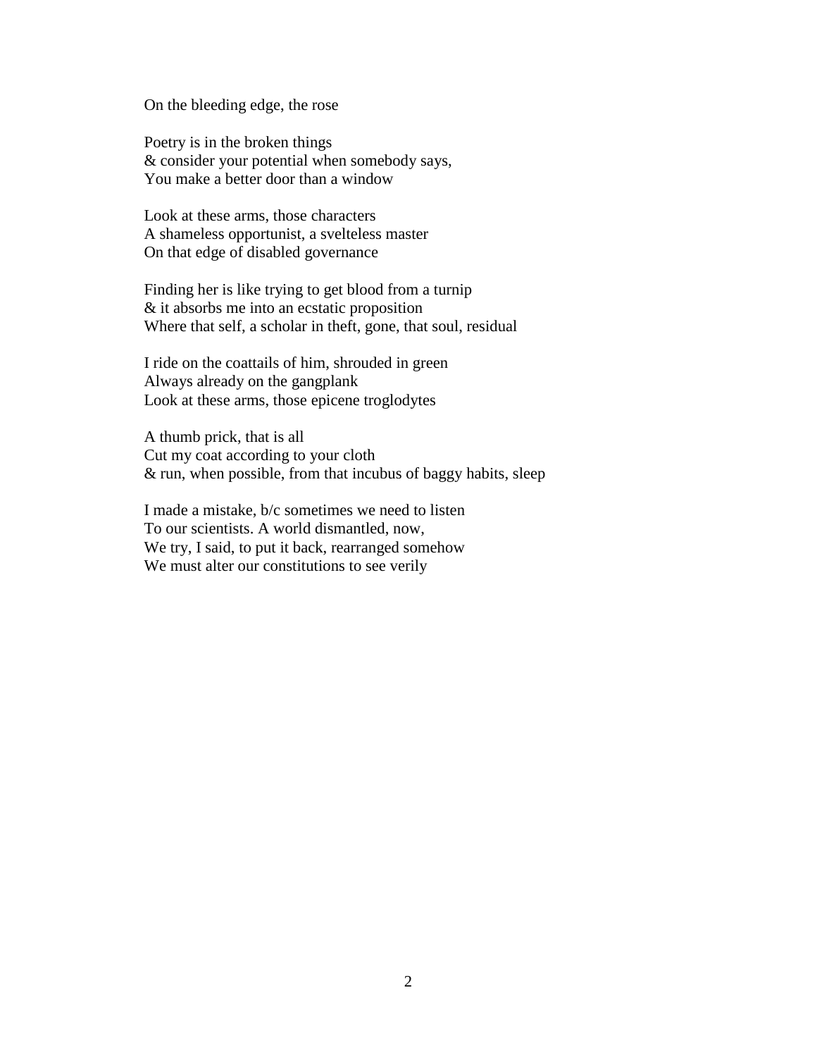On the bleeding edge, the rose

Poetry is in the broken things  
& consider your potential when somebody says,  
You make a better door than a window

Look at these arms, those characters  
A shameless opportunist, a svelteless master  
On that edge of disabled governance

Finding her is like trying to get blood from a turnip  
& it absorbs me into an ecstatic proposition  
Where that self, a scholar in theft, gone, that soul, residual

I ride on the coattails of him, shrouded in green  
Always already on the gangplank  
Look at these arms, those epicene troglodytes

A thumb prick, that is all  
Cut my coat according to your cloth  
& run, when possible, from that incubus of baggy habits, sleep

I made a mistake, b/c sometimes we need to listen  
To our scientists. A world dismantled, now,  
We try, I said, to put it back, rearranged somehow  
We must alter our constitutions to see verily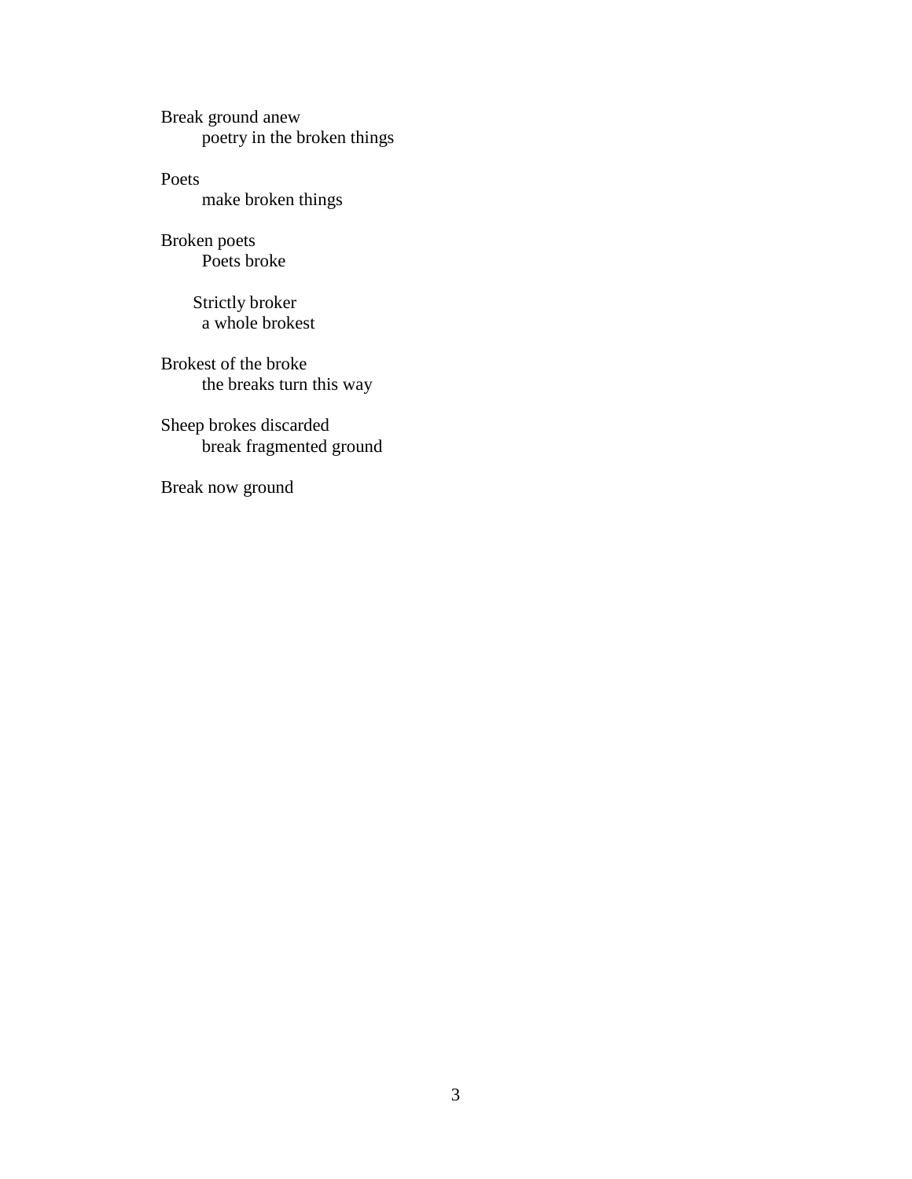Break ground anew
&nbsp;&nbsp;&nbsp;&nbsp;&nbsp;&nbsp;&nbsp;&nbsp;poetry in the broken things

Poets
&nbsp;&nbsp;&nbsp;&nbsp;&nbsp;&nbsp;&nbsp;&nbsp;make broken things

Broken poets
&nbsp;&nbsp;&nbsp;&nbsp;&nbsp;&nbsp;&nbsp;&nbsp;Poets broke

&nbsp;&nbsp;&nbsp;&nbsp;&nbsp;&nbsp;Strictly broker
&nbsp;&nbsp;&nbsp;&nbsp;&nbsp;&nbsp;&nbsp;&nbsp;a whole brokest

Brokest of the broke
&nbsp;&nbsp;&nbsp;&nbsp;&nbsp;&nbsp;&nbsp;&nbsp;the breaks turn this way

Sheep brokes discarded
&nbsp;&nbsp;&nbsp;&nbsp;&nbsp;&nbsp;&nbsp;&nbsp;break fragmented ground

Break now ground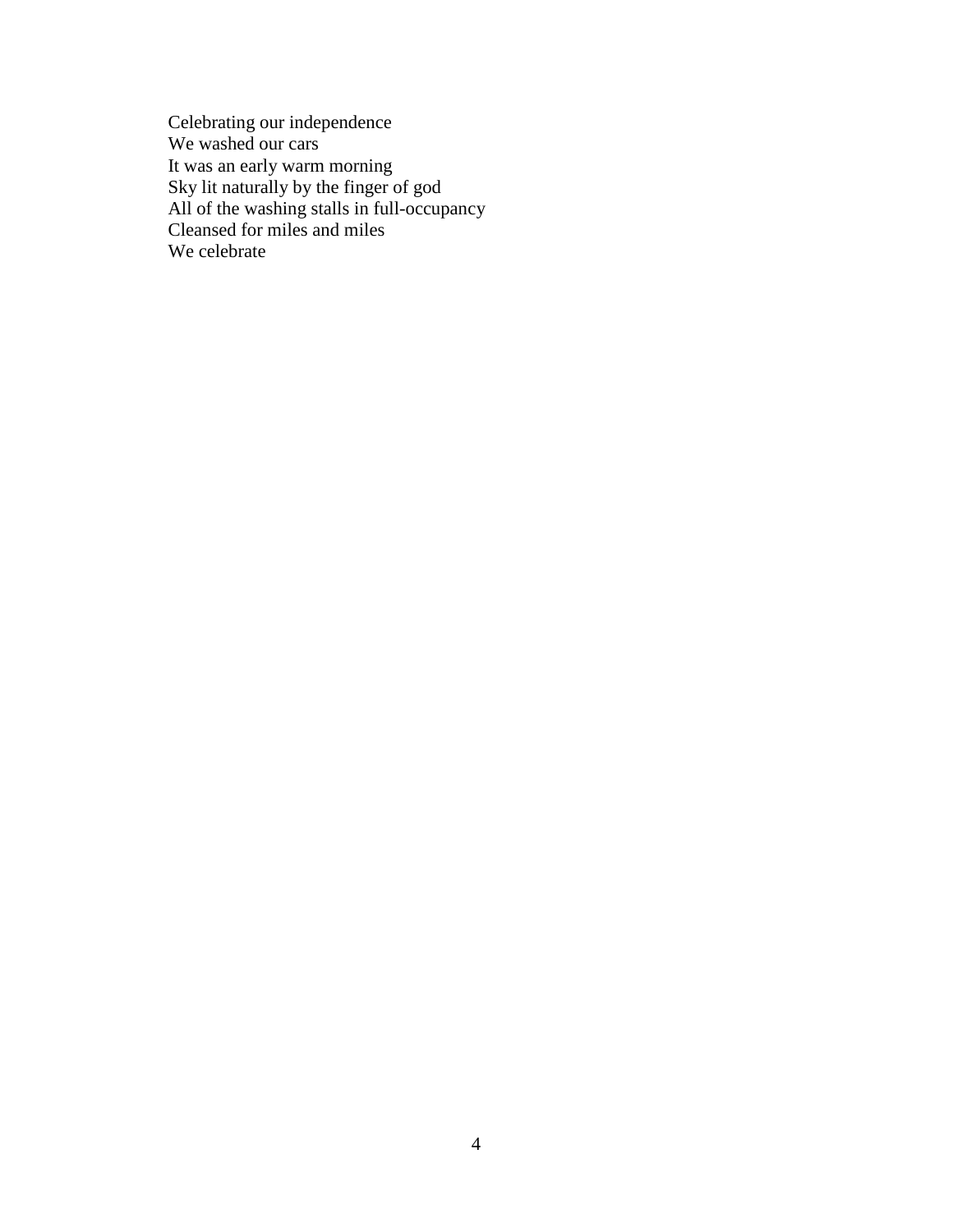Celebrating our independence  
We washed our cars  
It was an early warm morning  
Sky lit naturally by the finger of god  
All of the washing stalls in full-occupancy  
Cleansed for miles and miles  
We celebrate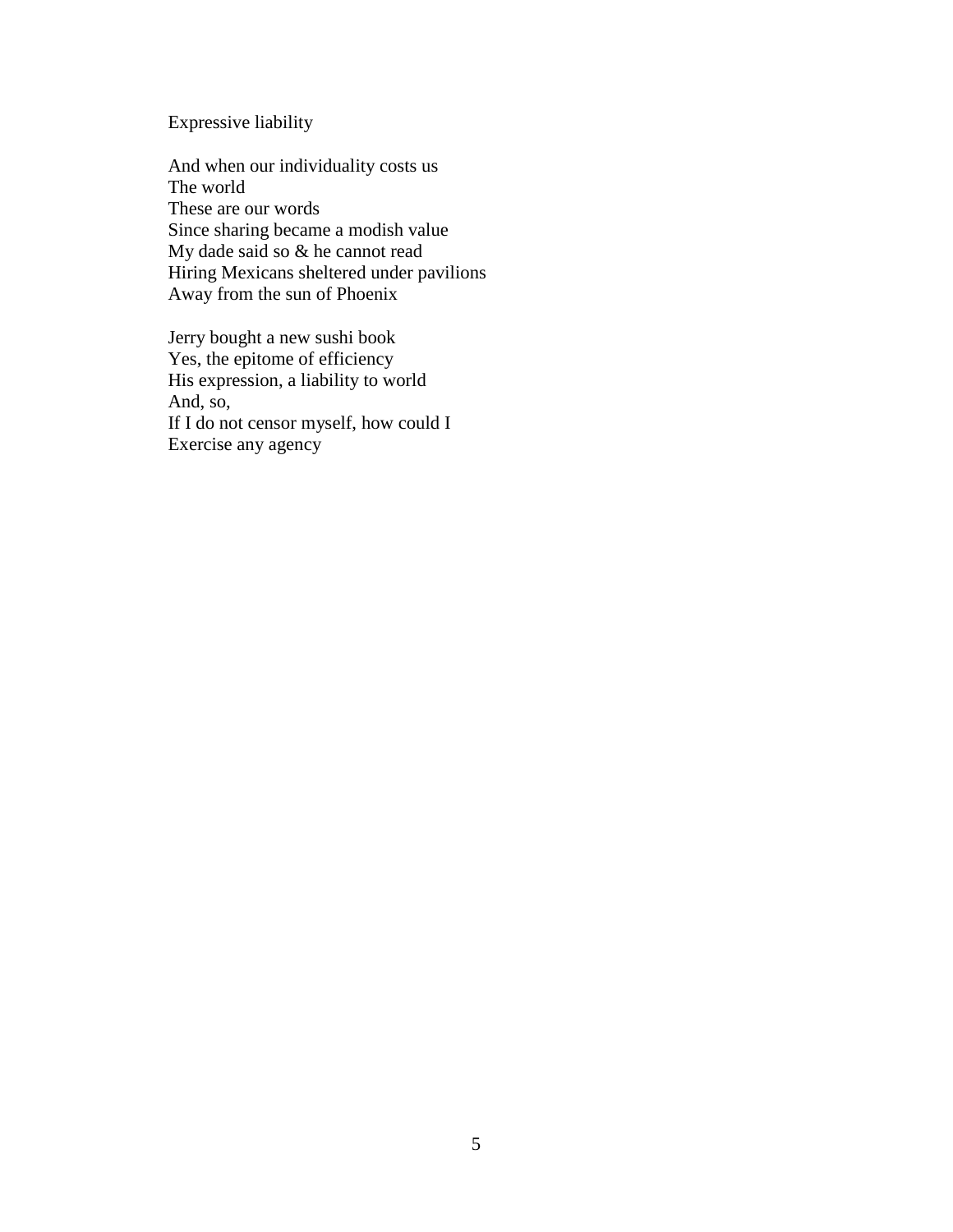Expressive liability

And when our individuality costs us  
The world  
These are our words  
Since sharing became a modish value  
My dade said so & he cannot read  
Hiring Mexicans sheltered under pavilions  
Away from the sun of Phoenix

Jerry bought a new sushi book  
Yes, the epitome of efficiency  
His expression, a liability to world  
And, so,  
If I do not censor myself, how could I  
Exercise any agency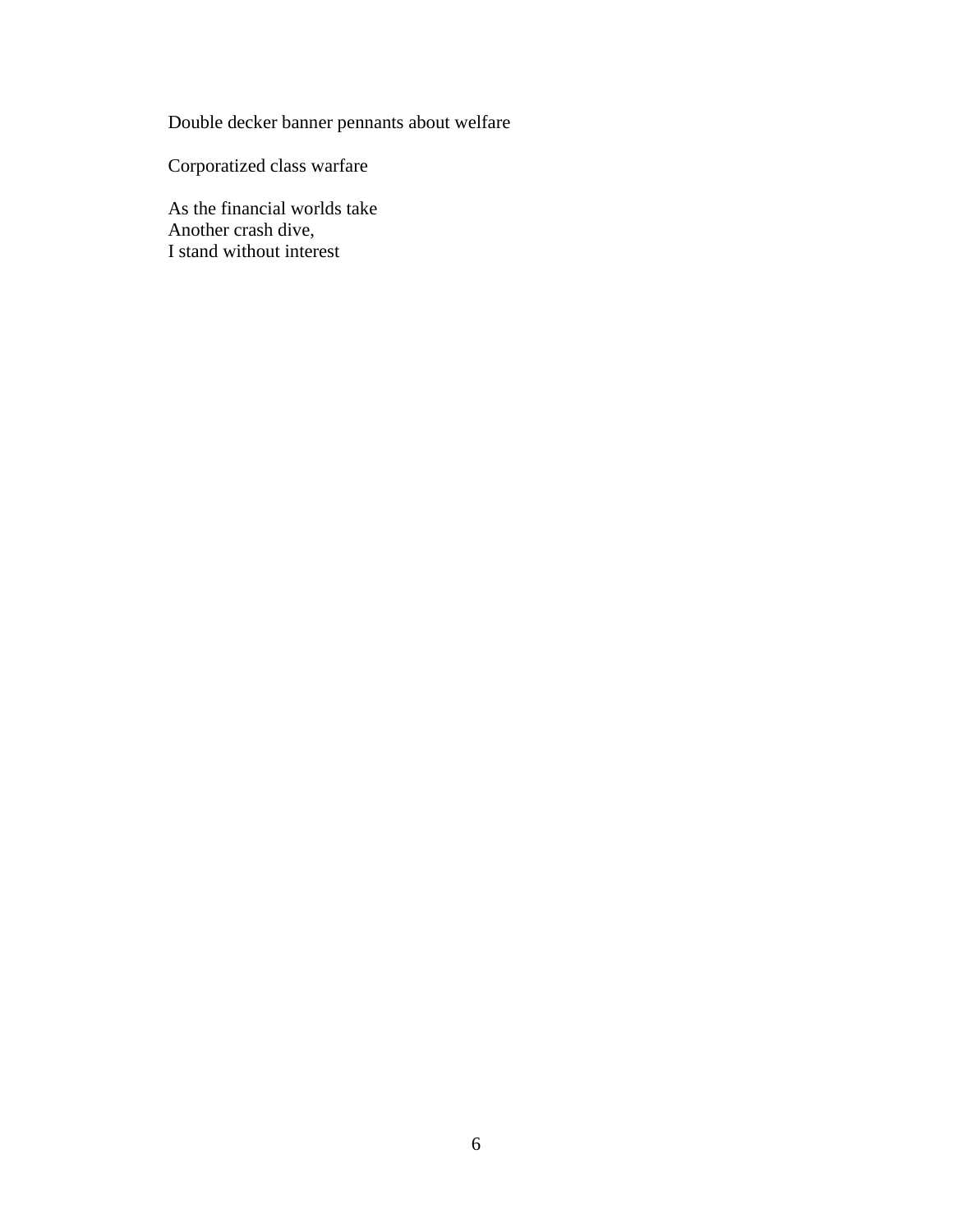Double decker banner pennants about welfare

Corporatized class warfare

As the financial worlds take  
Another crash dive,  
I stand without interest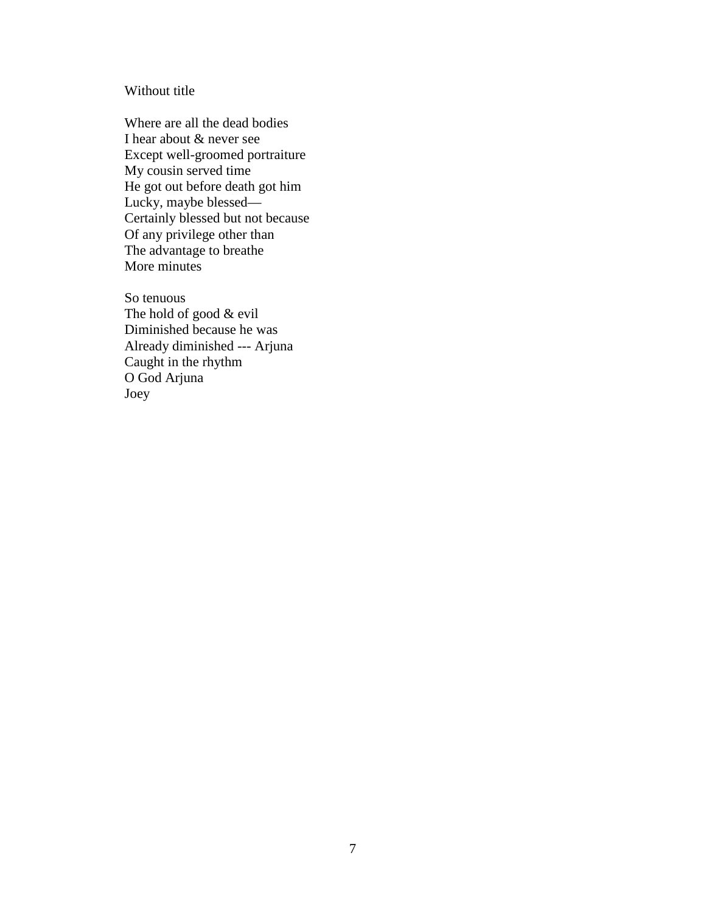Without title

Where are all the dead bodies  
I hear about & never see  
Except well-groomed portraiture  
My cousin served time  
He got out before death got him  
Lucky, maybe blessed—  
Certainly blessed but not because  
Of any privilege other than  
The advantage to breathe  
More minutes

So tenuous  
The hold of good & evil  
Diminished because he was  
Already diminished --- Arjuna  
Caught in the rhythm  
O God Arjuna  
Joey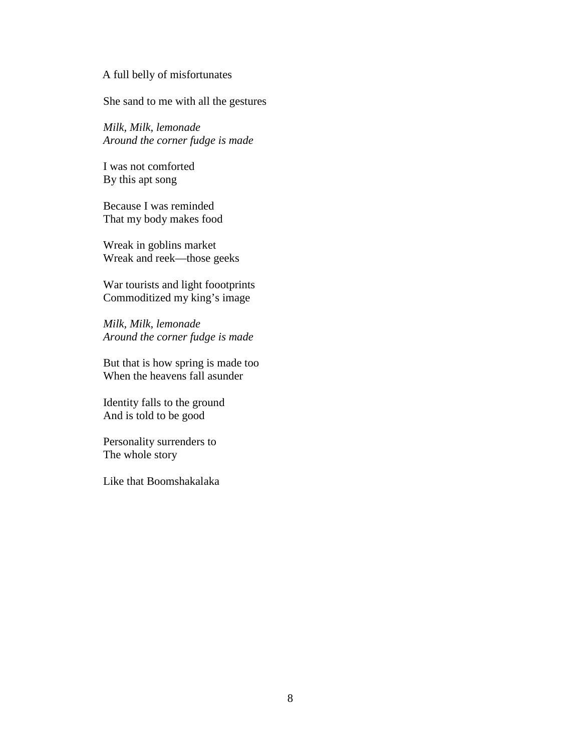A full belly of misfortunates

She sand to me with all the gestures

*Milk, Milk, lemonade*  
*Around the corner fudge is made*

I was not comforted  
By this apt song

Because I was reminded  
That my body makes food

Wreak in goblins market  
Wreak and reek—those geeks

War tourists and light fooootprints  
Commoditized my king's image

*Milk, Milk, lemonade*  
*Around the corner fudge is made*

But that is how spring is made too  
When the heavens fall asunder

Identity falls to the ground  
And is told to be good

Personality surrenders to  
The whole story

Like that Boomshakalaka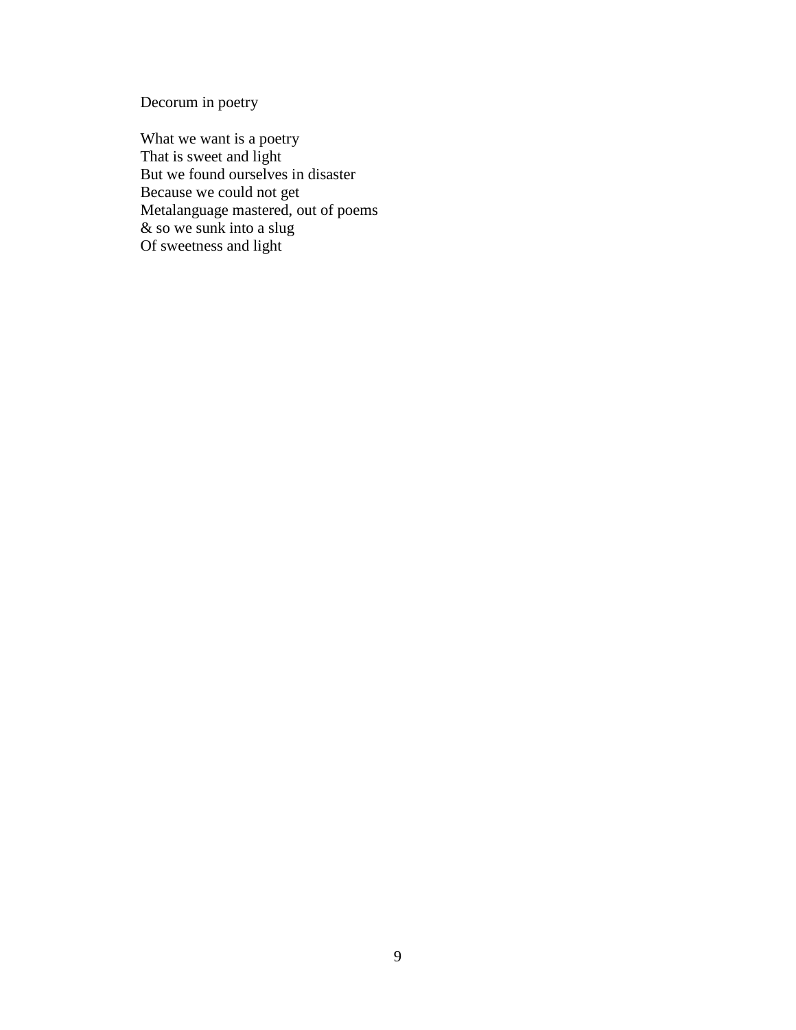## Decorum in poetry

What we want is a poetry  
That is sweet and light  
But we found ourselves in disaster  
Because we could not get  
Metalanguage mastered, out of poems  
& so we sunk into a slug  
Of sweetness and light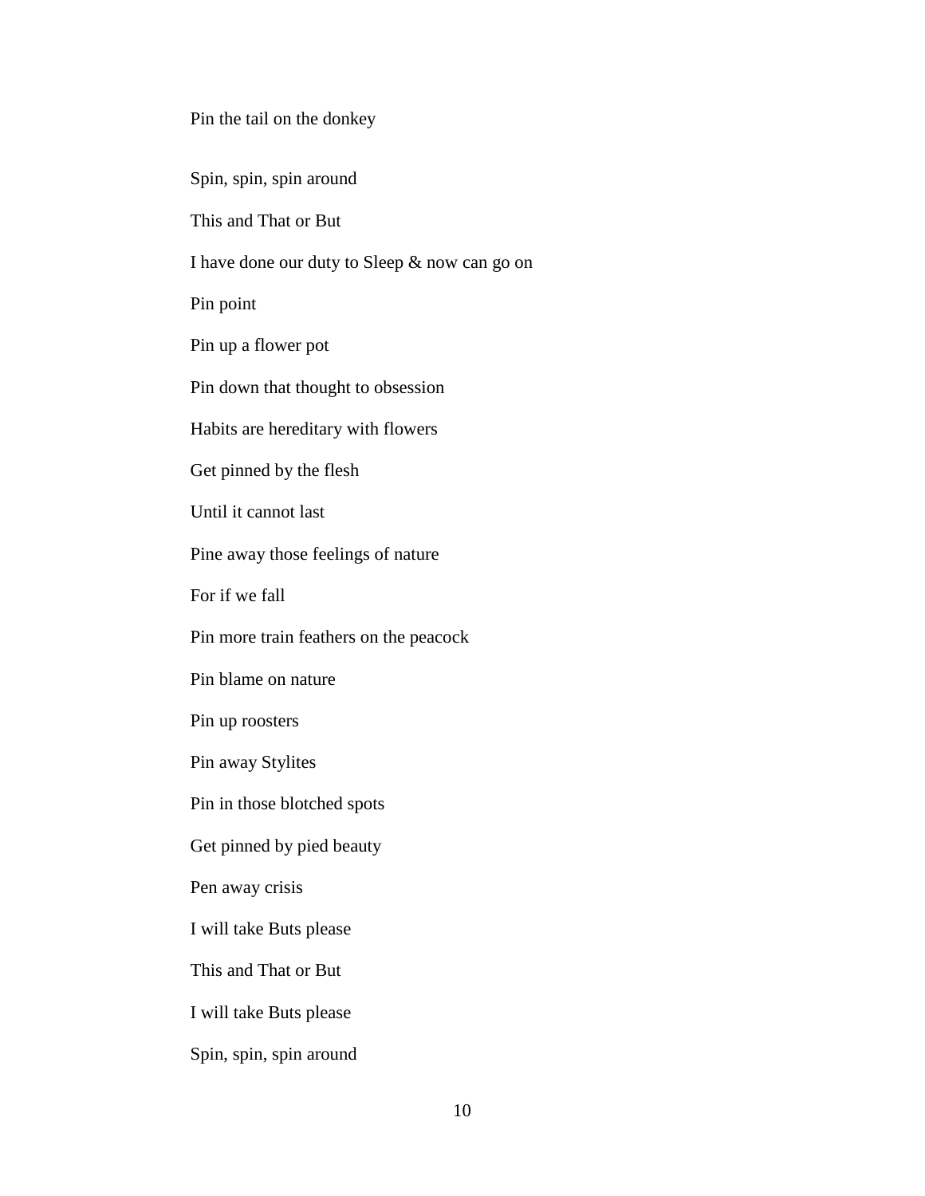Pin the tail on the donkey

Spin, spin, spin around

This and That or But

I have done our duty to Sleep & now can go on

Pin point

Pin up a flower pot

Pin down that thought to obsession

Habits are hereditary with flowers

Get pinned by the flesh

Until it cannot last

Pine away those feelings of nature

For if we fall

Pin more train feathers on the peacock

Pin blame on nature

Pin up roosters

Pin away Stylites

Pin in those blotched spots

Get pinned by pied beauty

Pen away crisis

I will take Buts please

This and That or But

I will take Buts please

Spin, spin, spin around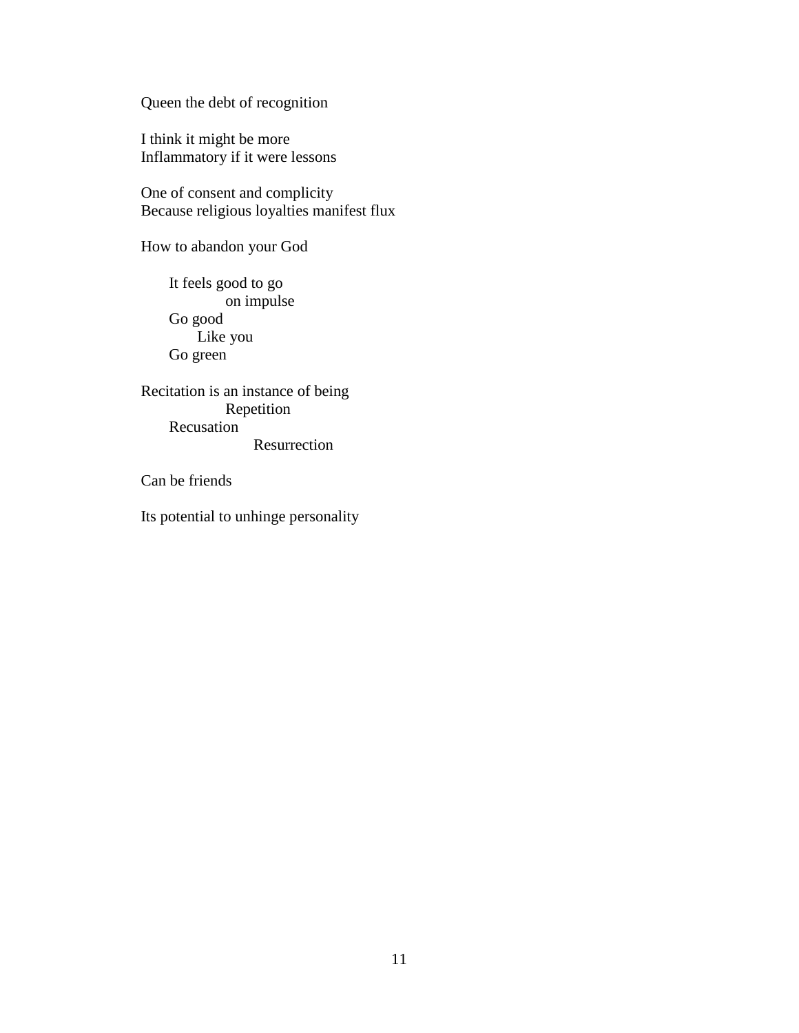Queen the debt of recognition

I think it might be more
Inflammatory if it were lessons

One of consent and complicity
Because religious loyalties manifest flux

How to abandon your God

&nbsp;&nbsp;&nbsp;&nbsp;It feels good to go
&nbsp;&nbsp;&nbsp;&nbsp;&nbsp;&nbsp;&nbsp;&nbsp;&nbsp;&nbsp;&nbsp;&nbsp;on impulse
&nbsp;&nbsp;&nbsp;&nbsp;Go good
&nbsp;&nbsp;&nbsp;&nbsp;&nbsp;&nbsp;&nbsp;&nbsp;Like you
&nbsp;&nbsp;&nbsp;&nbsp;Go green

Recitation is an instance of being
&nbsp;&nbsp;&nbsp;&nbsp;&nbsp;&nbsp;&nbsp;&nbsp;&nbsp;&nbsp;&nbsp;&nbsp;Repetition
&nbsp;&nbsp;&nbsp;&nbsp;Recusation
&nbsp;&nbsp;&nbsp;&nbsp;&nbsp;&nbsp;&nbsp;&nbsp;&nbsp;&nbsp;&nbsp;&nbsp;&nbsp;&nbsp;&nbsp;&nbsp;Resurrection

Can be friends

Its potential to unhinge personality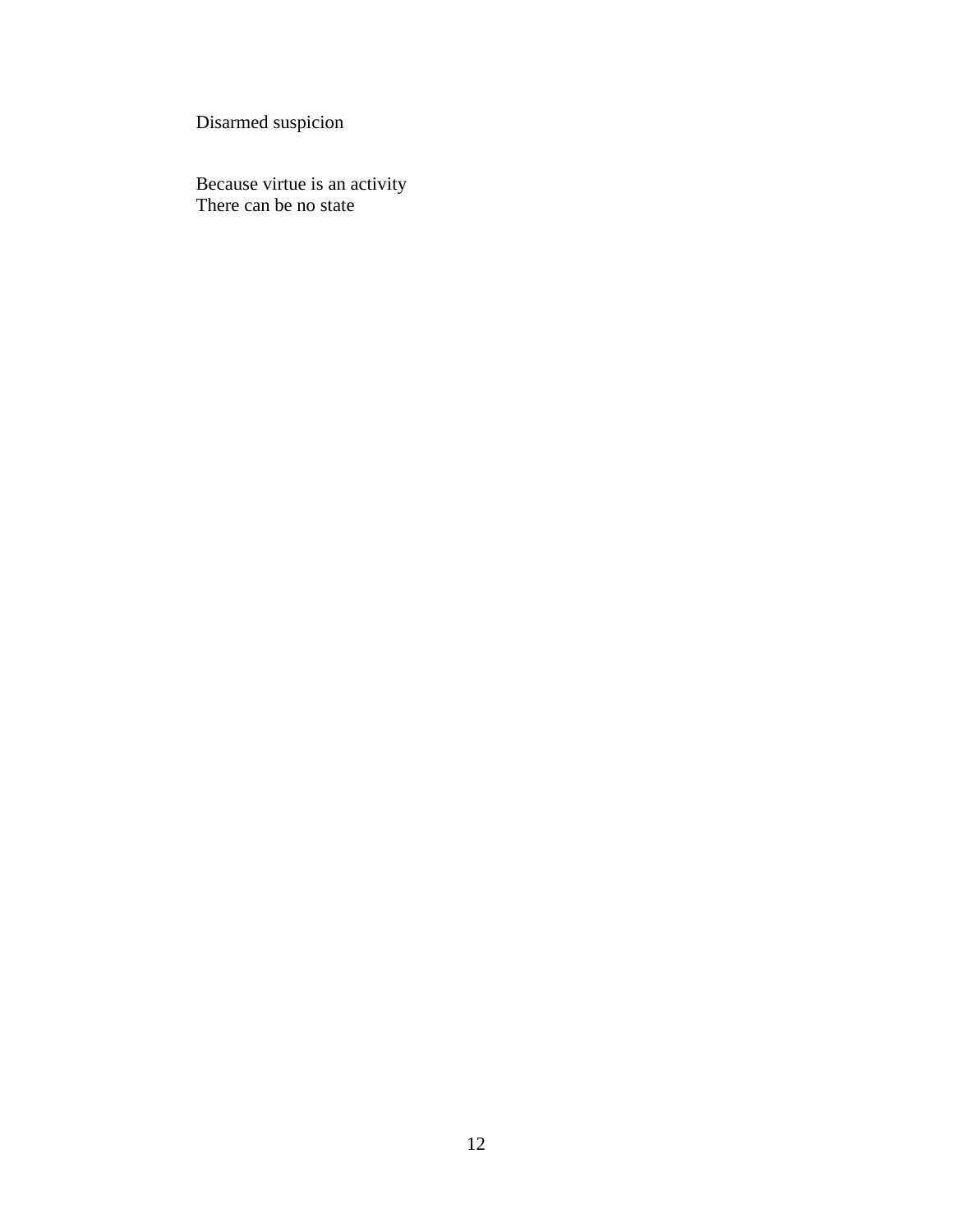Disarmed suspicion

Because virtue is an activity  
There can be no state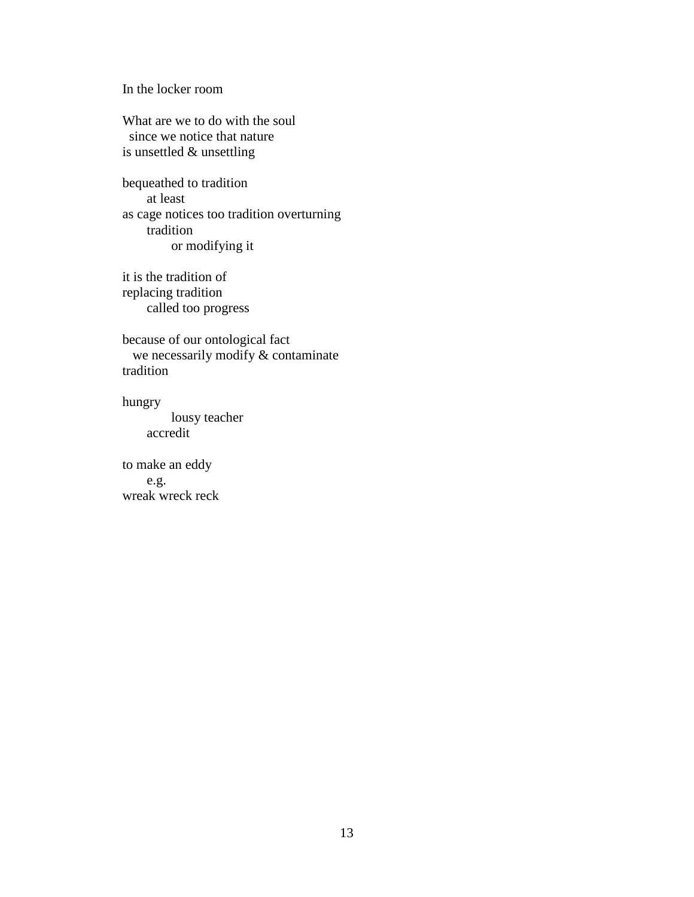In the locker room

What are we to do with the soul
  since we notice that nature
is unsettled & unsettling

bequeathed to tradition
      at least
as cage notices too tradition overturning
      tradition
            or modifying it

it is the tradition of
replacing tradition
      called too progress

because of our ontological fact
   we necessarily modify & contaminate
tradition

hungry
            lousy teacher
      accredit

to make an eddy
      e.g.
wreak wreck reck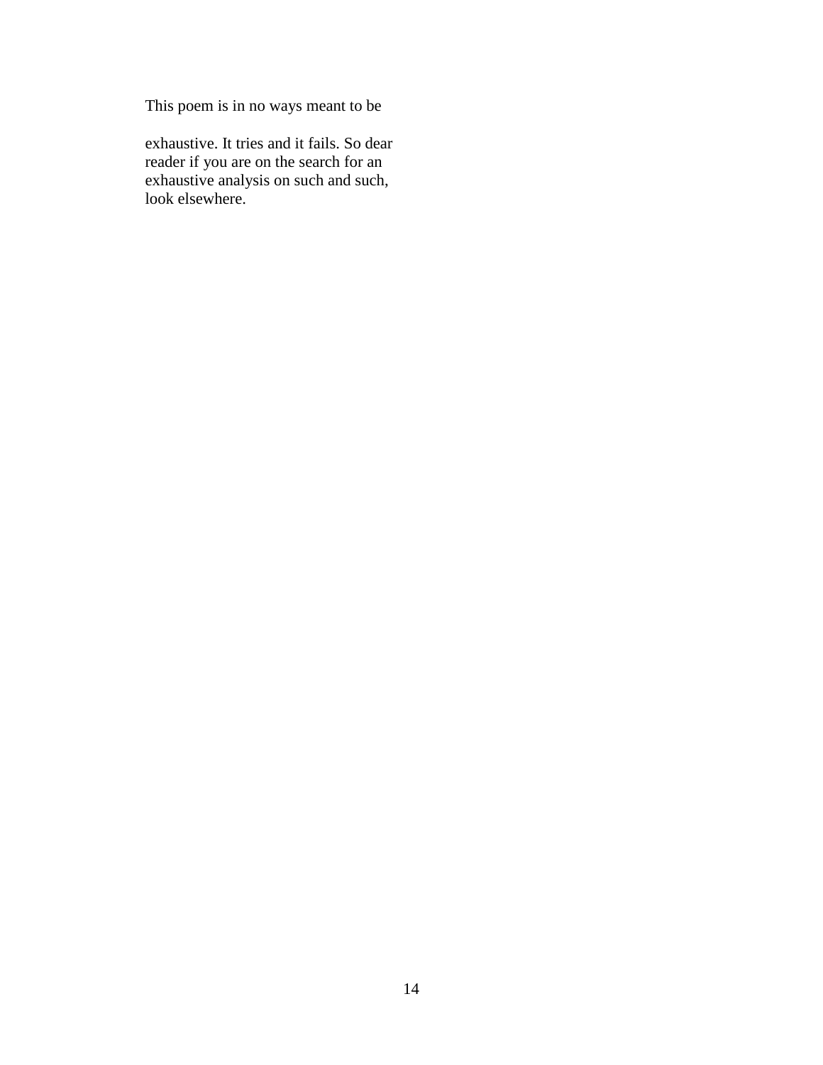This poem is in no ways meant to be

exhaustive. It tries and it fails. So dear
reader if you are on the search for an
exhaustive analysis on such and such,
look elsewhere.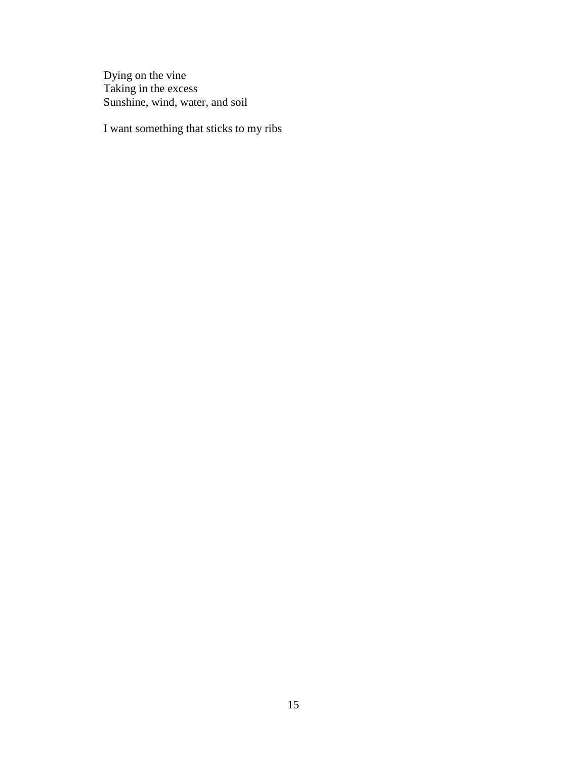Dying on the vine  
Taking in the excess  
Sunshine, wind, water, and soil

I want something that sticks to my ribs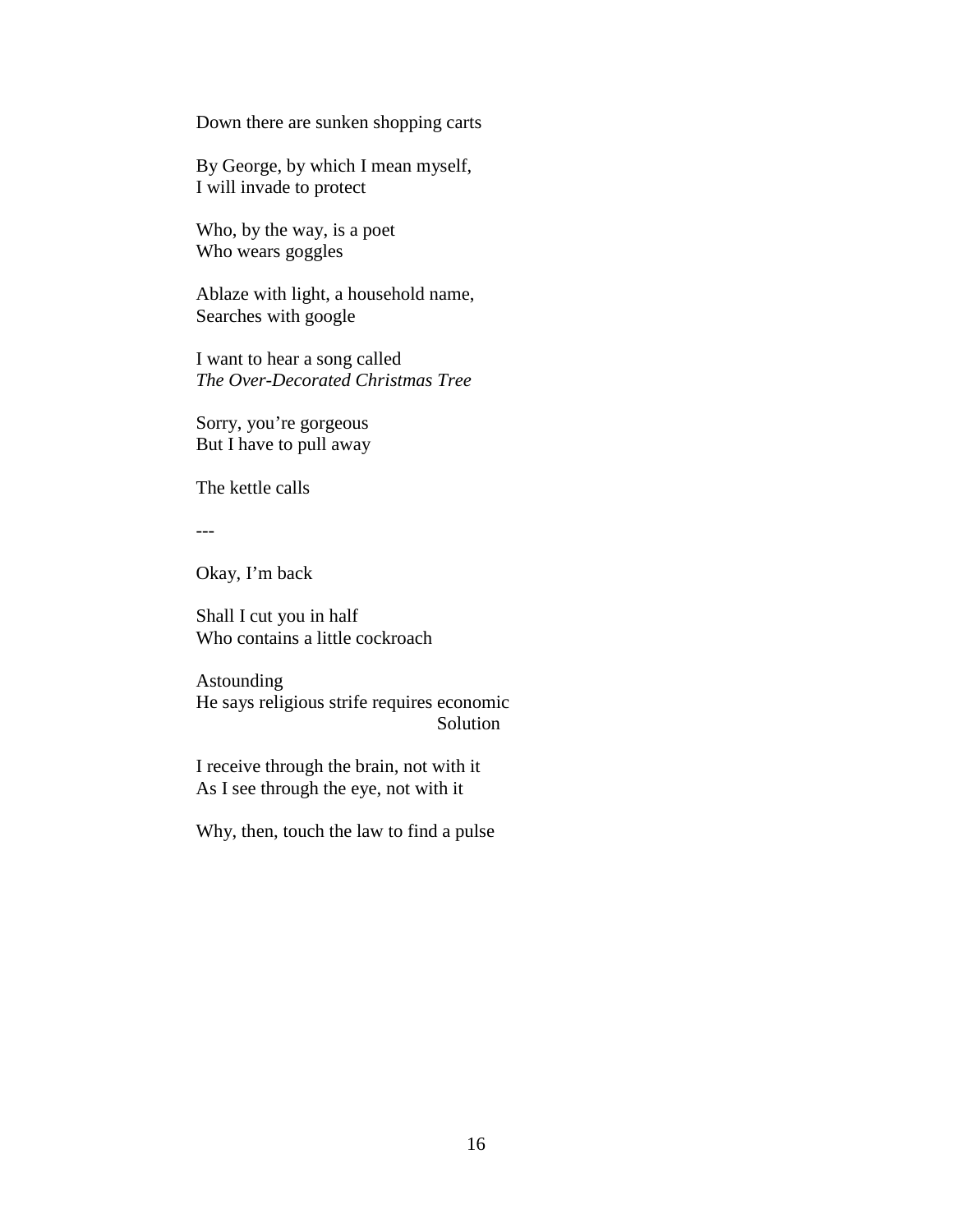Down there are sunken shopping carts

By George, by which I mean myself,  
I will invade to protect

Who, by the way, is a poet  
Who wears goggles

Ablaze with light, a household name,  
Searches with google

I want to hear a song called  
*The Over-Decorated Christmas Tree*

Sorry, you're gorgeous  
But I have to pull away

The kettle calls

---

Okay, I'm back

Shall I cut you in half  
Who contains a little cockroach

Astounding  
He says religious strife requires economic  
                                                    Solution

I receive through the brain, not with it  
As I see through the eye, not with it

Why, then, touch the law to find a pulse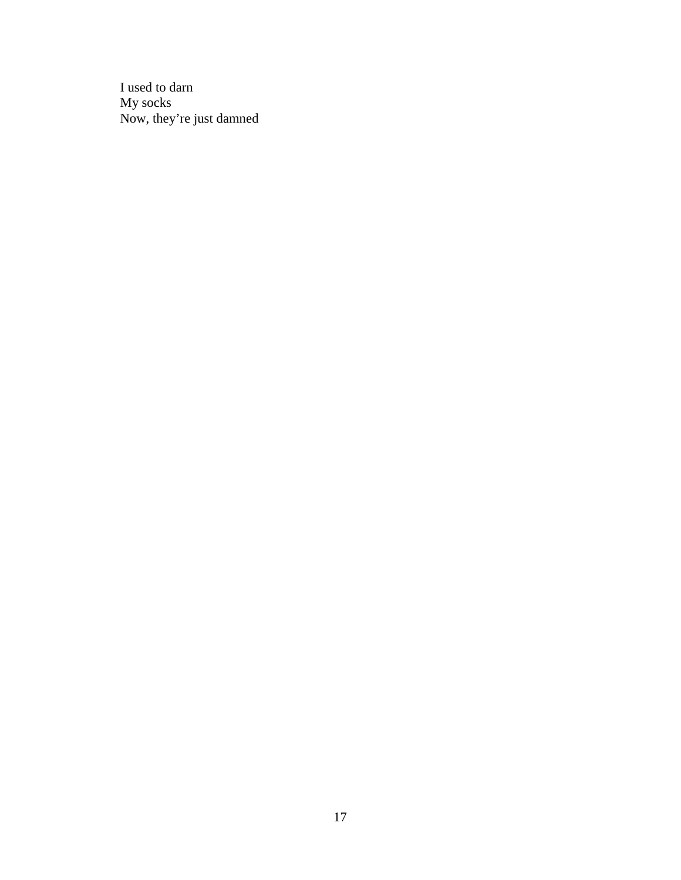I used to darn  
My socks  
Now, they’re just damned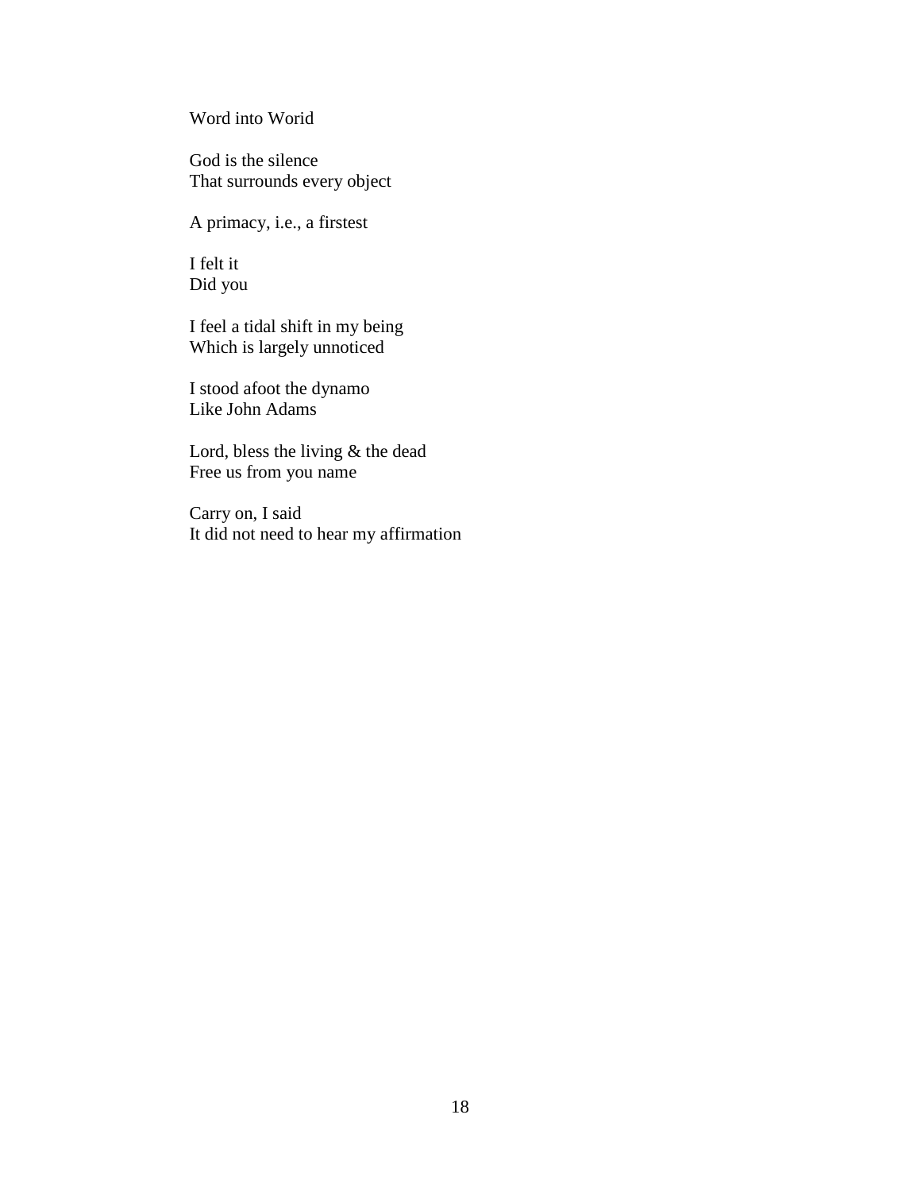Word into Worid

God is the silence  
That surrounds every object

A primacy, i.e., a firstest

I felt it  
Did you

I feel a tidal shift in my being  
Which is largely unnoticed

I stood afoot the dynamo  
Like John Adams

Lord, bless the living & the dead  
Free us from you name

Carry on, I said  
It did not need to hear my affirmation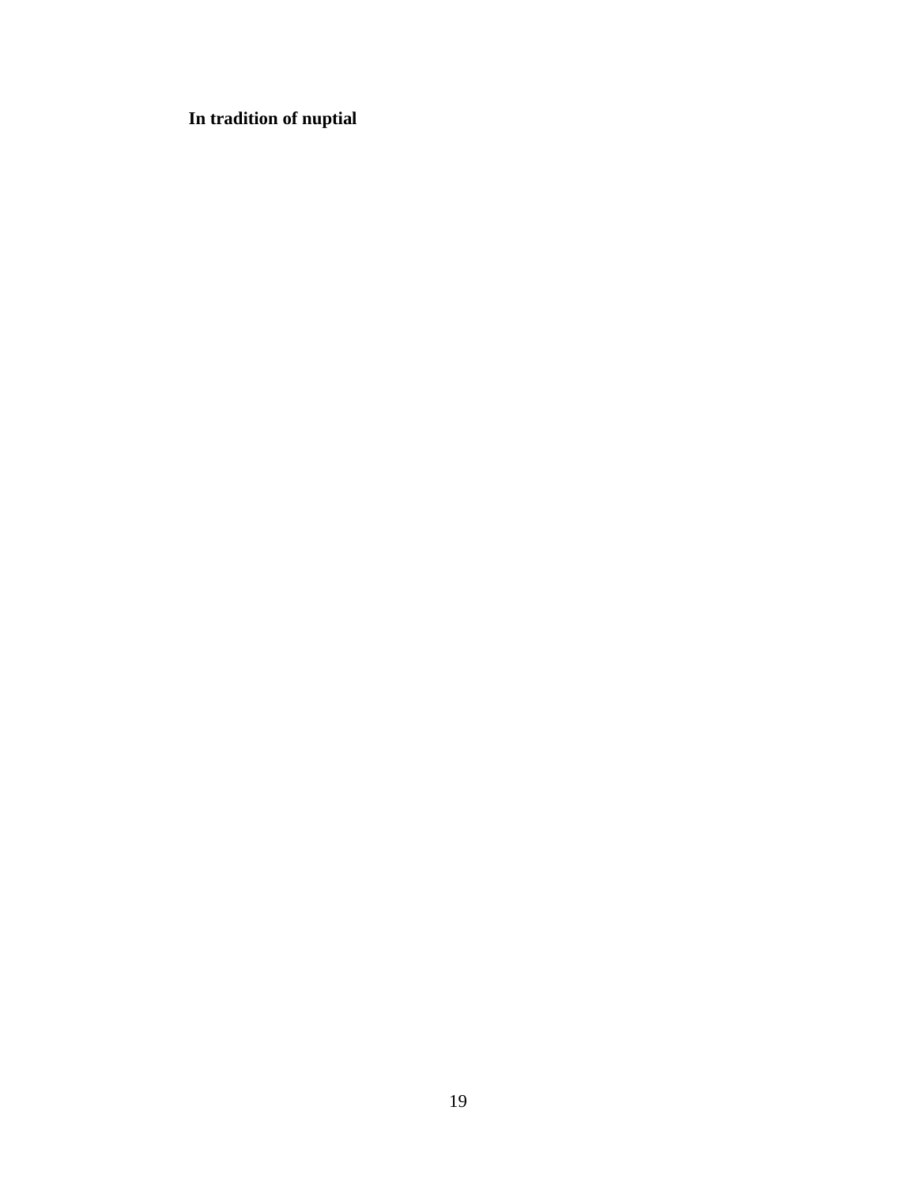**In tradition of nuptial**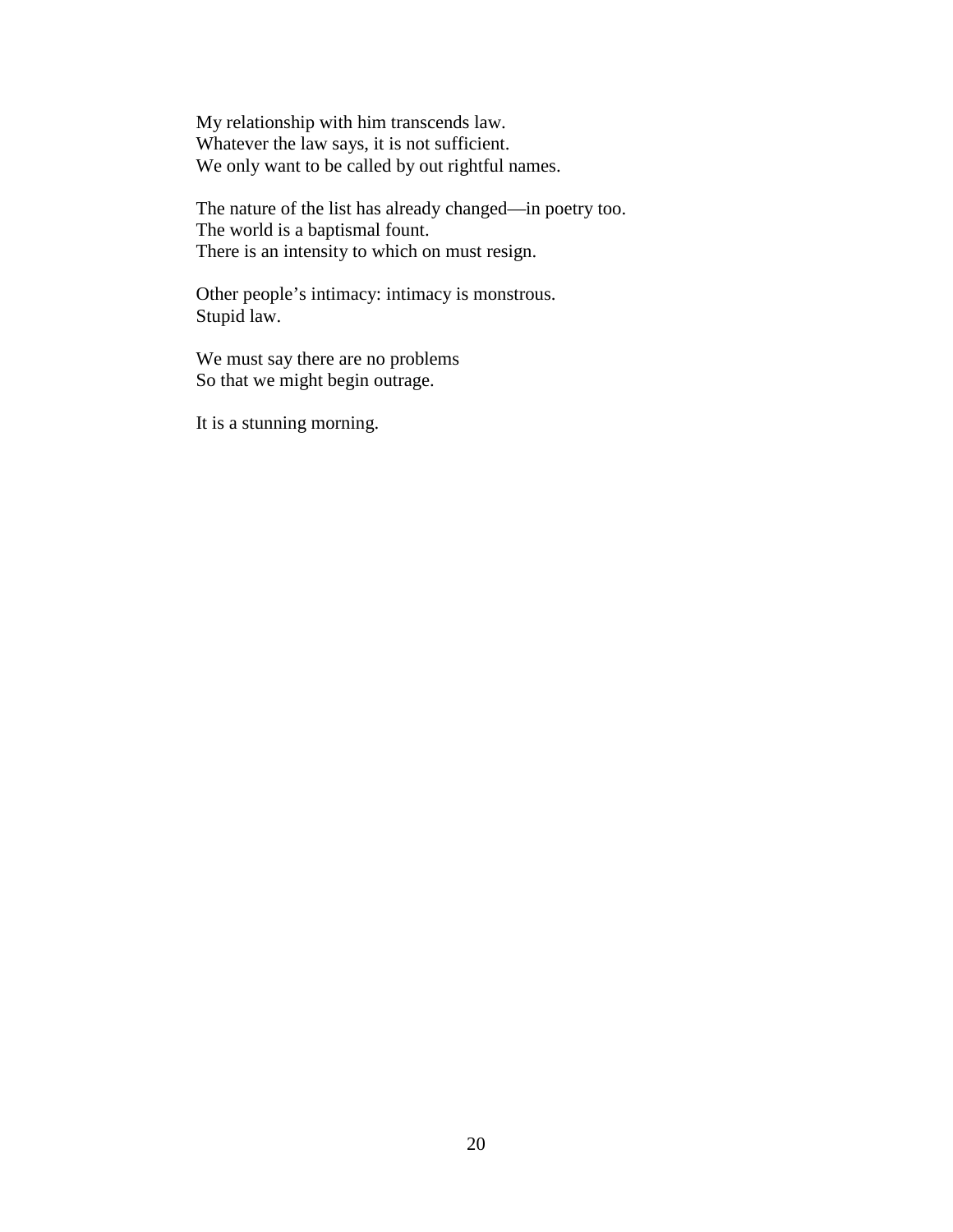My relationship with him transcends law.  
Whatever the law says, it is not sufficient.  
We only want to be called by out rightful names.

The nature of the list has already changed—in poetry too.  
The world is a baptismal fount.  
There is an intensity to which on must resign.

Other people's intimacy: intimacy is monstrous.  
Stupid law.

We must say there are no problems  
So that we might begin outrage.

It is a stunning morning.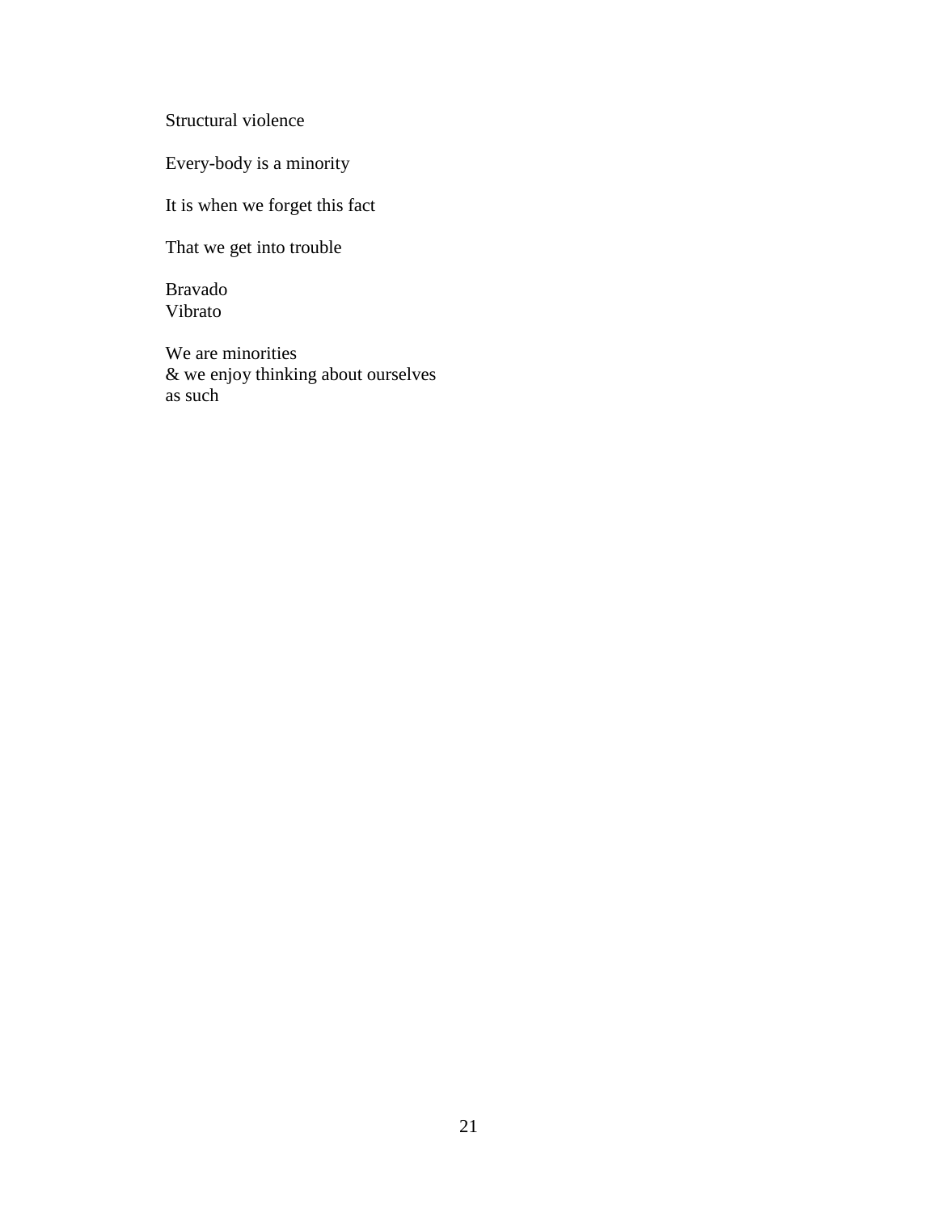Structural violence

Every-body is a minority

It is when we forget this fact

That we get into trouble

Bravado  
Vibrato

We are minorities  
& we enjoy thinking about ourselves  
as such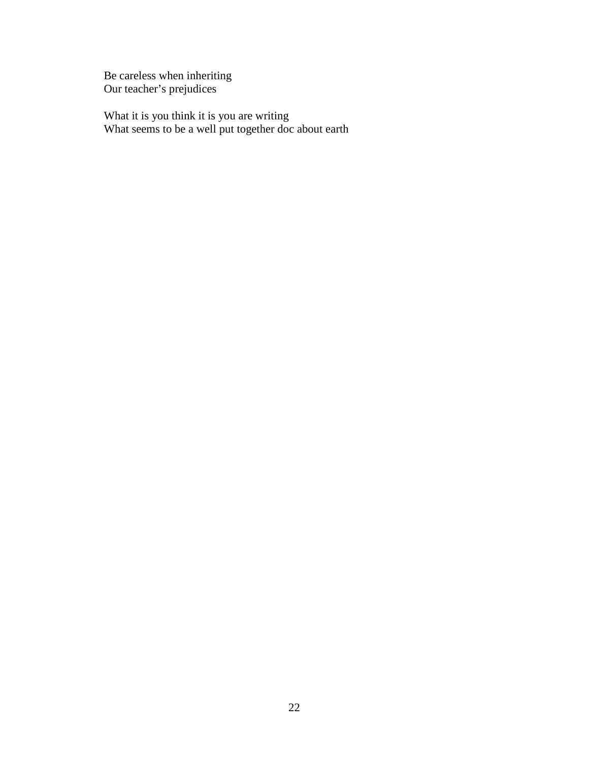Be careless when inheriting
Our teacher's prejudices

What it is you think it is you are writing
What seems to be a well put together doc about earth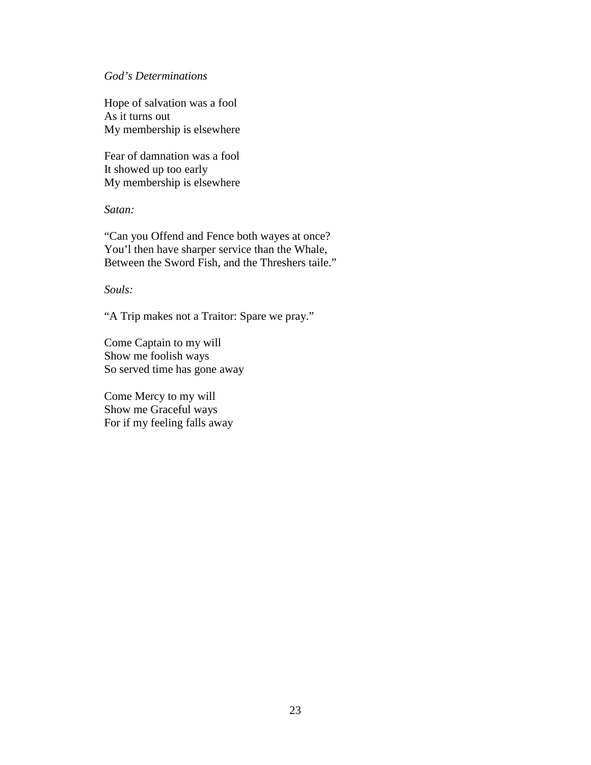*God's Determinations*

Hope of salvation was a fool  
As it turns out  
My membership is elsewhere

Fear of damnation was a fool  
It showed up too early  
My membership is elsewhere

*Satan:*

"Can you Offend and Fence both wayes at once?  
You'l then have sharper service than the Whale,  
Between the Sword Fish, and the Threshers taile."

*Souls:*

"A Trip makes not a Traitor: Spare we pray."

Come Captain to my will  
Show me foolish ways  
So served time has gone away

Come Mercy to my will  
Show me Graceful ways  
For if my feeling falls away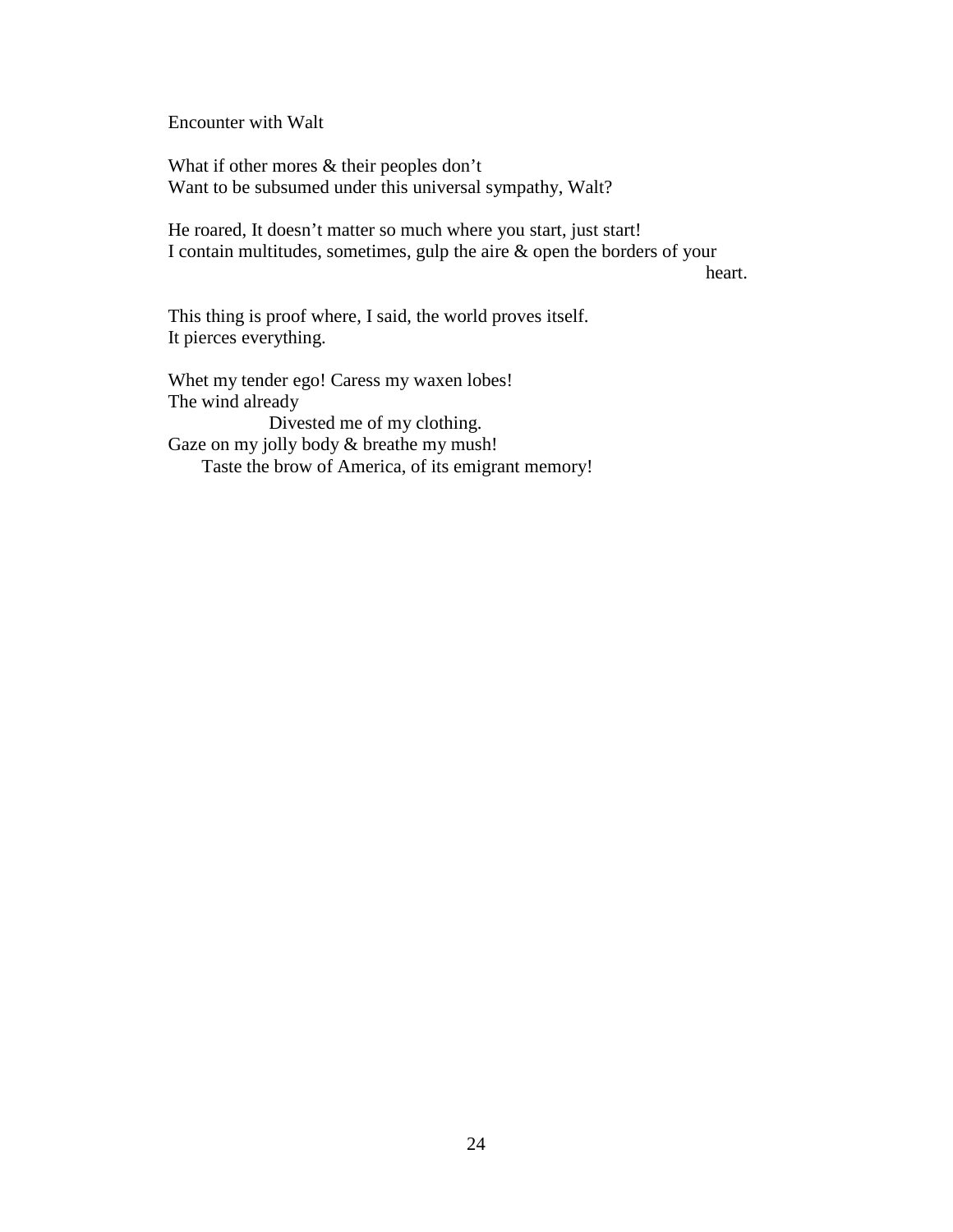Encounter with Walt

What if other mores & their peoples don't  
Want to be subsumed under this universal sympathy, Walt?

He roared, It doesn't matter so much where you start, just start!  
I contain multitudes, sometimes, gulp the aire & open the borders of your  
heart.

This thing is proof where, I said, the world proves itself.  
It pierces everything.

Whet my tender ego! Caress my waxen lobes!  
The wind already  
Divested me of my clothing.  
Gaze on my jolly body & breathe my mush!  
Taste the brow of America, of its emigrant memory!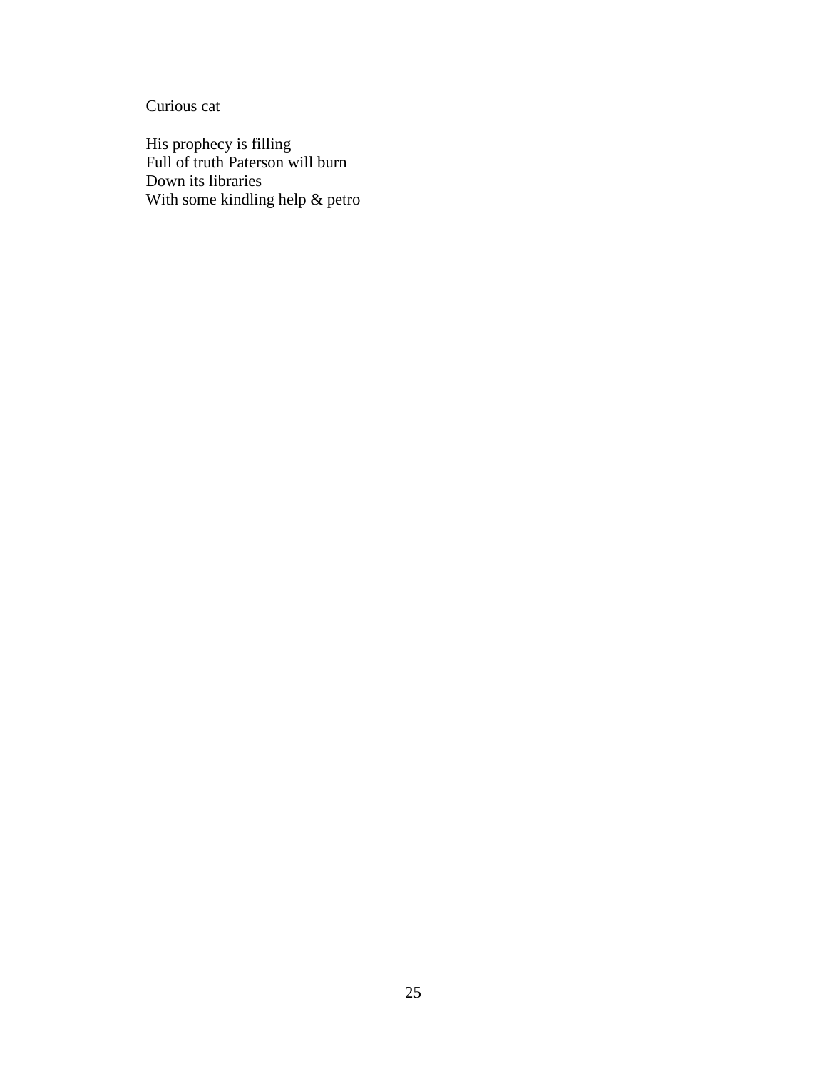Curious cat

His prophecy is filling  
Full of truth Paterson will burn  
Down its libraries  
With some kindling help & petro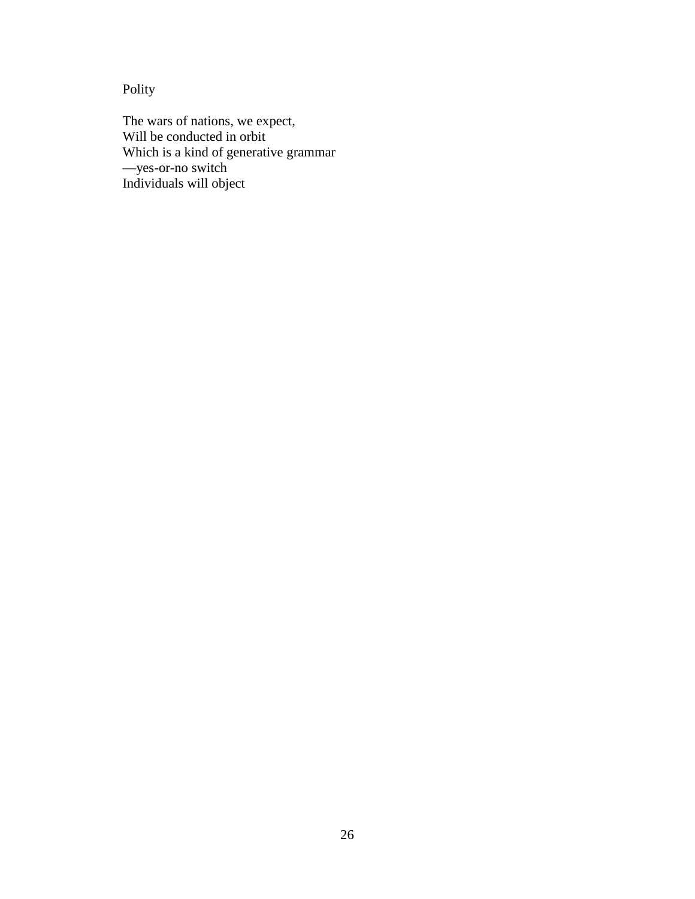## Polity

The wars of nations, we expect,  
Will be conducted in orbit  
Which is a kind of generative grammar  
—yes-or-no switch  
Individuals will object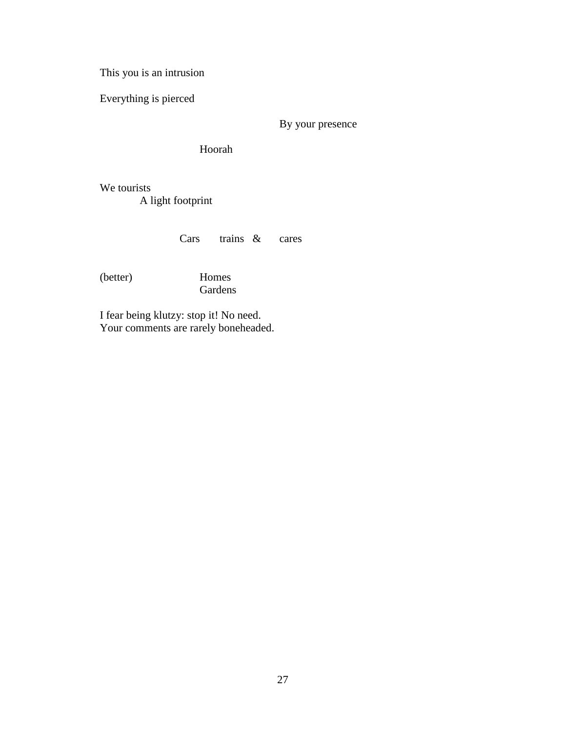This you is an intrusion

Everything is pierced

By your presence

Hoorah

We tourists
A light footprint

Cars trains & cares

(better) Homes
Gardens

I fear being klutzy: stop it! No need.
Your comments are rarely boneheaded.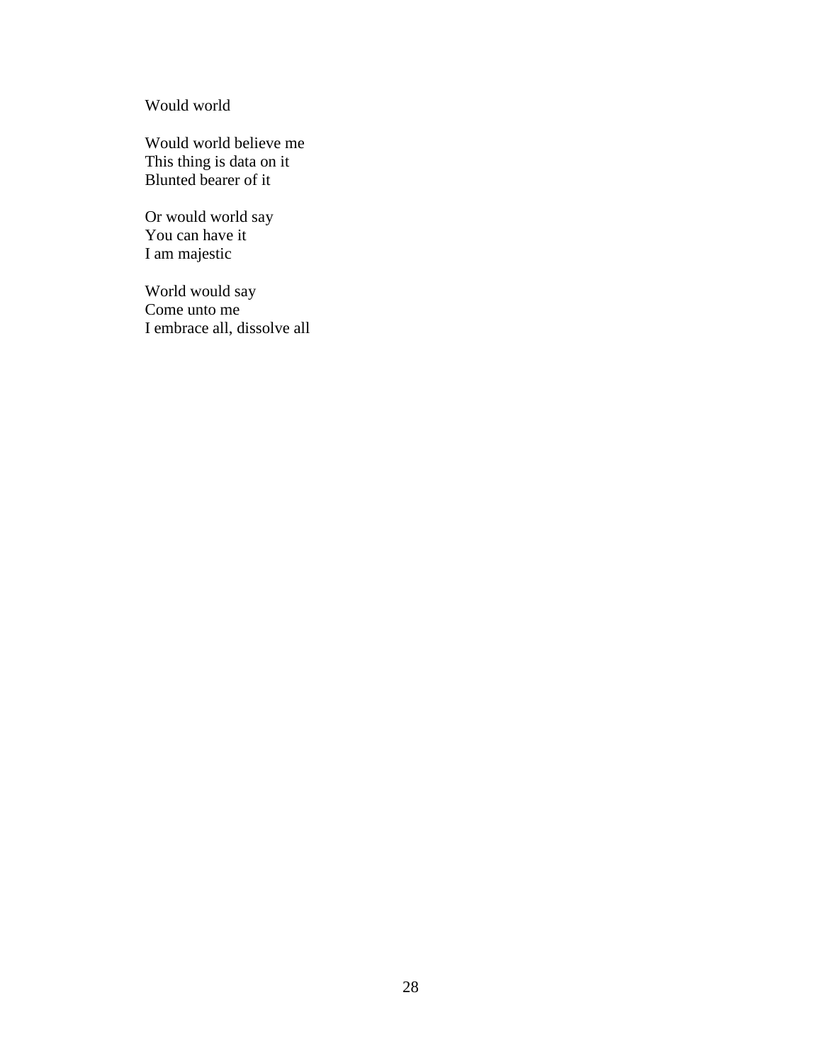## Would world

Would world believe me  
This thing is data on it  
Blunted bearer of it

Or would world say  
You can have it  
I am majestic

World would say  
Come unto me  
I embrace all, dissolve all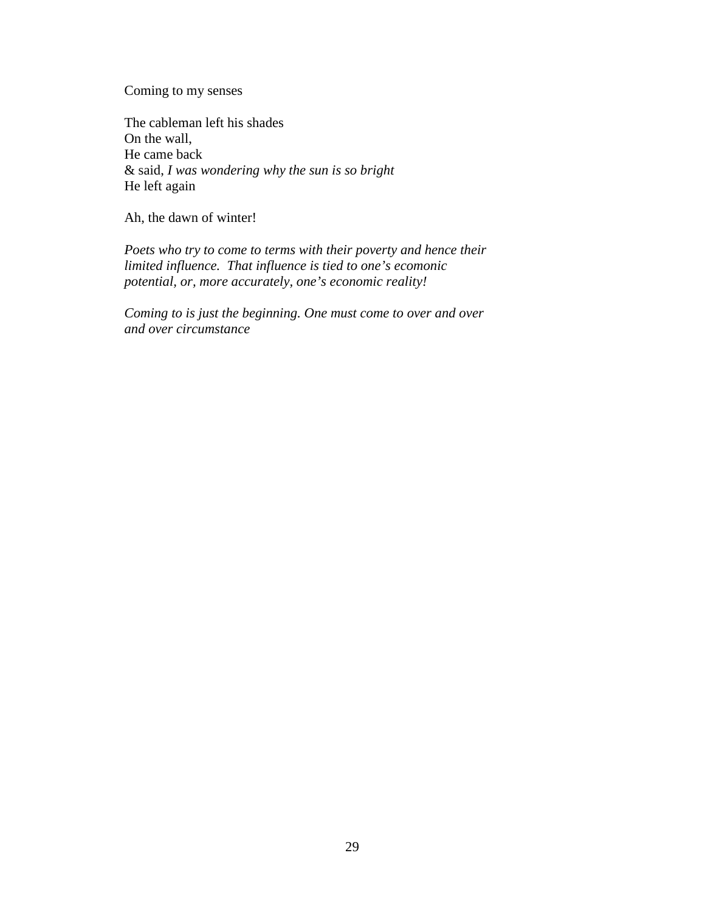Coming to my senses

The cableman left his shades
On the wall,
He came back
& said, *I was wondering why the sun is so bright*
He left again

Ah, the dawn of winter!

*Poets who try to come to terms with their poverty and hence their limited influence. That influence is tied to one's ecomonic potential, or, more accurately, one's economic reality!*

*Coming to is just the beginning. One must come to over and over and over circumstance*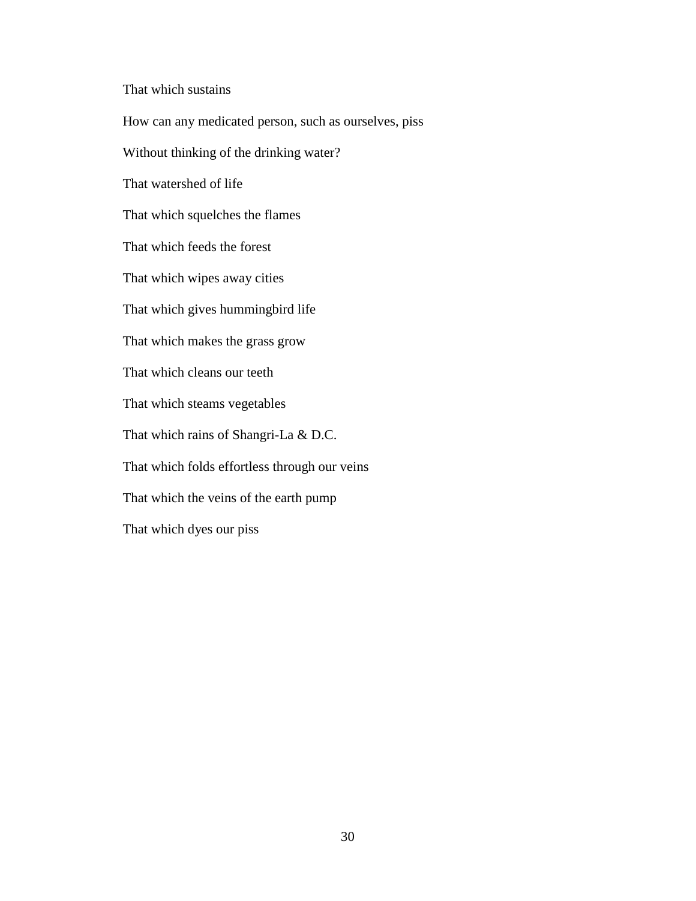That which sustains

How can any medicated person, such as ourselves, piss

Without thinking of the drinking water?

That watershed of life

That which squelches the flames

That which feeds the forest

That which wipes away cities

That which gives hummingbird life

That which makes the grass grow

That which cleans our teeth

That which steams vegetables

That which rains of Shangri-La & D.C.

That which folds effortless through our veins

That which the veins of the earth pump

That which dyes our piss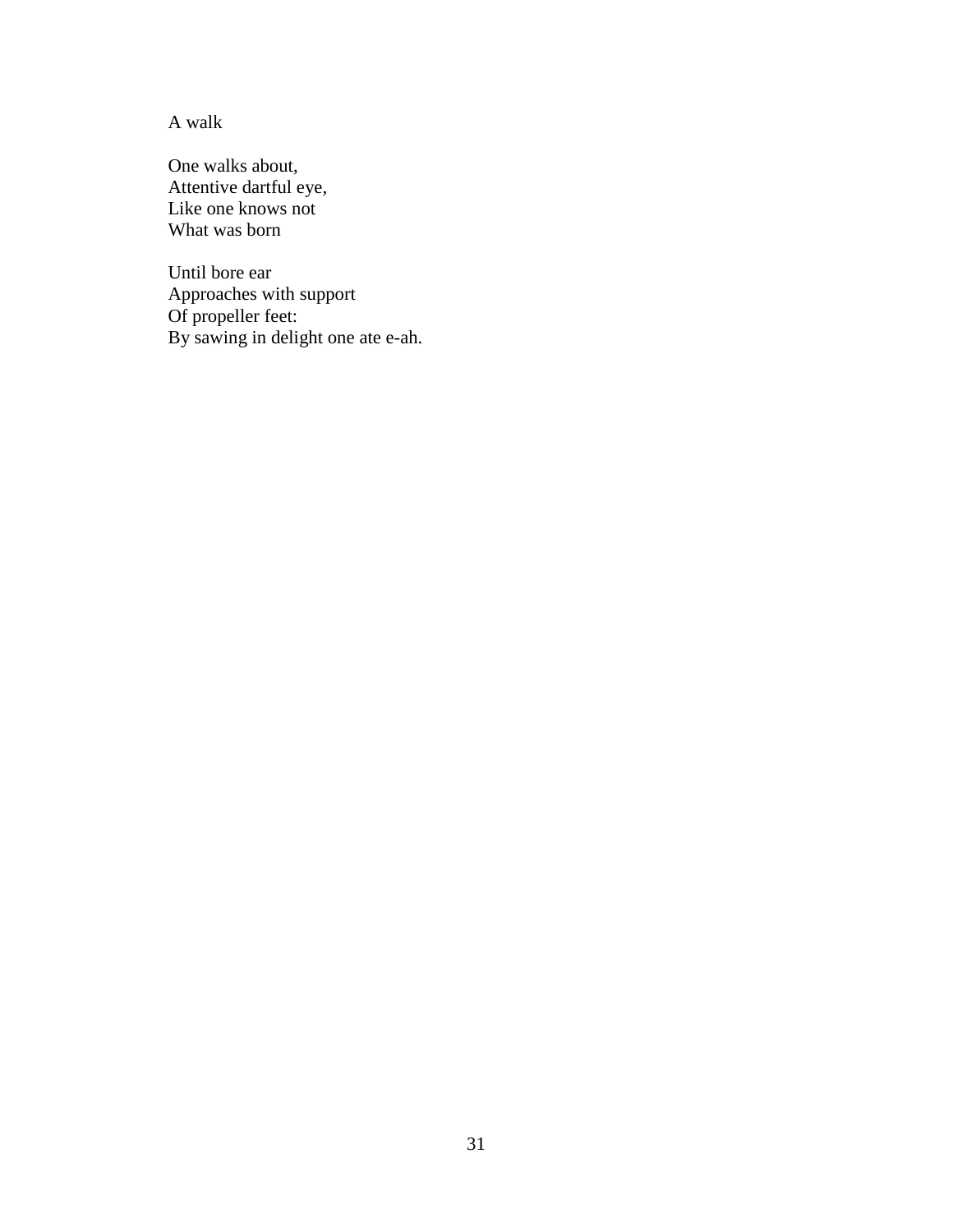A walk

One walks about,  
Attentive dartful eye,  
Like one knows not  
What was born

Until bore ear  
Approaches with support  
Of propeller feet:  
By sawing in delight one ate e-ah.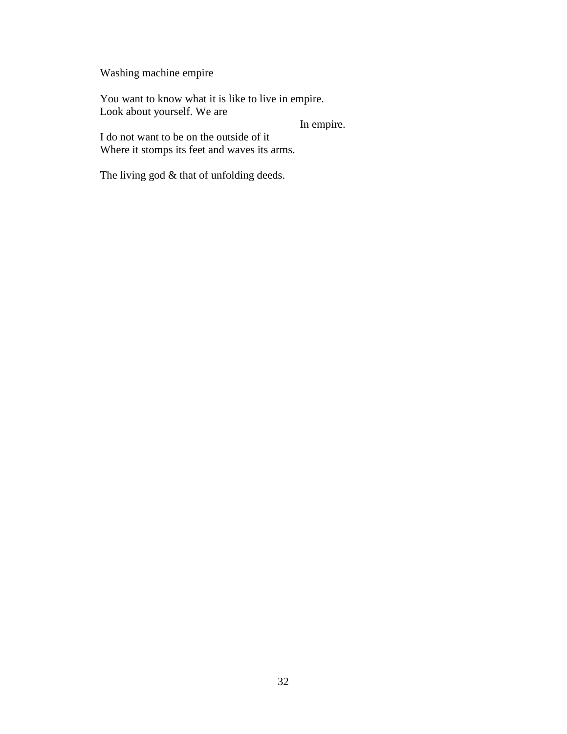Washing machine empire

You want to know what it is like to live in empire.  
Look about yourself. We are  
&nbsp;&nbsp;&nbsp;&nbsp;&nbsp;&nbsp;&nbsp;&nbsp;&nbsp;&nbsp;&nbsp;&nbsp;&nbsp;&nbsp;&nbsp;&nbsp;&nbsp;&nbsp;&nbsp;&nbsp;&nbsp;&nbsp;&nbsp;&nbsp;&nbsp;&nbsp;&nbsp;&nbsp;&nbsp;&nbsp;&nbsp;&nbsp;&nbsp;&nbsp;&nbsp;&nbsp;&nbsp;&nbsp;&nbsp;&nbsp;&nbsp;&nbsp;&nbsp;&nbsp;&nbsp;&nbsp;&nbsp;&nbsp;&nbsp;&nbsp;&nbsp;&nbsp;&nbsp;&nbsp;&nbsp;&nbsp;&nbsp;&nbsp;&nbsp;&nbsp;&nbsp;&nbsp;&nbsp;&nbsp;&nbsp;&nbsp;&nbsp;&nbsp;&nbsp;&nbsp;In empire.  
I do not want to be on the outside of it  
Where it stomps its feet and waves its arms.

The living god & that of unfolding deeds.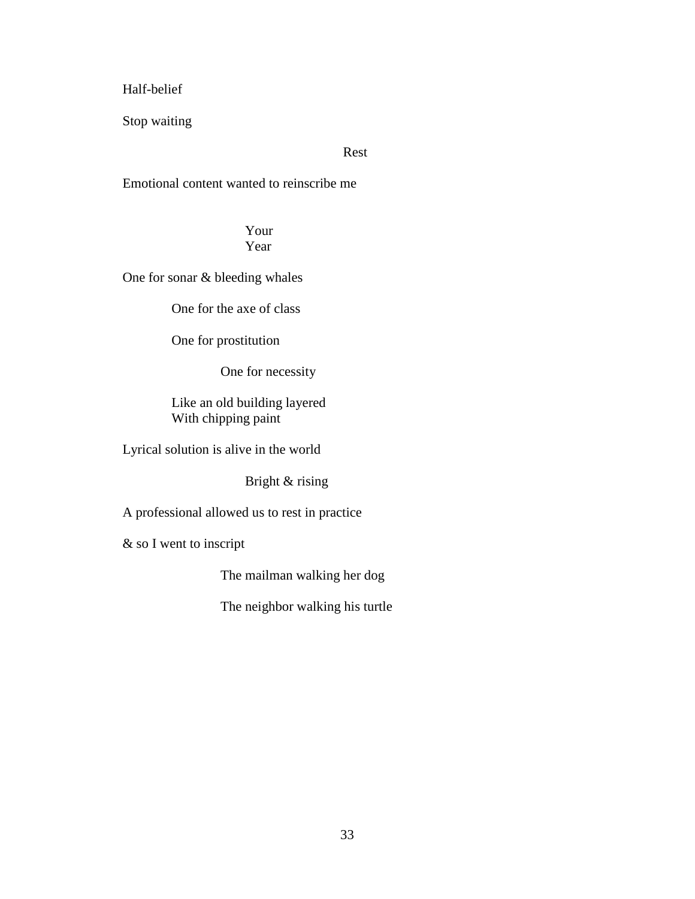Half-belief

Stop waiting

Rest

Emotional content wanted to reinscribe me

Your  
Year

One for sonar & bleeding whales

One for the axe of class

One for prostitution

One for necessity

Like an old building layered  
With chipping paint

Lyrical solution is alive in the world

Bright & rising

A professional allowed us to rest in practice

& so I went to inscript

The mailman walking her dog

The neighbor walking his turtle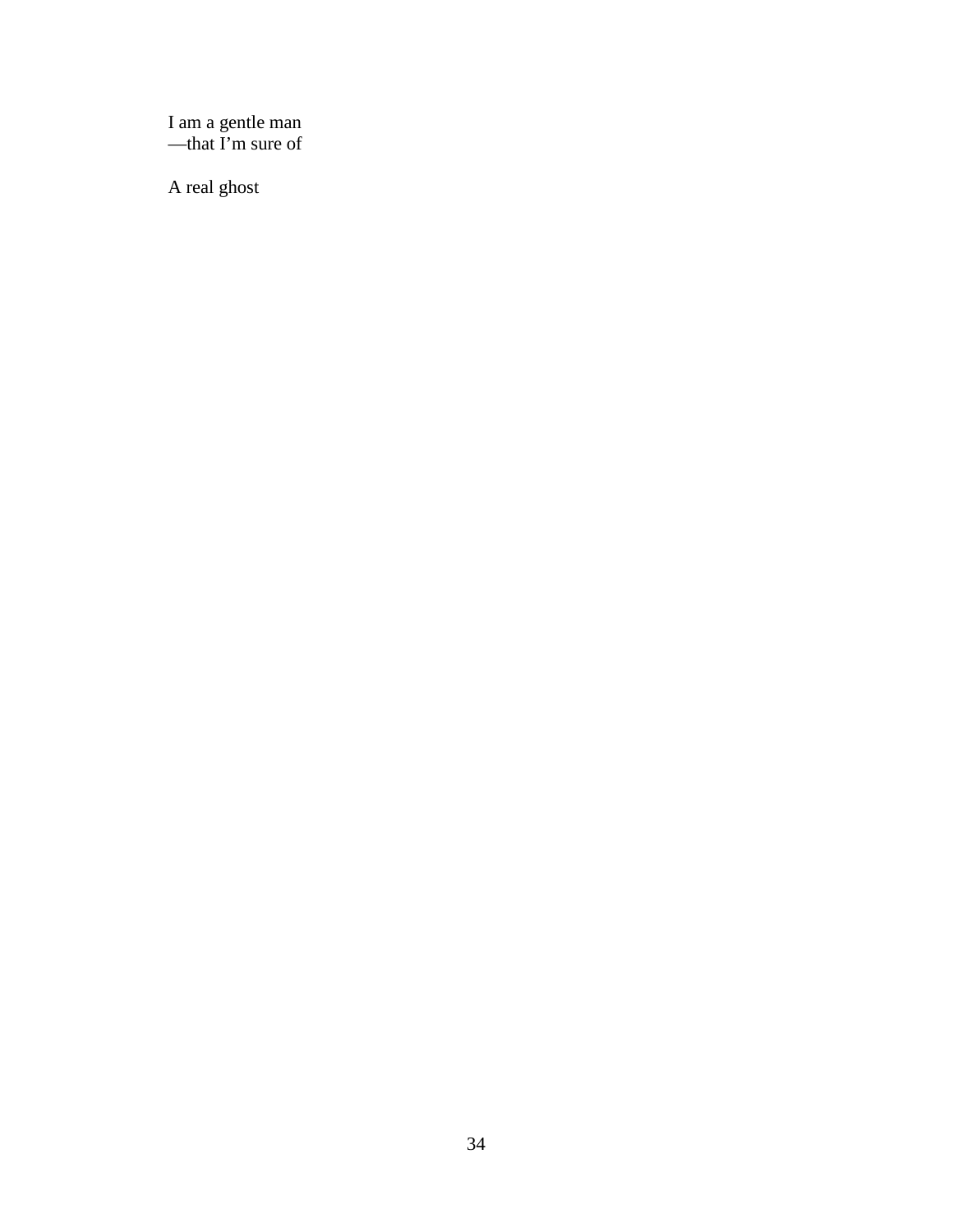I am a gentle man  
—that I’m sure of

A real ghost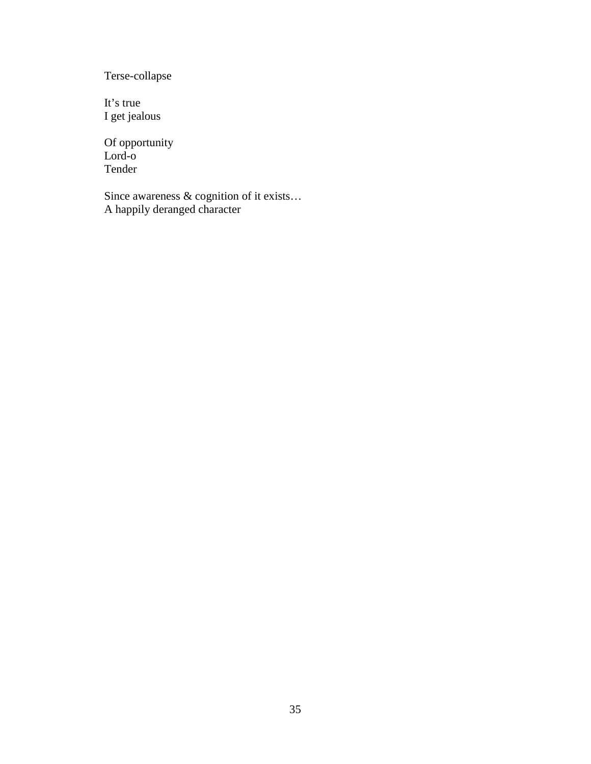Terse-collapse

It's true  
I get jealous

Of opportunity  
Lord-o  
Tender

Since awareness & cognition of it exists…  
A happily deranged character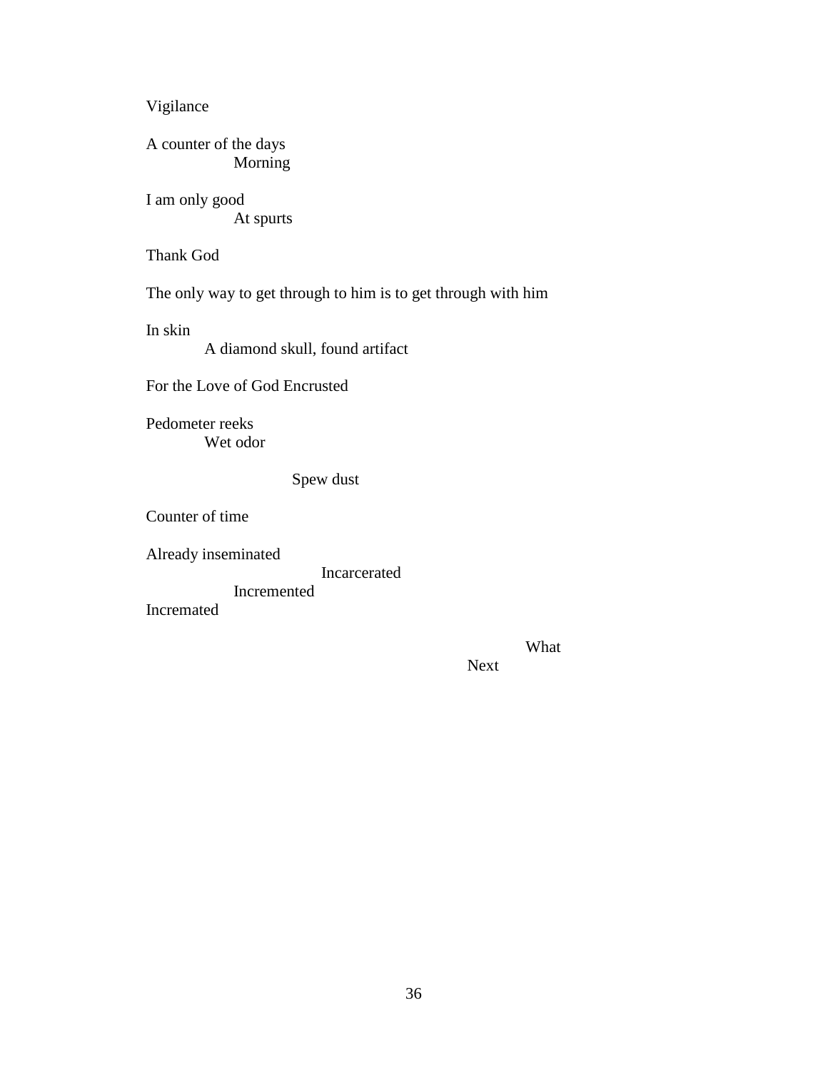Vigilance

A counter of the days
&nbsp;&nbsp;&nbsp;&nbsp;&nbsp;&nbsp;&nbsp;&nbsp;&nbsp;&nbsp;&nbsp;&nbsp;Morning

I am only good
&nbsp;&nbsp;&nbsp;&nbsp;&nbsp;&nbsp;&nbsp;&nbsp;&nbsp;&nbsp;&nbsp;&nbsp;At spurts

Thank God

The only way to get through to him is to get through with him

In skin
&nbsp;&nbsp;&nbsp;&nbsp;&nbsp;&nbsp;&nbsp;&nbsp;A diamond skull, found artifact

For the Love of God Encrusted

Pedometer reeks
&nbsp;&nbsp;&nbsp;&nbsp;&nbsp;&nbsp;&nbsp;&nbsp;Wet odor

&nbsp;&nbsp;&nbsp;&nbsp;&nbsp;&nbsp;&nbsp;&nbsp;&nbsp;&nbsp;&nbsp;&nbsp;&nbsp;&nbsp;&nbsp;&nbsp;&nbsp;&nbsp;&nbsp;&nbsp;&nbsp;&nbsp;&nbsp;&nbsp;Spew dust

Counter of time

Already inseminated
&nbsp;&nbsp;&nbsp;&nbsp;&nbsp;&nbsp;&nbsp;&nbsp;&nbsp;&nbsp;&nbsp;&nbsp;&nbsp;&nbsp;&nbsp;&nbsp;&nbsp;&nbsp;&nbsp;&nbsp;&nbsp;&nbsp;&nbsp;&nbsp;Incarcerated
&nbsp;&nbsp;&nbsp;&nbsp;&nbsp;&nbsp;&nbsp;&nbsp;&nbsp;&nbsp;&nbsp;&nbsp;Incremented
Incremated

&nbsp;&nbsp;&nbsp;&nbsp;&nbsp;&nbsp;&nbsp;&nbsp;&nbsp;&nbsp;&nbsp;&nbsp;&nbsp;&nbsp;&nbsp;&nbsp;&nbsp;&nbsp;&nbsp;&nbsp;&nbsp;&nbsp;&nbsp;&nbsp;&nbsp;&nbsp;&nbsp;&nbsp;&nbsp;&nbsp;&nbsp;&nbsp;&nbsp;&nbsp;&nbsp;&nbsp;&nbsp;&nbsp;&nbsp;&nbsp;&nbsp;&nbsp;&nbsp;&nbsp;&nbsp;&nbsp;&nbsp;&nbsp;&nbsp;&nbsp;&nbsp;&nbsp;What
&nbsp;&nbsp;&nbsp;&nbsp;&nbsp;&nbsp;&nbsp;&nbsp;&nbsp;&nbsp;&nbsp;&nbsp;&nbsp;&nbsp;&nbsp;&nbsp;&nbsp;&nbsp;&nbsp;&nbsp;&nbsp;&nbsp;&nbsp;&nbsp;&nbsp;&nbsp;&nbsp;&nbsp;&nbsp;&nbsp;&nbsp;&nbsp;&nbsp;&nbsp;&nbsp;&nbsp;&nbsp;&nbsp;&nbsp;&nbsp;&nbsp;&nbsp;&nbsp;&nbsp;Next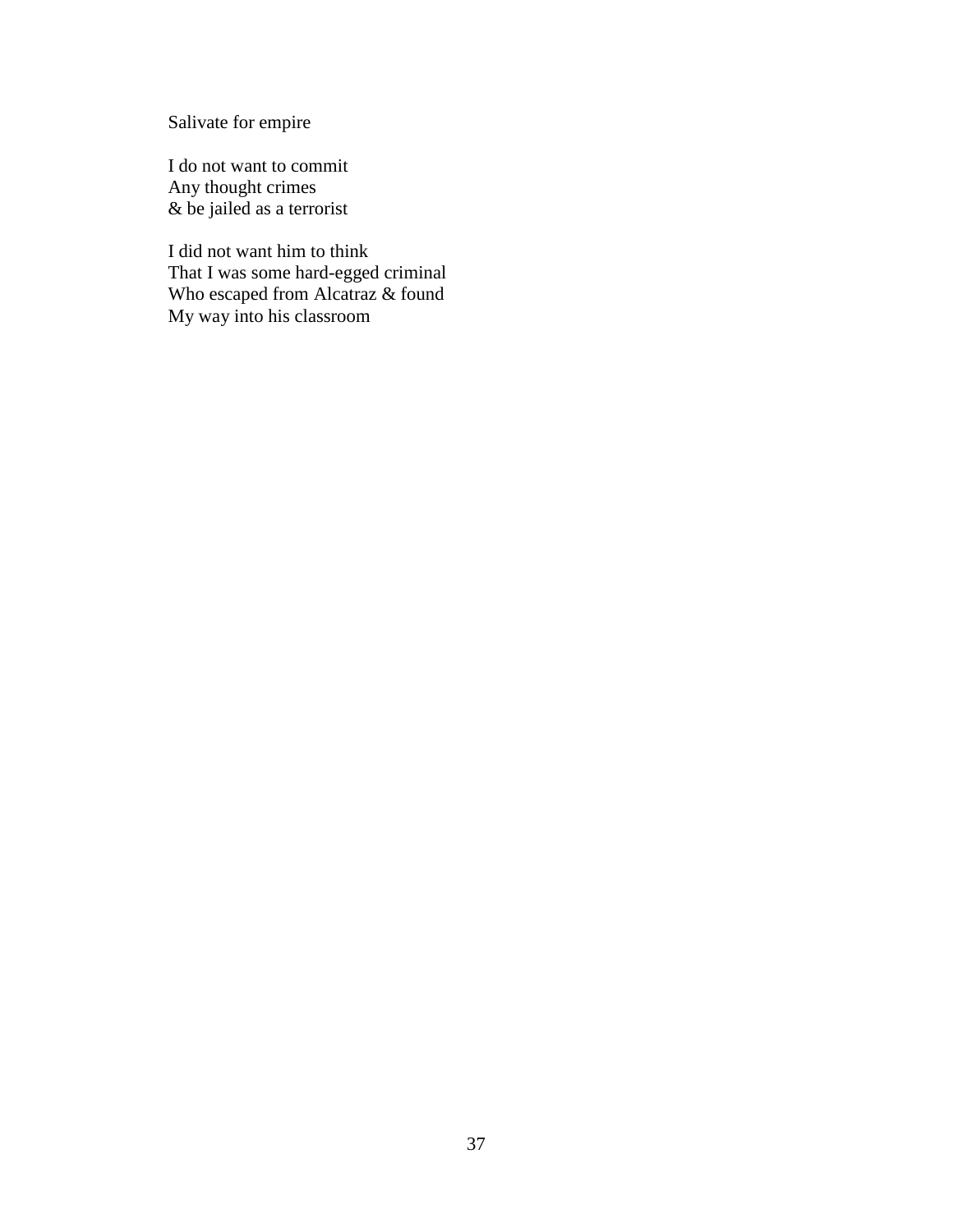Salivate for empire

I do not want to commit  
Any thought crimes  
& be jailed as a terrorist

I did not want him to think  
That I was some hard-egged criminal  
Who escaped from Alcatraz & found  
My way into his classroom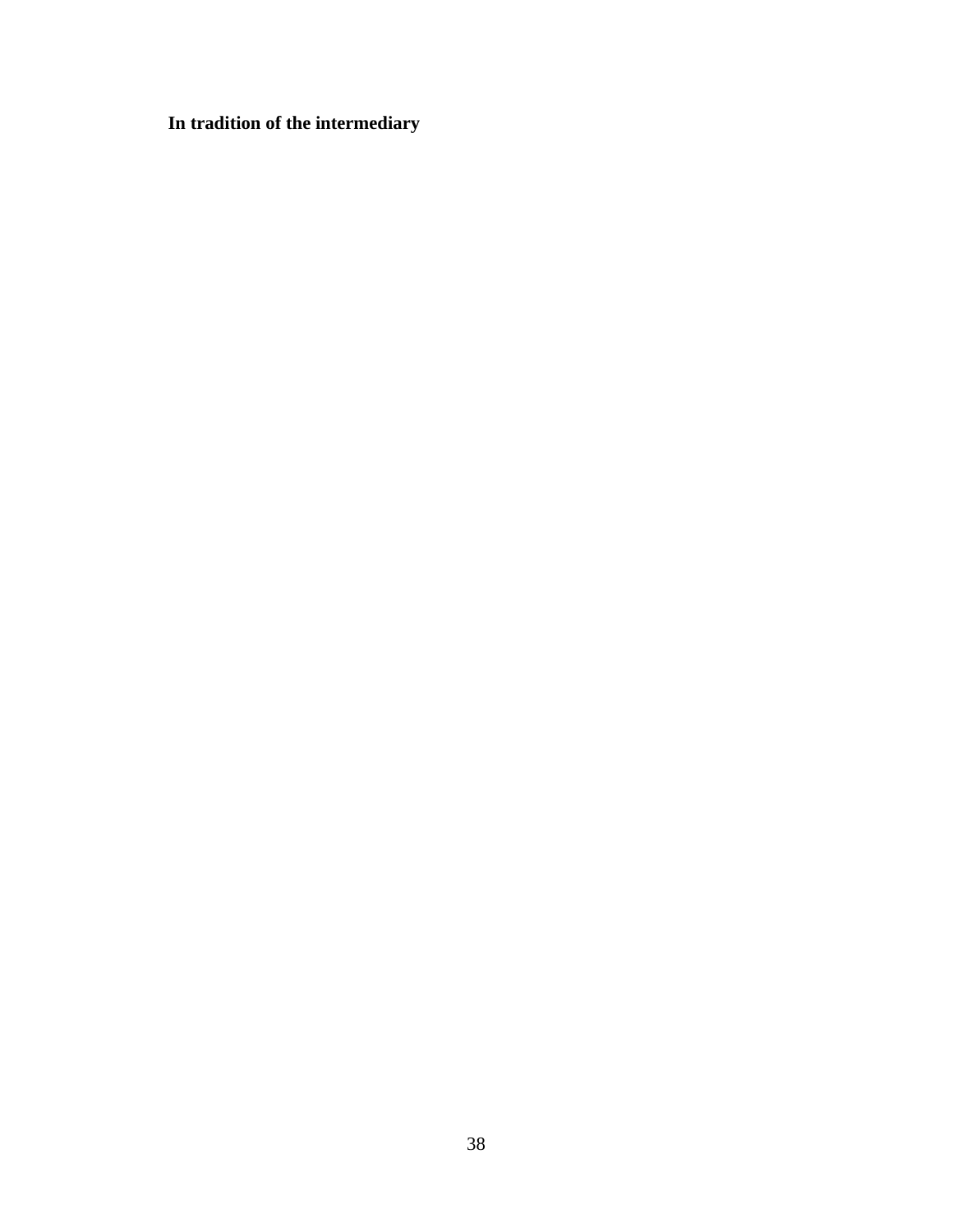**In tradition of the intermediary**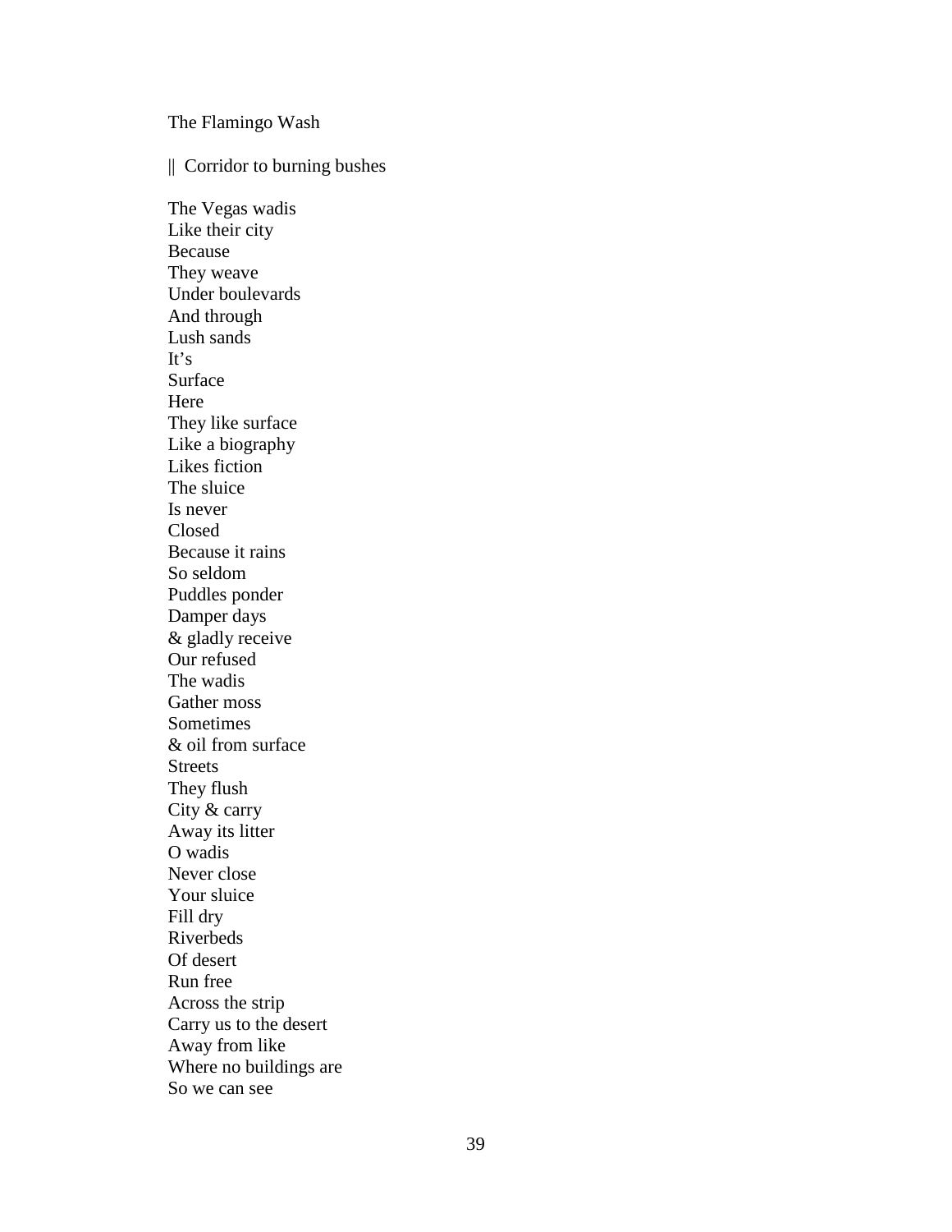The Flamingo Wash

|| Corridor to burning bushes

The Vegas wadis  
Like their city  
Because  
They weave  
Under boulevards  
And through  
Lush sands  
It's  
Surface  
Here  
They like surface  
Like a biography  
Likes fiction  
The sluice  
Is never  
Closed  
Because it rains  
So seldom  
Puddles ponder  
Damper days  
& gladly receive  
Our refused  
The wadis  
Gather moss  
Sometimes  
& oil from surface  
Streets  
They flush  
City & carry  
Away its litter  
O wadis  
Never close  
Your sluice  
Fill dry  
Riverbeds  
Of desert  
Run free  
Across the strip  
Carry us to the desert  
Away from like  
Where no buildings are  
So we can see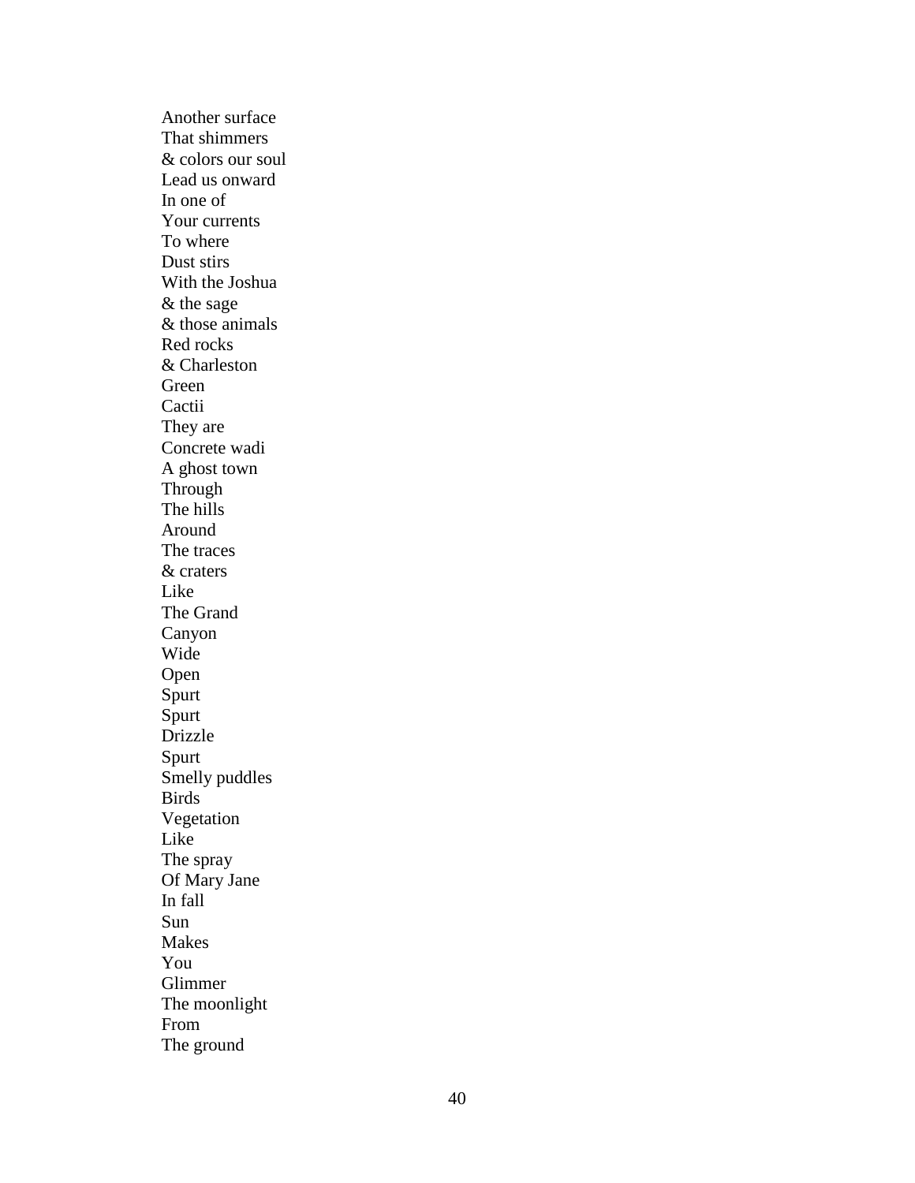Another surface  
That shimmers  
& colors our soul  
Lead us onward  
In one of  
Your currents  
To where  
Dust stirs  
With the Joshua  
& the sage  
& those animals  
Red rocks  
& Charleston  
Green  
Cactii  
They are  
Concrete wadi  
A ghost town  
Through  
The hills  
Around  
The traces  
& craters  
Like  
The Grand  
Canyon  
Wide  
Open  
Spurt  
Spurt  
Drizzle  
Spurt  
Smelly puddles  
Birds  
Vegetation  
Like  
The spray  
Of Mary Jane  
In fall  
Sun  
Makes  
You  
Glimmer  
The moonlight  
From  
The ground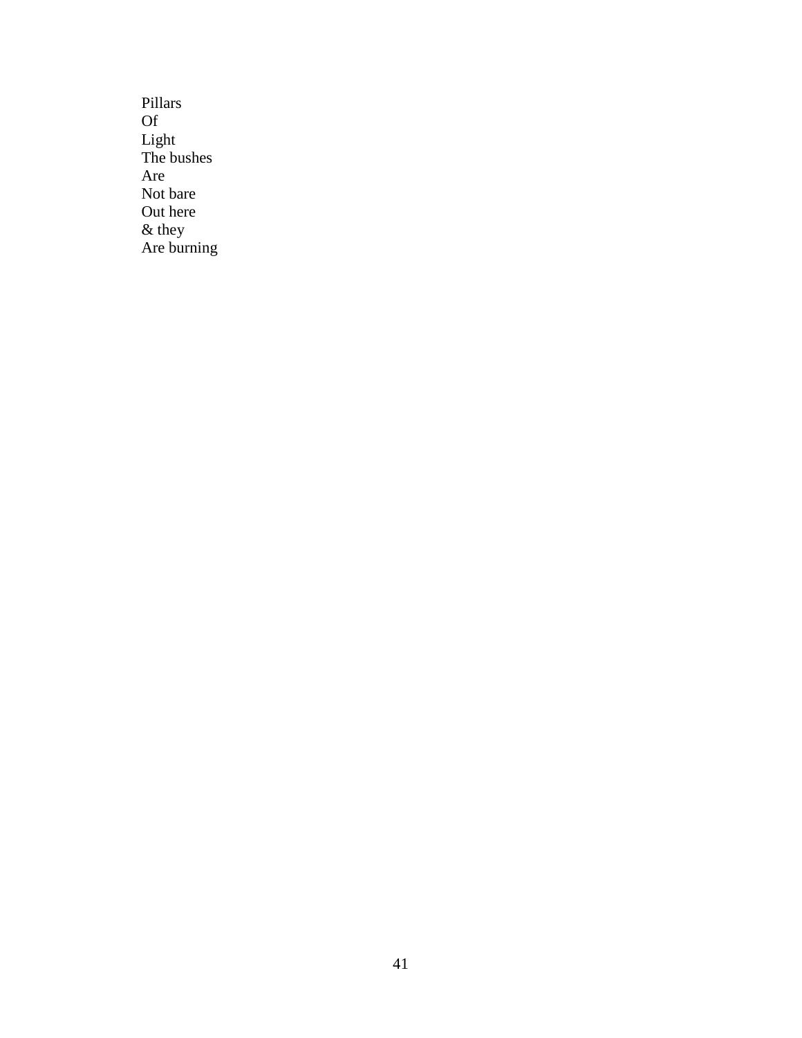Pillars  
Of  
Light  
The bushes  
Are  
Not bare  
Out here  
& they  
Are burning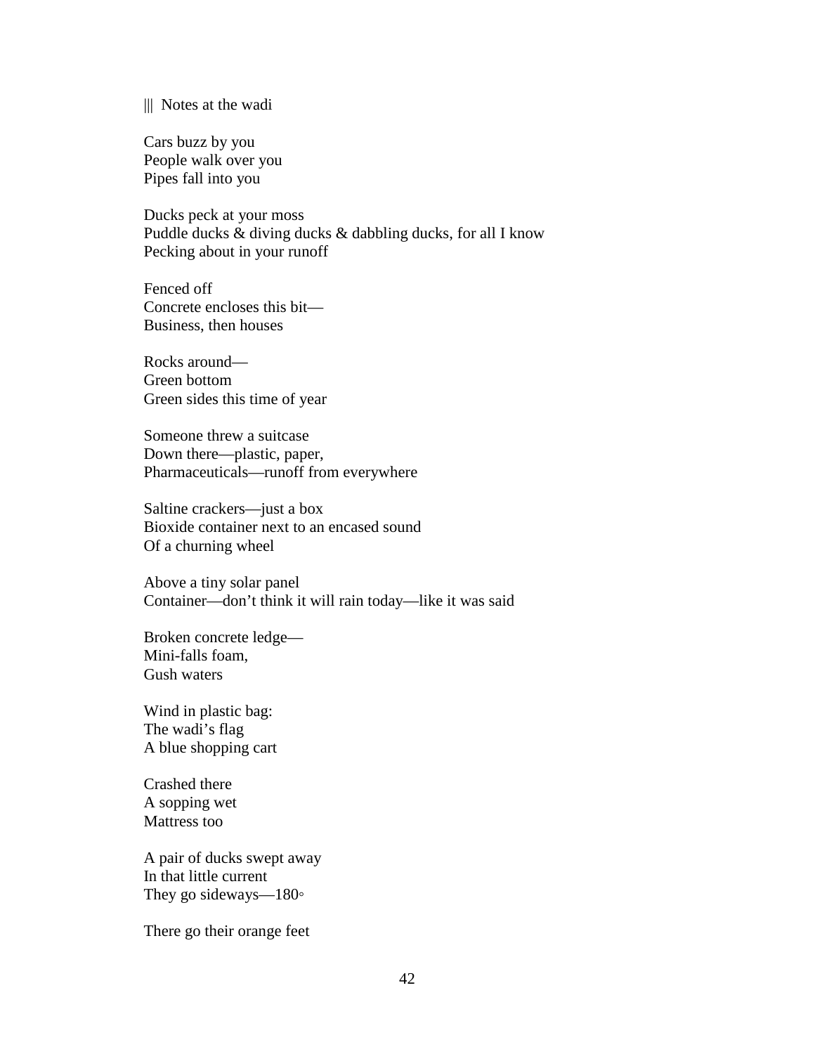||| Notes at the wadi

Cars buzz by you  
People walk over you  
Pipes fall into you

Ducks peck at your moss  
Puddle ducks & diving ducks & dabbling ducks, for all I know  
Pecking about in your runoff

Fenced off  
Concrete encloses this bit—  
Business, then houses

Rocks around—  
Green bottom  
Green sides this time of year

Someone threw a suitcase  
Down there—plastic, paper,  
Pharmaceuticals—runoff from everywhere

Saltine crackers—just a box  
Bioxide container next to an encased sound  
Of a churning wheel

Above a tiny solar panel  
Container—don't think it will rain today—like it was said

Broken concrete ledge—  
Mini-falls foam,  
Gush waters

Wind in plastic bag:  
The wadi's flag  
A blue shopping cart

Crashed there  
A sopping wet  
Mattress too

A pair of ducks swept away  
In that little current  
They go sideways—180◦

There go their orange feet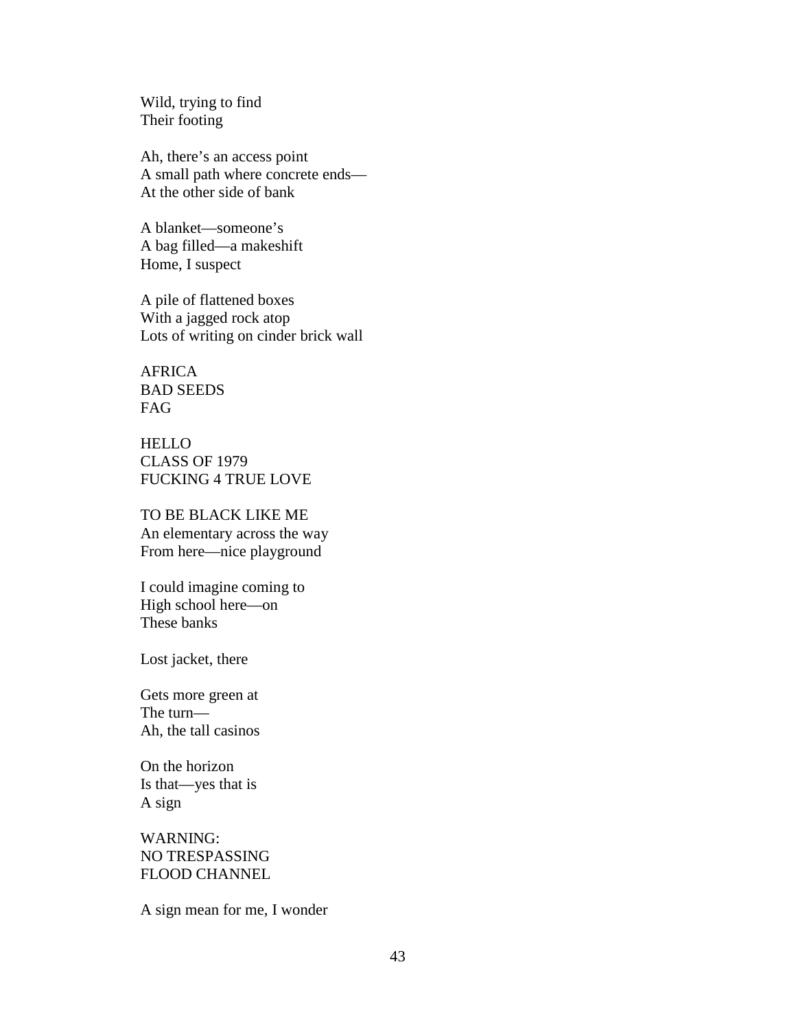Wild, trying to find  
Their footing

Ah, there's an access point  
A small path where concrete ends—  
At the other side of bank

A blanket—someone's  
A bag filled—a makeshift  
Home, I suspect

A pile of flattened boxes  
With a jagged rock atop  
Lots of writing on cinder brick wall

AFRICA  
BAD SEEDS  
FAG

HELLO  
CLASS OF 1979  
FUCKING 4 TRUE LOVE

TO BE BLACK LIKE ME  
An elementary across the way  
From here—nice playground

I could imagine coming to  
High school here—on  
These banks

Lost jacket, there

Gets more green at  
The turn—  
Ah, the tall casinos

On the horizon  
Is that—yes that is  
A sign

WARNING:  
NO TRESPASSING  
FLOOD CHANNEL

A sign mean for me, I wonder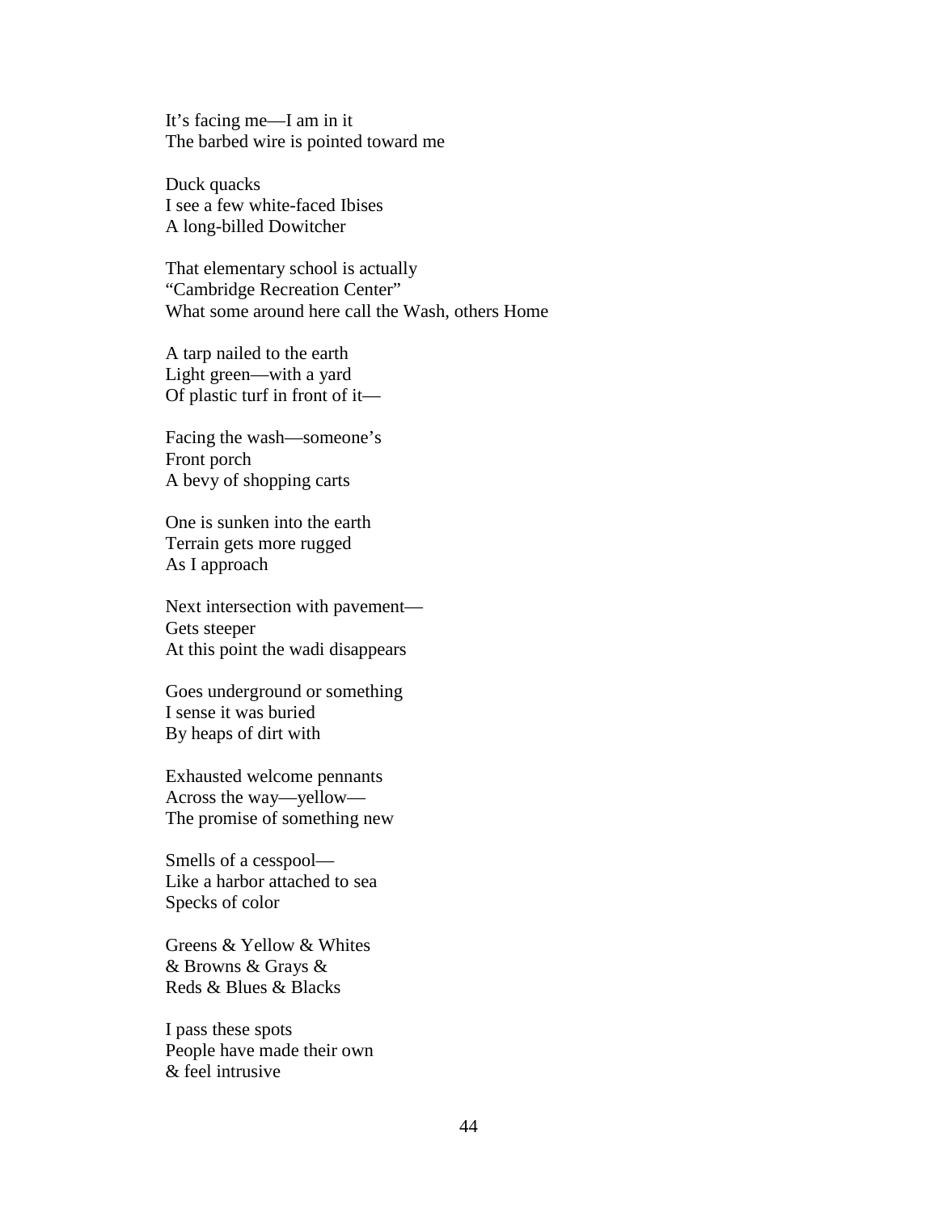It’s facing me—I am in it  
The barbed wire is pointed toward me

Duck quacks  
I see a few white-faced Ibises  
A long-billed Dowitcher

That elementary school is actually  
“Cambridge Recreation Center”  
What some around here call the Wash, others Home

A tarp nailed to the earth  
Light green—with a yard  
Of plastic turf in front of it—

Facing the wash—someone’s  
Front porch  
A bevy of shopping carts

One is sunken into the earth  
Terrain gets more rugged  
As I approach

Next intersection with pavement—  
Gets steeper  
At this point the wadi disappears

Goes underground or something  
I sense it was buried  
By heaps of dirt with

Exhausted welcome pennants  
Across the way—yellow—  
The promise of something new

Smells of a cesspool—  
Like a harbor attached to sea  
Specks of color

Greens & Yellow & Whites  
& Browns & Grays &  
Reds & Blues & Blacks

I pass these spots  
People have made their own  
& feel intrusive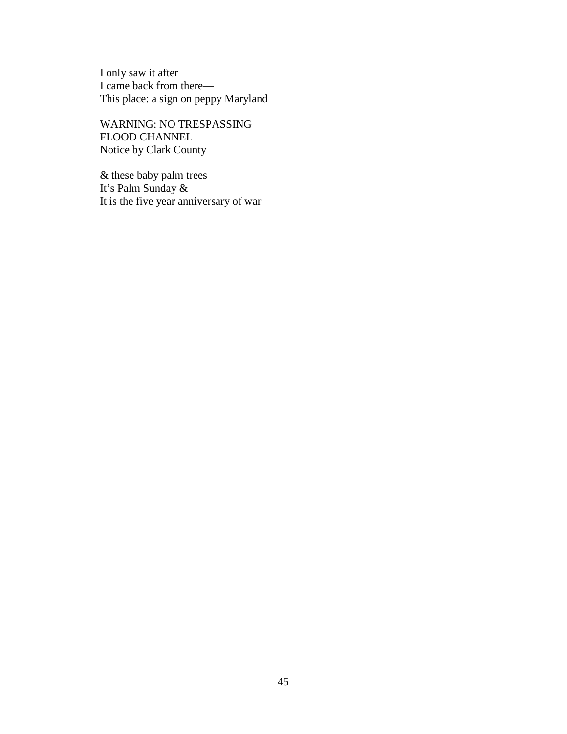I only saw it after  
I came back from there—  
This place: a sign on peppy Maryland

WARNING: NO TRESPASSING  
FLOOD CHANNEL  
Notice by Clark County

& these baby palm trees  
It's Palm Sunday &  
It is the five year anniversary of war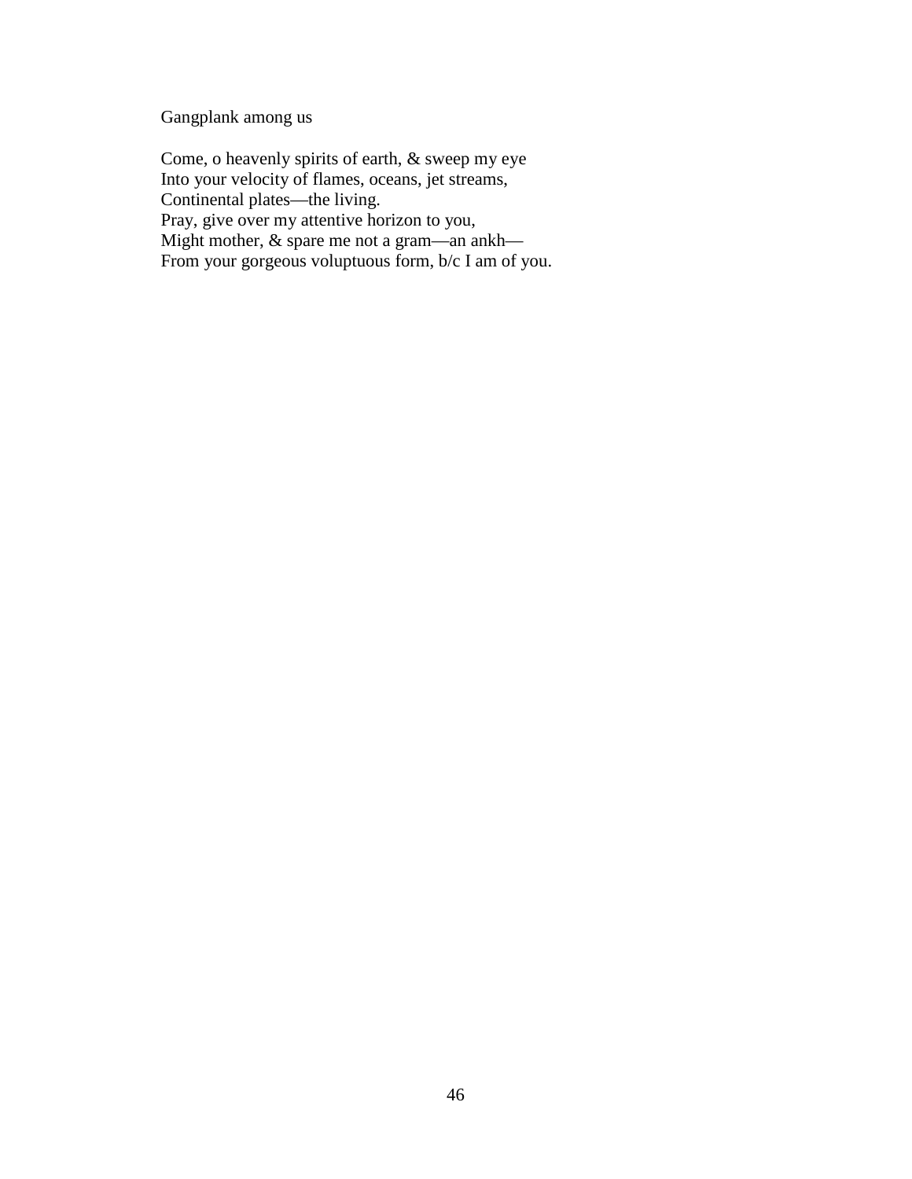Gangplank among us

Come, o heavenly spirits of earth, & sweep my eye
Into your velocity of flames, oceans, jet streams,
Continental plates—the living.
Pray, give over my attentive horizon to you,
Might mother, & spare me not a gram—an ankh—
From your gorgeous voluptuous form, b/c I am of you.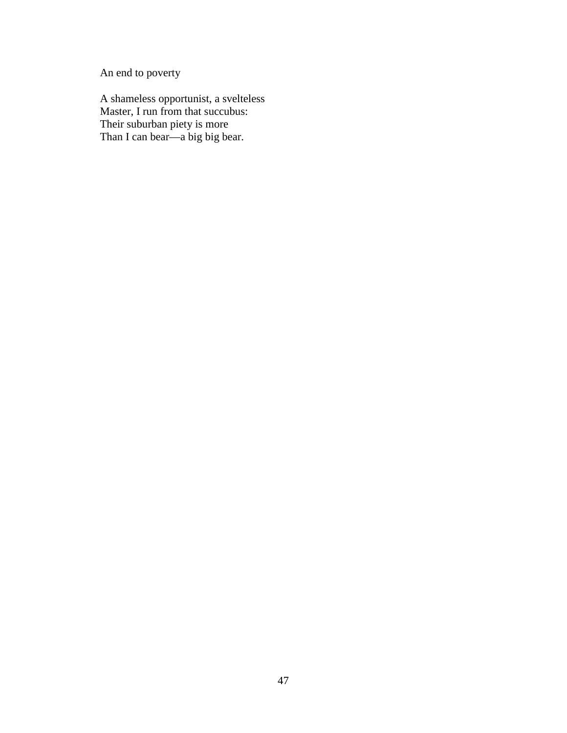An end to poverty

A shameless opportunist, a svelteless  
Master, I run from that succubus:  
Their suburban piety is more  
Than I can bear—a big big bear.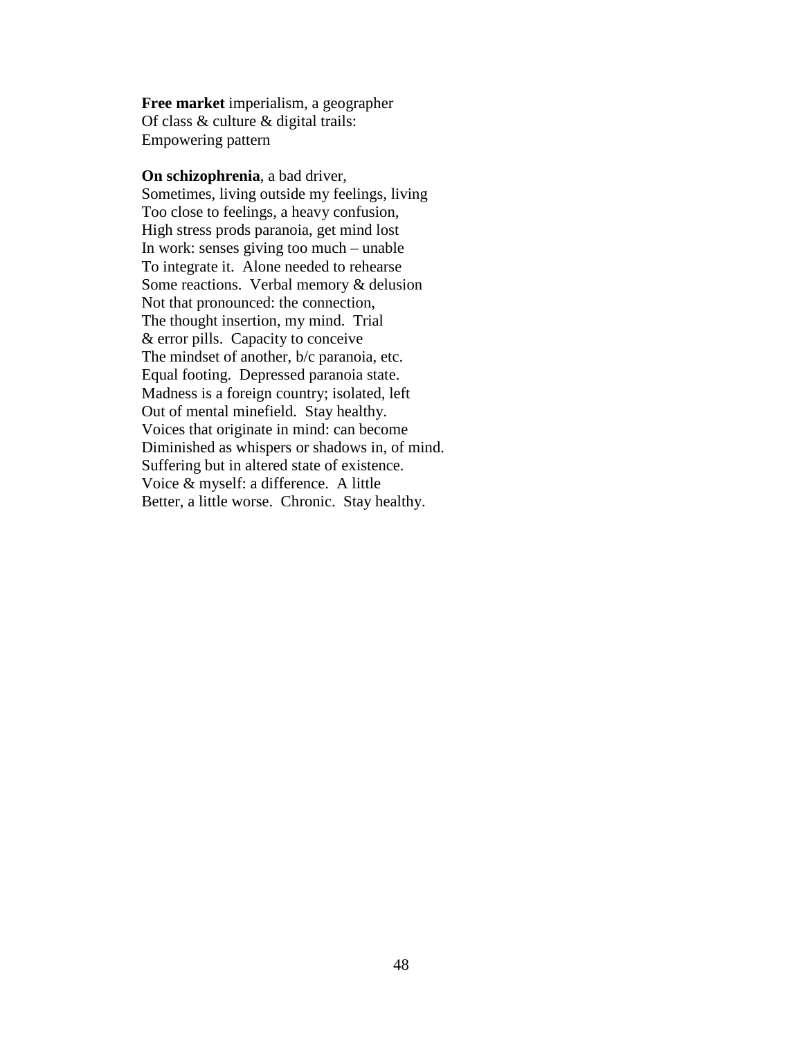**Free market** imperialism, a geographer  
Of class & culture & digital trails:  
Empowering pattern

**On schizophrenia**, a bad driver,  
Sometimes, living outside my feelings, living  
Too close to feelings, a heavy confusion,  
High stress prods paranoia, get mind lost  
In work: senses giving too much – unable  
To integrate it.  Alone needed to rehearse  
Some reactions.  Verbal memory & delusion  
Not that pronounced: the connection,  
The thought insertion, my mind.  Trial  
& error pills.  Capacity to conceive  
The mindset of another, b/c paranoia, etc.  
Equal footing.  Depressed paranoia state.  
Madness is a foreign country; isolated, left  
Out of mental minefield.  Stay healthy.  
Voices that originate in mind: can become  
Diminished as whispers or shadows in, of mind.  
Suffering but in altered state of existence.  
Voice & myself: a difference.  A little  
Better, a little worse.  Chronic.  Stay healthy.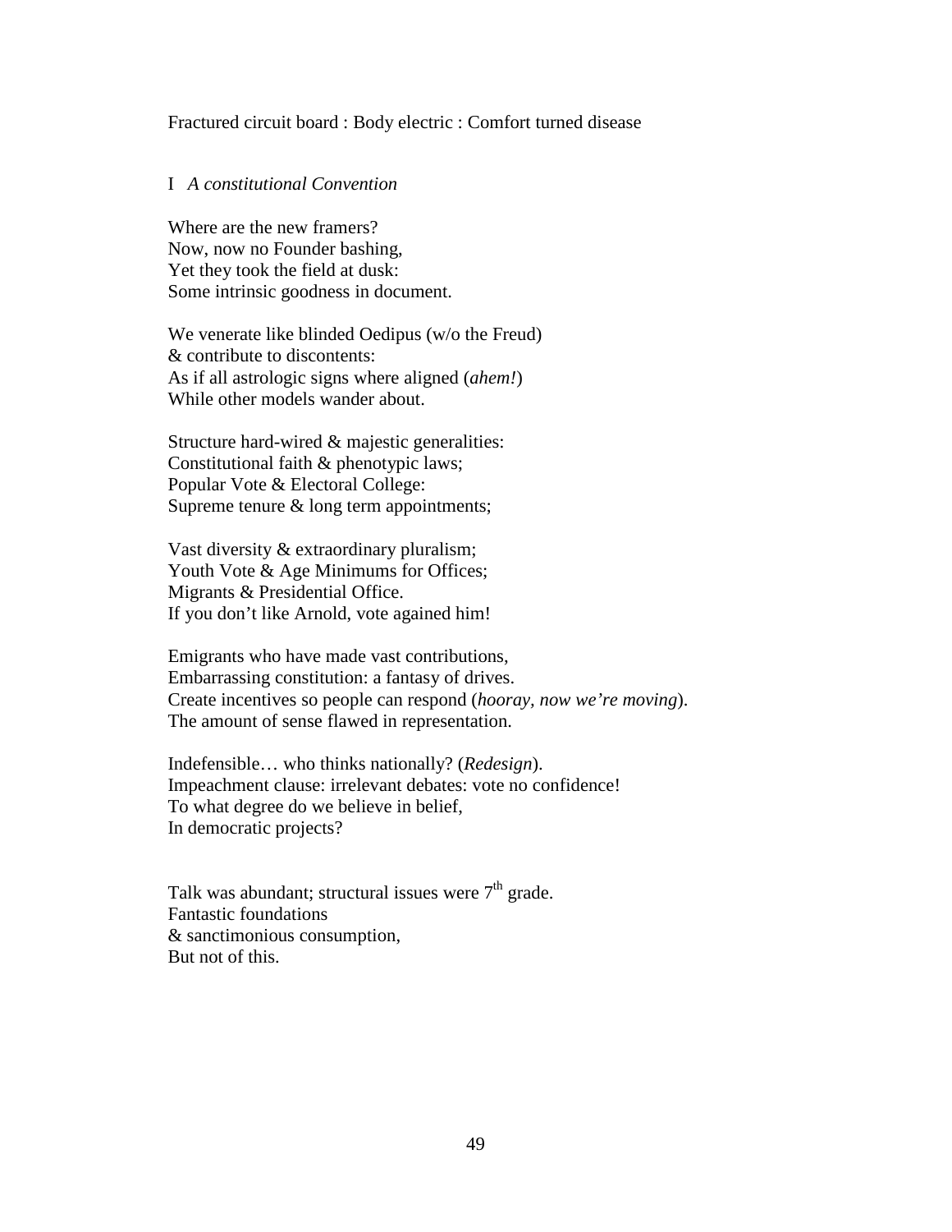Fractured circuit board : Body electric : Comfort turned disease

I *A constitutional Convention*

Where are the new framers?
Now, now no Founder bashing,
Yet they took the field at dusk:
Some intrinsic goodness in document.

We venerate like blinded Oedipus (w/o the Freud)
& contribute to discontents:
As if all astrologic signs where aligned (*ahem!*)
While other models wander about.

Structure hard-wired & majestic generalities:
Constitutional faith & phenotypic laws;
Popular Vote & Electoral College:
Supreme tenure & long term appointments;

Vast diversity & extraordinary pluralism;
Youth Vote & Age Minimums for Offices;
Migrants & Presidential Office.
If you don't like Arnold, vote agained him!

Emigrants who have made vast contributions,
Embarrassing constitution: a fantasy of drives.
Create incentives so people can respond (*hooray, now we're moving*).
The amount of sense flawed in representation.

Indefensible… who thinks nationally? (*Redesign*).
Impeachment clause: irrelevant debates: vote no confidence!
To what degree do we believe in belief,
In democratic projects?

Talk was abundant; structural issues were 7th grade.
Fantastic foundations
& sanctimonious consumption,
But not of this.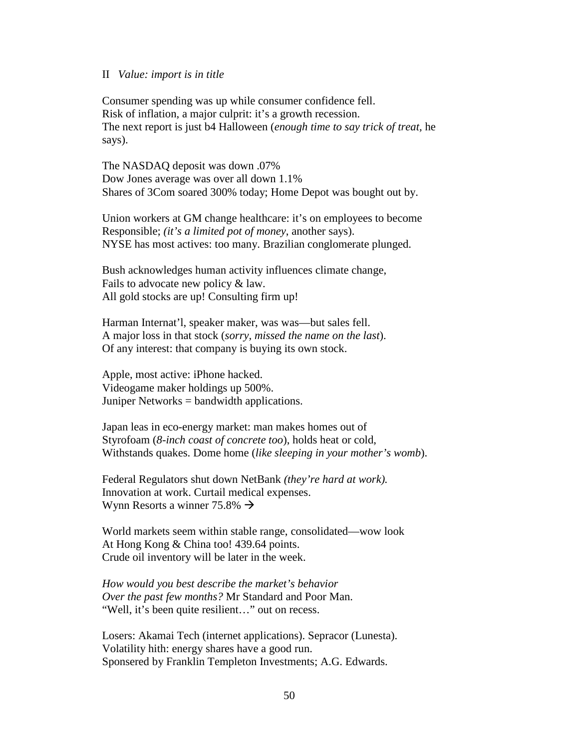II *Value: import is in title*

Consumer spending was up while consumer confidence fell.
Risk of inflation, a major culprit: it's a growth recession.
The next report is just b4 Halloween (*enough time to say trick of treat*, he says).

The NASDAQ deposit was down .07%
Dow Jones average was over all down 1.1%
Shares of 3Com soared 300% today; Home Depot was bought out by.

Union workers at GM change healthcare: it's on employees to become
Responsible; *(it's a limited pot of money*, another says).
NYSE has most actives: too many. Brazilian conglomerate plunged.

Bush acknowledges human activity influences climate change,
Fails to advocate new policy & law.
All gold stocks are up! Consulting firm up!

Harman Internat'l, speaker maker, was was—but sales fell.
A major loss in that stock (*sorry, missed the name on the last*).
Of any interest: that company is buying its own stock.

Apple, most active: iPhone hacked.
Videogame maker holdings up 500%.
Juniper Networks = bandwidth applications.

Japan leas in eco-energy market: man makes homes out of
Styrofoam (*8-inch coast of concrete too*), holds heat or cold,
Withstands quakes. Dome home (*like sleeping in your mother's womb*).

Federal Regulators shut down NetBank *(they're hard at work).*
Innovation at work. Curtail medical expenses.
Wynn Resorts a winner 75.8% →

World markets seem within stable range, consolidated—wow look
At Hong Kong & China too! 439.64 points.
Crude oil inventory will be later in the week.

*How would you best describe the market's behavior*
*Over the past few months?* Mr Standard and Poor Man.
"Well, it's been quite resilient…" out on recess.

Losers: Akamai Tech (internet applications). Sepracor (Lunesta).
Volatility hith: energy shares have a good run.
Sponsered by Franklin Templeton Investments; A.G. Edwards.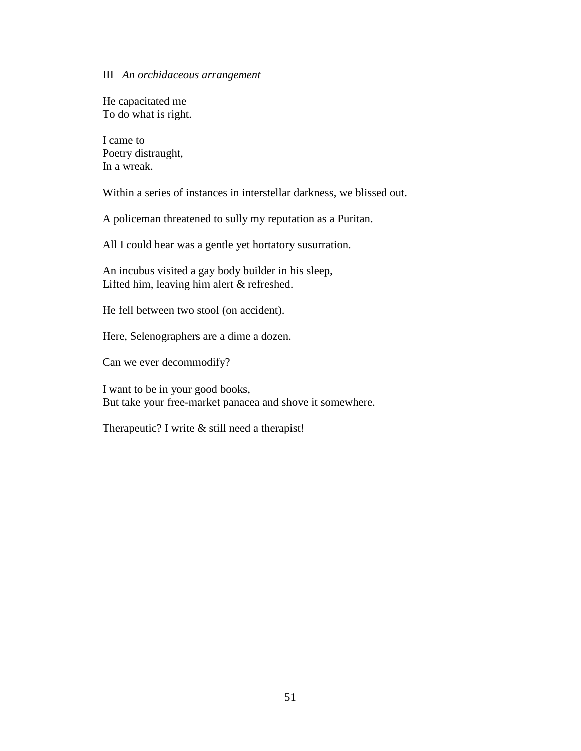III *An orchidaceous arrangement*

He capacitated me  
To do what is right.

I came to  
Poetry distraught,  
In a wreak.

Within a series of instances in interstellar darkness, we blissed out.

A policeman threatened to sully my reputation as a Puritan.

All I could hear was a gentle yet hortatory susurration.

An incubus visited a gay body builder in his sleep,  
Lifted him, leaving him alert & refreshed.

He fell between two stool (on accident).

Here, Selenographers are a dime a dozen.

Can we ever decommodify?

I want to be in your good books,  
But take your free-market panacea and shove it somewhere.

Therapeutic? I write & still need a therapist!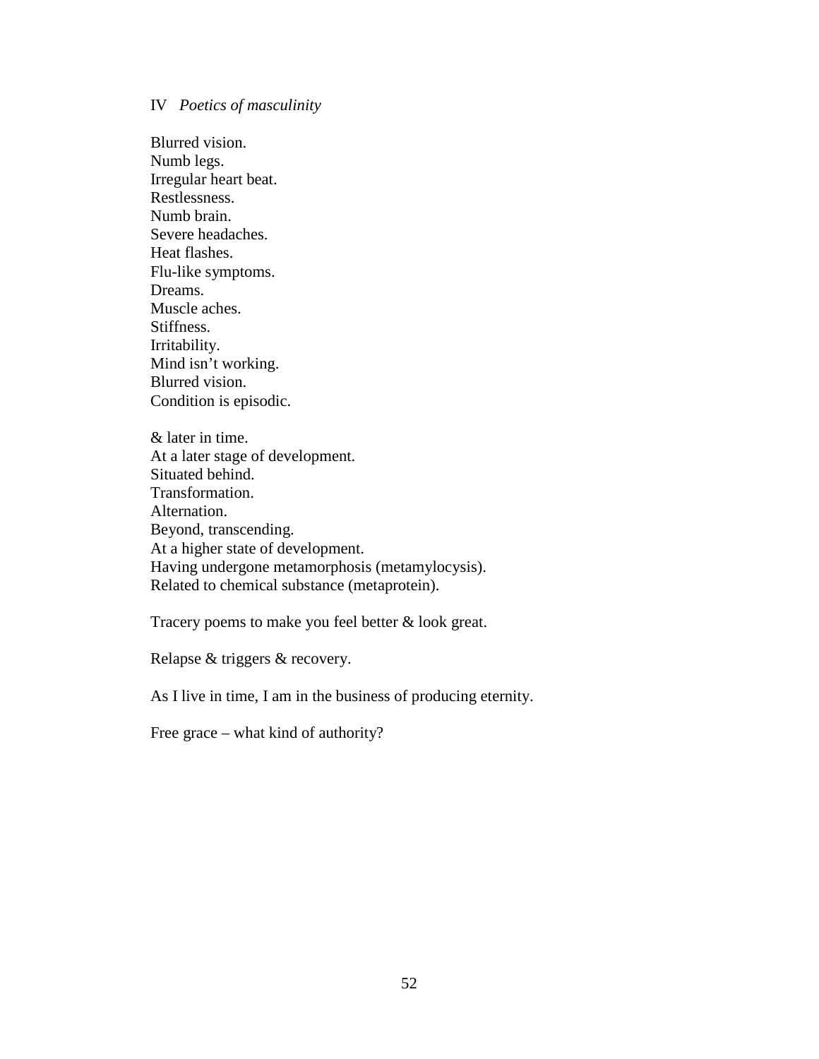## IV *Poetics of masculinity*

Blurred vision.
Numb legs.
Irregular heart beat.
Restlessness.
Numb brain.
Severe headaches.
Heat flashes.
Flu-like symptoms.
Dreams.
Muscle aches.
Stiffness.
Irritability.
Mind isn't working.
Blurred vision.
Condition is episodic.

& later in time.
At a later stage of development.
Situated behind.
Transformation.
Alternation.
Beyond, transcending.
At a higher state of development.
Having undergone metamorphosis (metamylocysis).
Related to chemical substance (metaprotein).

Tracery poems to make you feel better & look great.

Relapse & triggers & recovery.

As I live in time, I am in the business of producing eternity.

Free grace – what kind of authority?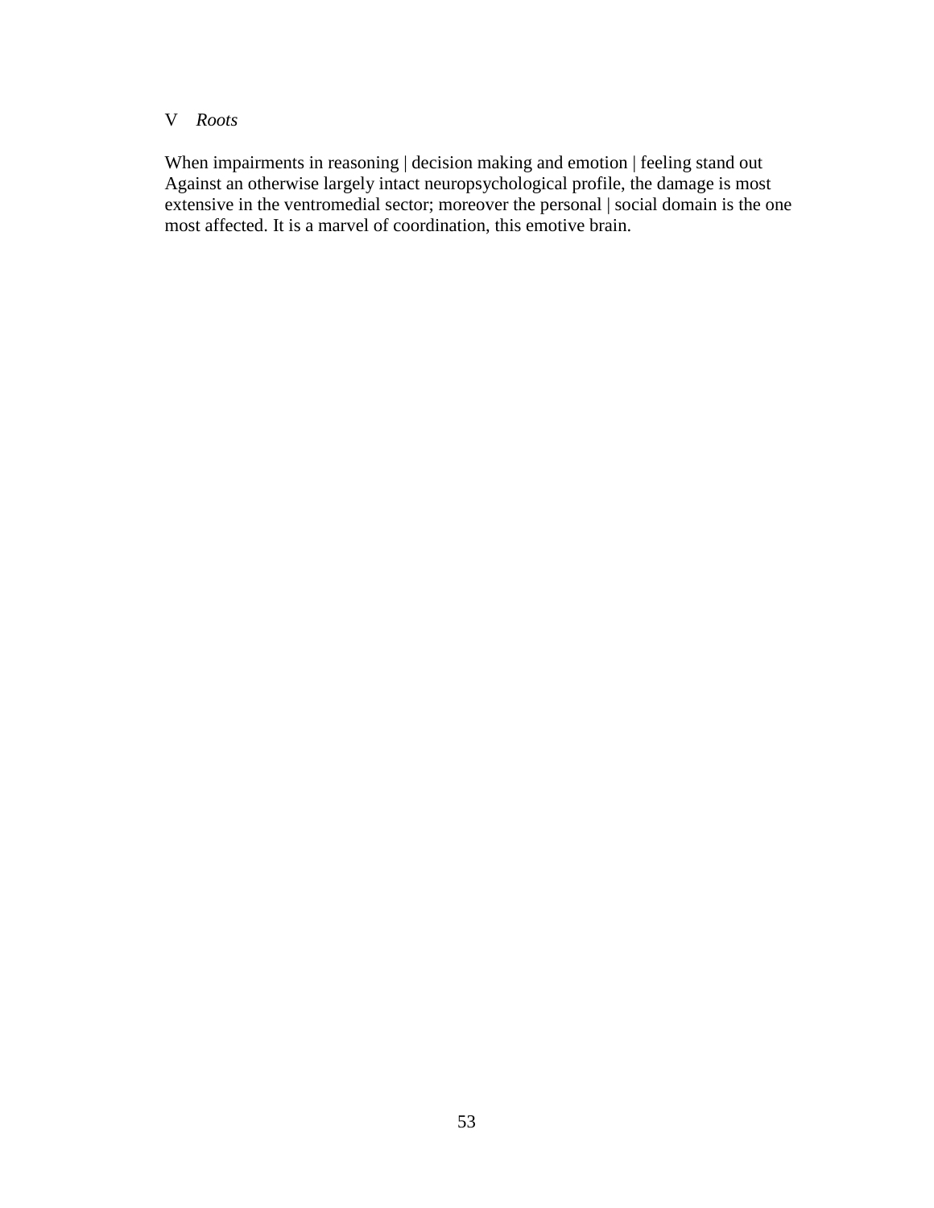V *Roots*

When impairments in reasoning | decision making and emotion | feeling stand out
Against an otherwise largely intact neuropsychological profile, the damage is most extensive in the ventromedial sector; moreover the personal | social domain is the one most affected. It is a marvel of coordination, this emotive brain.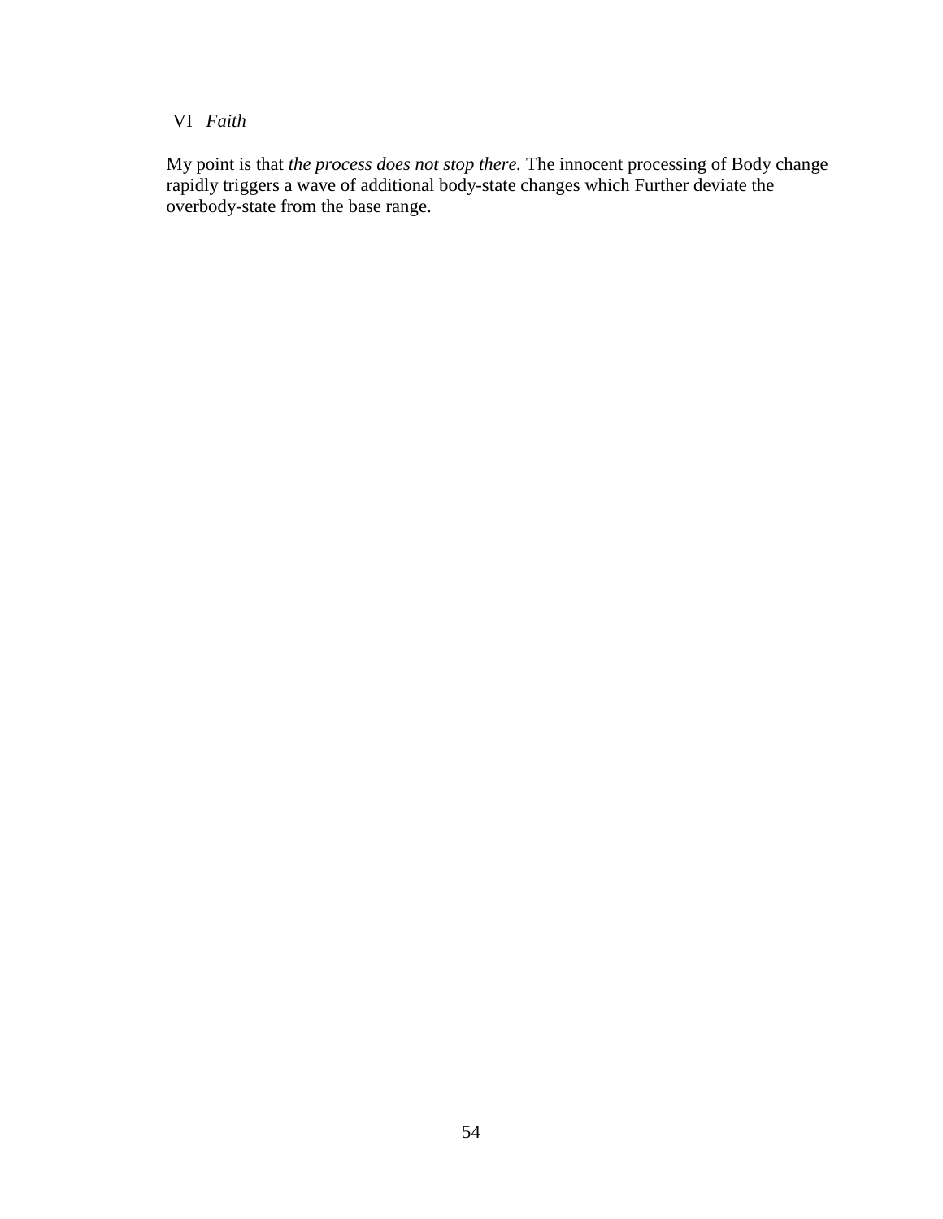## VI *Faith*

My point is that *the process does not stop there.* The innocent processing of Body change rapidly triggers a wave of additional body-state changes which Further deviate the overbody-state from the base range.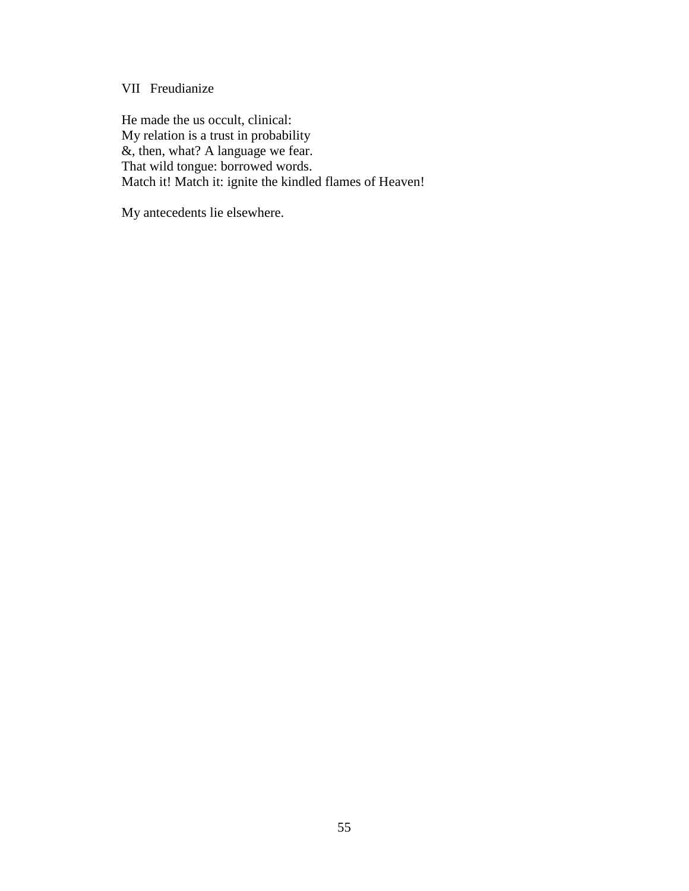## VII Freudianize

He made the us occult, clinical:
My relation is a trust in probability
&, then, what? A language we fear.
That wild tongue: borrowed words.
Match it! Match it: ignite the kindled flames of Heaven!

My antecedents lie elsewhere.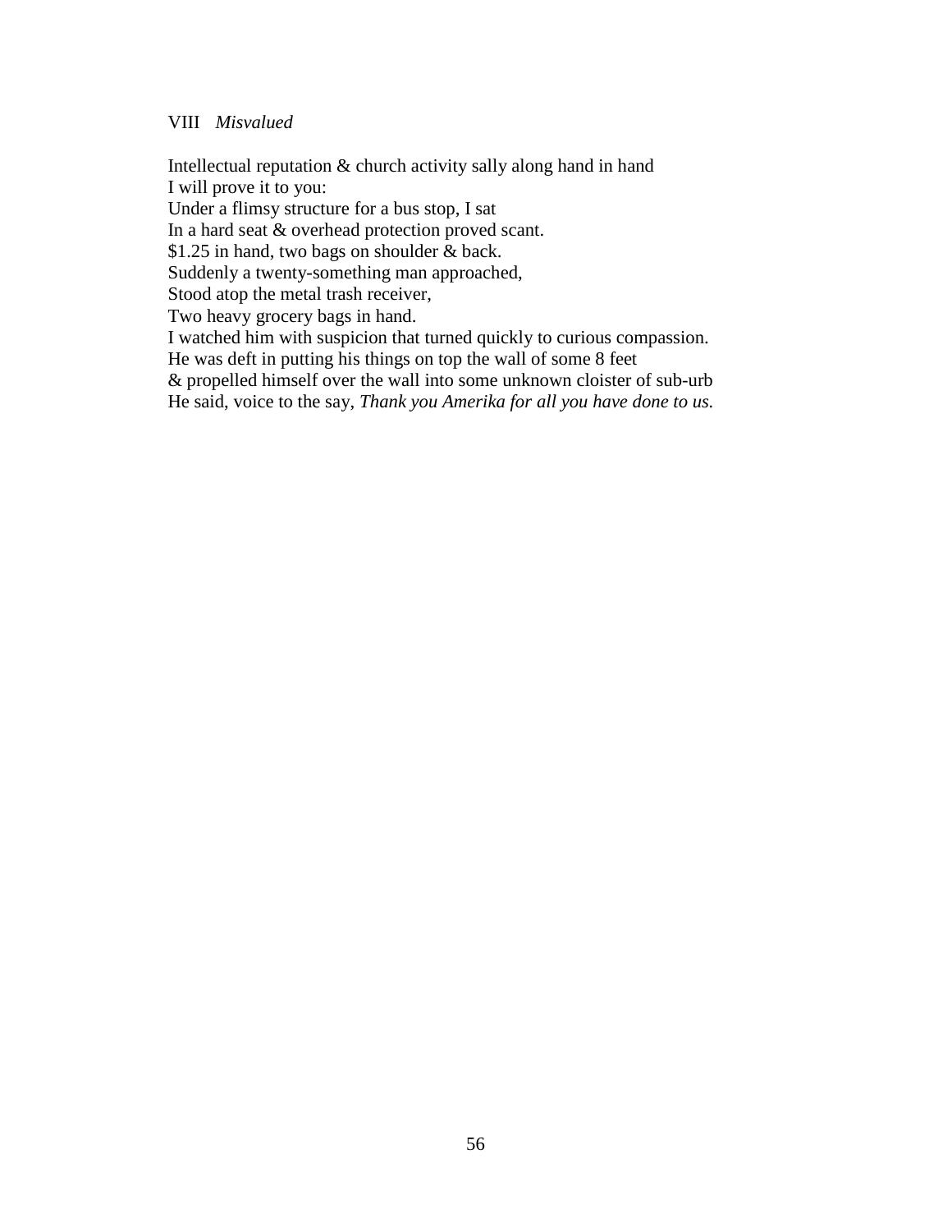### VIII *Misvalued*

Intellectual reputation & church activity sally along hand in hand
I will prove it to you:
Under a flimsy structure for a bus stop, I sat
In a hard seat & overhead protection proved scant.
$1.25 in hand, two bags on shoulder & back.
Suddenly a twenty-something man approached,
Stood atop the metal trash receiver,
Two heavy grocery bags in hand.
I watched him with suspicion that turned quickly to curious compassion.
He was deft in putting his things on top the wall of some 8 feet
& propelled himself over the wall into some unknown cloister of sub-urb
He said, voice to the say, *Thank you Amerika for all you have done to us.*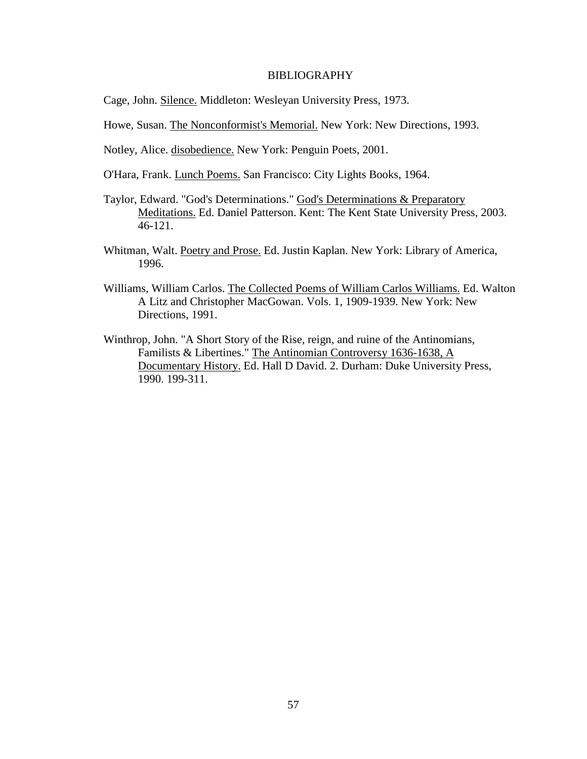# BIBLIOGRAPHY

Cage, John. Silence. Middleton: Wesleyan University Press, 1973.

Howe, Susan. The Nonconformist's Memorial. New York: New Directions, 1993.

Notley, Alice. disobedience. New York: Penguin Poets, 2001.

O'Hara, Frank. Lunch Poems. San Francisco: City Lights Books, 1964.

Taylor, Edward. "God's Determinations." God's Determinations & Preparatory Meditations. Ed. Daniel Patterson. Kent: The Kent State University Press, 2003. 46-121.

Whitman, Walt. Poetry and Prose. Ed. Justin Kaplan. New York: Library of America, 1996.

Williams, William Carlos. The Collected Poems of William Carlos Williams. Ed. Walton A Litz and Christopher MacGowan. Vols. 1, 1909-1939. New York: New Directions, 1991.

Winthrop, John. "A Short Story of the Rise, reign, and ruine of the Antinomians, Familists & Libertines." The Antinomian Controversy 1636-1638, A Documentary History. Ed. Hall D David. 2. Durham: Duke University Press, 1990. 199-311.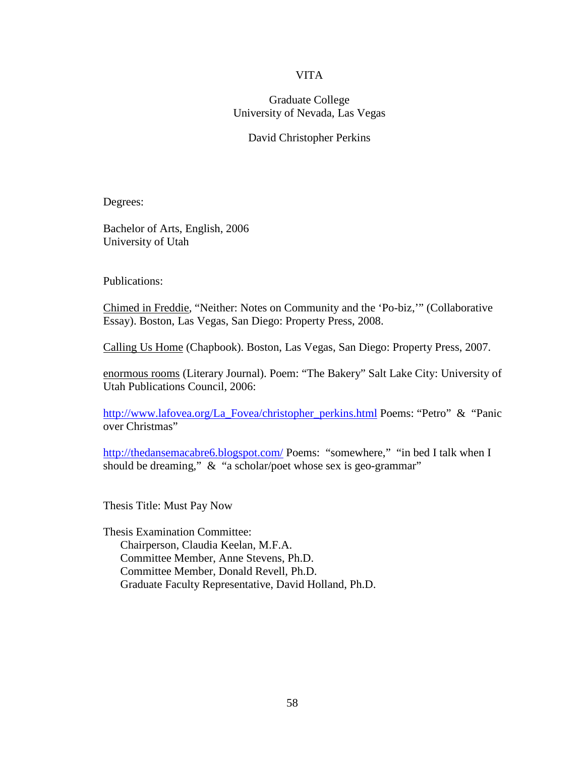# VITA

Graduate College
University of Nevada, Las Vegas

David Christopher Perkins

Degrees:

Bachelor of Arts, English, 2006
University of Utah

Publications:

Chimed in Freddie, "Neither: Notes on Community and the 'Po-biz,'" (Collaborative Essay). Boston, Las Vegas, San Diego: Property Press, 2008.

Calling Us Home (Chapbook). Boston, Las Vegas, San Diego: Property Press, 2007.

enormous rooms (Literary Journal). Poem: "The Bakery" Salt Lake City: University of Utah Publications Council, 2006:

http://www.lafovea.org/La_Fovea/christopher_perkins.html Poems: "Petro" & "Panic over Christmas"

http://thedansemacabre6.blogspot.com/ Poems: "somewhere," "in bed I talk when I should be dreaming," & "a scholar/poet whose sex is geo-grammar"

Thesis Title: Must Pay Now

Thesis Examination Committee:
- Chairperson, Claudia Keelan, M.F.A.
- Committee Member, Anne Stevens, Ph.D.
- Committee Member, Donald Revell, Ph.D.
- Graduate Faculty Representative, David Holland, Ph.D.